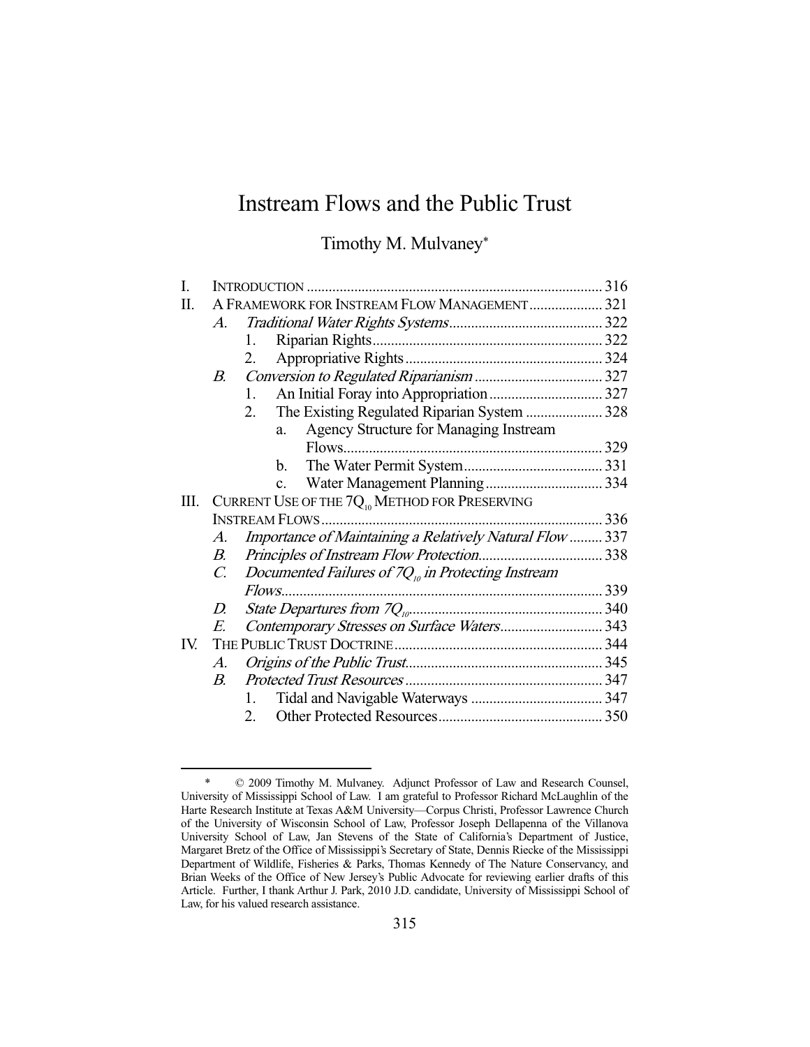# Instream Flows and the Public Trust

Timothy M. Mulvaney*

| | | Page |
|---|---|---|
| I. | INTRODUCTION | 316 |
| II. | A FRAMEWORK FOR INSTREAM FLOW MANAGEMENT | 321 |
| | A. *Traditional Water Rights Systems* | 322 |
| | 1. Riparian Rights | 322 |
| | 2. Appropriative Rights | 324 |
| | B. *Conversion to Regulated Riparianism* | 327 |
| | 1. An Initial Foray into Appropriation | 327 |
| | 2. The Existing Regulated Riparian System | 328 |
| | a. Agency Structure for Managing Instream Flows | 329 |
| | b. The Water Permit System | 331 |
| | c. Water Management Planning | 334 |
| III. | CURRENT USE OF THE $7Q_{10}$ METHOD FOR PRESERVING INSTREAM FLOWS | 336 |
| | A. *Importance of Maintaining a Relatively Natural Flow* | 337 |
| | B. *Principles of Instream Flow Protection* | 338 |
| | C. *Documented Failures of $7Q_{10}$ in Protecting Instream Flows* | 339 |
| | D. *State Departures from $7Q_{10}$* | 340 |
| | E. *Contemporary Stresses on Surface Waters* | 343 |
| IV. | THE PUBLIC TRUST DOCTRINE | 344 |
| | A. *Origins of the Public Trust* | 345 |
| | B. *Protected Trust Resources* | 347 |
| | 1. Tidal and Navigable Waterways | 347 |
| | 2. Other Protected Resources | 350 |

\* © 2009 Timothy M. Mulvaney. Adjunct Professor of Law and Research Counsel, University of Mississippi School of Law. I am grateful to Professor Richard McLaughlin of the Harte Research Institute at Texas A&M University—Corpus Christi, Professor Lawrence Church of the University of Wisconsin School of Law, Professor Joseph Dellapenna of the Villanova University School of Law, Jan Stevens of the State of California's Department of Justice, Margaret Bretz of the Office of Mississippi's Secretary of State, Dennis Riecke of the Mississippi Department of Wildlife, Fisheries & Parks, Thomas Kennedy of The Nature Conservancy, and Brian Weeks of the Office of New Jersey's Public Advocate for reviewing earlier drafts of this Article. Further, I thank Arthur J. Park, 2010 J.D. candidate, University of Mississippi School of Law, for his valued research assistance.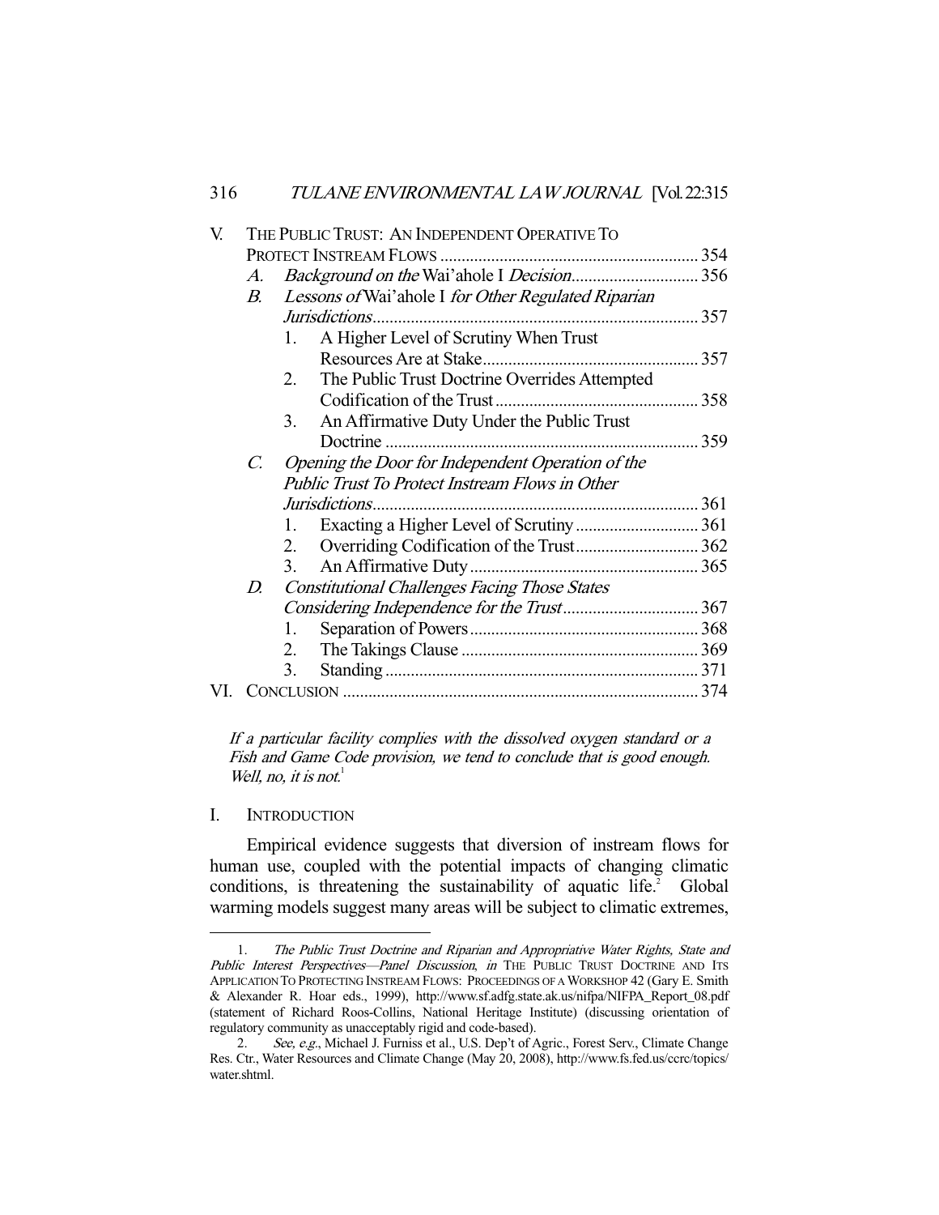V. THE PUBLIC TRUST: AN INDEPENDENT OPERATIVE TO PROTECT INSTREAM FLOWS ........................................................... 354

- A. *Background on the* Wai'ahole I *Decision* ............................. 356
- B. *Lessons of* Wai'ahole I *for Other Regulated Riparian Jurisdictions* ............................................................................ 357
  1. A Higher Level of Scrutiny When Trust Resources Are at Stake .................................................. 357
  2. The Public Trust Doctrine Overrides Attempted Codification of the Trust ................................................ 358
  3. An Affirmative Duty Under the Public Trust Doctrine .......................................................................... 359
- C. *Opening the Door for Independent Operation of the Public Trust To Protect Instream Flows in Other Jurisdictions* ............................................................................ 361
  1. Exacting a Higher Level of Scrutiny ............................ 361
  2. Overriding Codification of the Trust ............................ 362
  3. An Affirmative Duty ...................................................... 365
- D. *Constitutional Challenges Facing Those States Considering Independence for the Trust* ................................ 367
  1. Separation of Powers ...................................................... 368
  2. The Takings Clause ........................................................ 369
  3. Standing .......................................................................... 371

VI. CONCLUSION .................................................................................. 374

*If a particular facility complies with the dissolved oxygen standard or a Fish and Game Code provision, we tend to conclude that is good enough. Well, no, it is not.*[1]

## I. INTRODUCTION

Empirical evidence suggests that diversion of instream flows for human use, coupled with the potential impacts of changing climatic conditions, is threatening the sustainability of aquatic life.[2] Global warming models suggest many areas will be subject to climatic extremes,

---

1. *The Public Trust Doctrine and Riparian and Appropriative Water Rights, State and Public Interest Perspectives—Panel Discussion*, *in* THE PUBLIC TRUST DOCTRINE AND ITS APPLICATION TO PROTECTING INSTREAM FLOWS: PROCEEDINGS OF A WORKSHOP 42 (Gary E. Smith & Alexander R. Hoar eds., 1999), http://www.sf.adfg.state.ak.us/nifpa/NIFPA_Report_08.pdf (statement of Richard Roos-Collins, National Heritage Institute) (discussing orientation of regulatory community as unacceptably rigid and code-based).

2. *See, e.g.*, Michael J. Furniss et al., U.S. Dep't of Agric., Forest Serv., Climate Change Res. Ctr., Water Resources and Climate Change (May 20, 2008), http://www.fs.fed.us/ccrc/topics/water.shtml.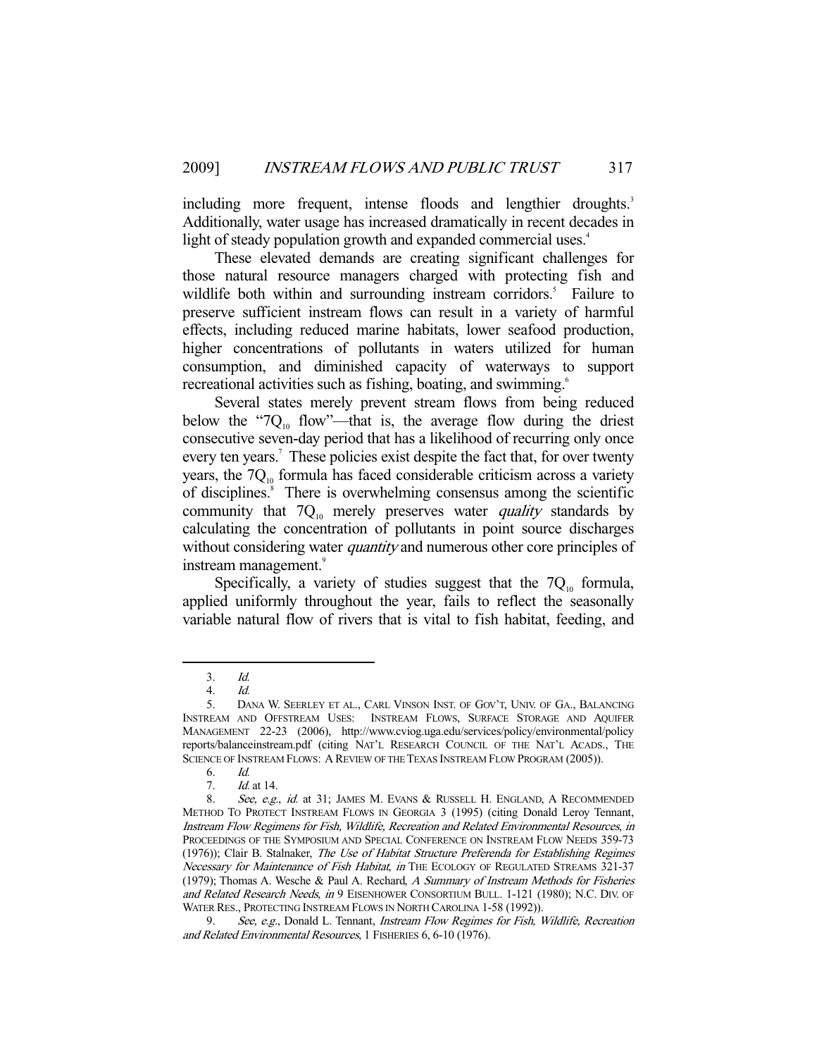including more frequent, intense floods and lengthier droughts.[3] Additionally, water usage has increased dramatically in recent decades in light of steady population growth and expanded commercial uses.[4]

These elevated demands are creating significant challenges for those natural resource managers charged with protecting fish and wildlife both within and surrounding instream corridors.[5] Failure to preserve sufficient instream flows can result in a variety of harmful effects, including reduced marine habitats, lower seafood production, higher concentrations of pollutants in waters utilized for human consumption, and diminished capacity of waterways to support recreational activities such as fishing, boating, and swimming.[6]

Several states merely prevent stream flows from being reduced below the "$7Q_{10}$ flow"—that is, the average flow during the driest consecutive seven-day period that has a likelihood of recurring only once every ten years.[7] These policies exist despite the fact that, for over twenty years, the $7Q_{10}$ formula has faced considerable criticism across a variety of disciplines.[8] There is overwhelming consensus among the scientific community that $7Q_{10}$ merely preserves water *quality* standards by calculating the concentration of pollutants in point source discharges without considering water *quantity* and numerous other core principles of instream management.[9]

Specifically, a variety of studies suggest that the $7Q_{10}$ formula, applied uniformly throughout the year, fails to reflect the seasonally variable natural flow of rivers that is vital to fish habitat, feeding, and

---

3. *Id.*

4. *Id.*

5. DANA W. SEERLEY ET AL., CARL VINSON INST. OF GOV'T, UNIV. OF GA., BALANCING INSTREAM AND OFFSTREAM USES: INSTREAM FLOWS, SURFACE STORAGE AND AQUIFER MANAGEMENT 22-23 (2006), http://www.cviog.uga.edu/services/policy/environmental/policy reports/balanceinstream.pdf (citing NAT'L RESEARCH COUNCIL OF THE NAT'L ACADS., THE SCIENCE OF INSTREAM FLOWS: A REVIEW OF THE TEXAS INSTREAM FLOW PROGRAM (2005)).

6. *Id.*

7. *Id.* at 14.

8. *See, e.g.*, *id.* at 31; JAMES M. EVANS & RUSSELL H. ENGLAND, A RECOMMENDED METHOD TO PROTECT INSTREAM FLOWS IN GEORGIA 3 (1995) (citing Donald Leroy Tennant, *Instream Flow Regimens for Fish, Wildlife, Recreation and Related Environmental Resources*, *in* PROCEEDINGS OF THE SYMPOSIUM AND SPECIAL CONFERENCE ON INSTREAM FLOW NEEDS 359-73 (1976)); Clair B. Stalnaker, *The Use of Habitat Structure Preferenda for Establishing Regimes Necessary for Maintenance of Fish Habitat*, *in* THE ECOLOGY OF REGULATED STREAMS 321-37 (1979); Thomas A. Wesche & Paul A. Rechard, *A Summary of Instream Methods for Fisheries and Related Research Needs*, *in* 9 EISENHOWER CONSORTIUM BULL. 1-121 (1980); N.C. DIV. OF WATER RES., PROTECTING INSTREAM FLOWS IN NORTH CAROLINA 1-58 (1992)).

9. *See, e.g.*, Donald L. Tennant, *Instream Flow Regimes for Fish, Wildlife, Recreation and Related Environmental Resources*, 1 FISHERIES 6, 6-10 (1976).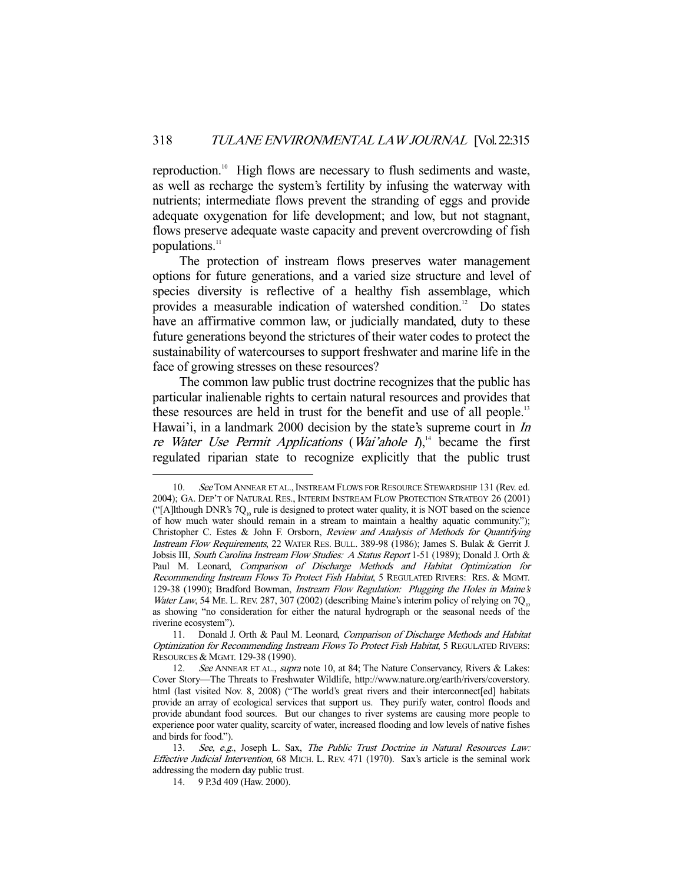reproduction.[10] High flows are necessary to flush sediments and waste, as well as recharge the system's fertility by infusing the waterway with nutrients; intermediate flows prevent the stranding of eggs and provide adequate oxygenation for life development; and low, but not stagnant, flows preserve adequate waste capacity and prevent overcrowding of fish populations.[11]

The protection of instream flows preserves water management options for future generations, and a varied size structure and level of species diversity is reflective of a healthy fish assemblage, which provides a measurable indication of watershed condition.[12] Do states have an affirmative common law, or judicially mandated, duty to these future generations beyond the strictures of their water codes to protect the sustainability of watercourses to support freshwater and marine life in the face of growing stresses on these resources?

The common law public trust doctrine recognizes that the public has particular inalienable rights to certain natural resources and provides that these resources are held in trust for the benefit and use of all people.[13] Hawai'i, in a landmark 2000 decision by the state's supreme court in *In re Water Use Permit Applications* (*Wai'ahole I*),[14] became the first regulated riparian state to recognize explicitly that the public trust

---

10. *See* TOM ANNEAR ET AL., INSTREAM FLOWS FOR RESOURCE STEWARDSHIP 131 (Rev. ed. 2004); GA. DEP'T OF NATURAL RES., INTERIM INSTREAM FLOW PROTECTION STRATEGY 26 (2001) ("[A]lthough DNR's $7Q_{10}$ rule is designed to protect water quality, it is NOT based on the science of how much water should remain in a stream to maintain a healthy aquatic community."); Christopher C. Estes & John F. Orsborn, *Review and Analysis of Methods for Quantifying Instream Flow Requirements*, 22 WATER RES. BULL. 389-98 (1986); James S. Bulak & Gerrit J. Jobsis III, *South Carolina Instream Flow Studies: A Status Report* 1-51 (1989); Donald J. Orth & Paul M. Leonard, *Comparison of Discharge Methods and Habitat Optimization for Recommending Instream Flows To Protect Fish Habitat*, 5 REGULATED RIVERS: RES. & MGMT. 129-38 (1990); Bradford Bowman, *Instream Flow Regulation: Plugging the Holes in Maine's Water Law*, 54 ME. L. REV. 287, 307 (2002) (describing Maine's interim policy of relying on $7Q_{10}$ as showing "no consideration for either the natural hydrograph or the seasonal needs of the riverine ecosystem").

11. Donald J. Orth & Paul M. Leonard, *Comparison of Discharge Methods and Habitat Optimization for Recommending Instream Flows To Protect Fish Habitat*, 5 REGULATED RIVERS: RESOURCES & MGMT. 129-38 (1990).

12. *See* ANNEAR ET AL., *supra* note 10, at 84; The Nature Conservancy, Rivers & Lakes: Cover Story—The Threats to Freshwater Wildlife, http://www.nature.org/earth/rivers/coverstory.html (last visited Nov. 8, 2008) ("The world's great rivers and their interconnect[ed] habitats provide an array of ecological services that support us. They purify water, control floods and provide abundant food sources. But our changes to river systems are causing more people to experience poor water quality, scarcity of water, increased flooding and low levels of native fishes and birds for food.").

13. *See, e.g.*, Joseph L. Sax, *The Public Trust Doctrine in Natural Resources Law: Effective Judicial Intervention*, 68 MICH. L. REV. 471 (1970). Sax's article is the seminal work addressing the modern day public trust.

14. 9 P.3d 409 (Haw. 2000).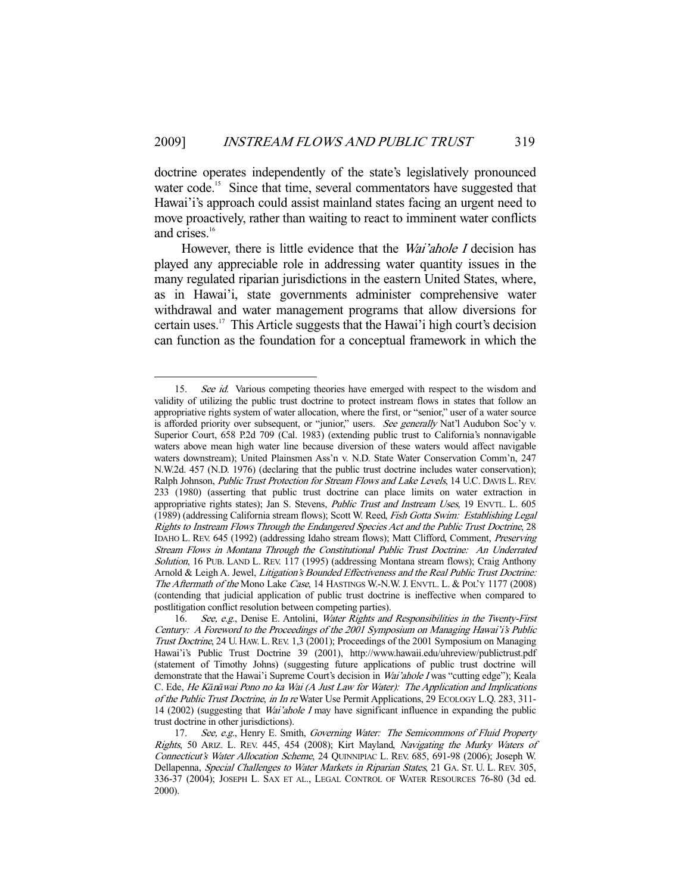doctrine operates independently of the state's legislatively pronounced water code.[15] Since that time, several commentators have suggested that Hawai'i's approach could assist mainland states facing an urgent need to move proactively, rather than waiting to react to imminent water conflicts and crises.[16]

However, there is little evidence that the *Wai'ahole I* decision has played any appreciable role in addressing water quantity issues in the many regulated riparian jurisdictions in the eastern United States, where, as in Hawai'i, state governments administer comprehensive water withdrawal and water management programs that allow diversions for certain uses.[17] This Article suggests that the Hawai'i high court's decision can function as the foundation for a conceptual framework in which the

---

15. *See id.* Various competing theories have emerged with respect to the wisdom and validity of utilizing the public trust doctrine to protect instream flows in states that follow an appropriative rights system of water allocation, where the first, or "senior," user of a water source is afforded priority over subsequent, or "junior," users. *See generally* Nat'l Audubon Soc'y v. Superior Court, 658 P.2d 709 (Cal. 1983) (extending public trust to California's nonnavigable waters above mean high water line because diversion of these waters would affect navigable waters downstream); United Plainsmen Ass'n v. N.D. State Water Conservation Comm'n, 247 N.W.2d. 457 (N.D. 1976) (declaring that the public trust doctrine includes water conservation); Ralph Johnson, *Public Trust Protection for Stream Flows and Lake Levels*, 14 U.C. DAVIS L. REV. 233 (1980) (asserting that public trust doctrine can place limits on water extraction in appropriative rights states); Jan S. Stevens, *Public Trust and Instream Uses*, 19 ENVTL. L. 605 (1989) (addressing California stream flows); Scott W. Reed, *Fish Gotta Swim: Establishing Legal Rights to Instream Flows Through the Endangered Species Act and the Public Trust Doctrine*, 28 IDAHO L. REV. 645 (1992) (addressing Idaho stream flows); Matt Clifford, Comment, *Preserving Stream Flows in Montana Through the Constitutional Public Trust Doctrine: An Underrated Solution*, 16 PUB. LAND L. REV. 117 (1995) (addressing Montana stream flows); Craig Anthony Arnold & Leigh A. Jewel, *Litigation's Bounded Effectiveness and the Real Public Trust Doctrine: The Aftermath of the* Mono Lake *Case*, 14 HASTINGS W.-N.W. J. ENVTL. L. & POL'Y 1177 (2008) (contending that judicial application of public trust doctrine is ineffective when compared to postlitigation conflict resolution between competing parties).

16. *See, e.g.*, Denise E. Antolini, *Water Rights and Responsibilities in the Twenty-First Century: A Foreword to the Proceedings of the 2001 Symposium on Managing Hawai'i's Public Trust Doctrine*, 24 U. HAW. L. REV. 1,3 (2001); Proceedings of the 2001 Symposium on Managing Hawai'i's Public Trust Doctrine 39 (2001), http://www.hawaii.edu/uhreview/publictrust.pdf (statement of Timothy Johns) (suggesting future applications of public trust doctrine will demonstrate that the Hawai'i Supreme Court's decision in *Wai'ahole I* was "cutting edge"); Keala C. Ede, *He Kānāwai Pono no ka Wai (A Just Law for Water): The Application and Implications of the Public Trust Doctrine*, *in In re* Water Use Permit Applications, 29 ECOLOGY L.Q. 283, 311-14 (2002) (suggesting that *Wai'ahole I* may have significant influence in expanding the public trust doctrine in other jurisdictions).

17. *See, e.g.*, Henry E. Smith, *Governing Water: The Semicommons of Fluid Property Rights*, 50 ARIZ. L. REV. 445, 454 (2008); Kirt Mayland, *Navigating the Murky Waters of Connecticut's Water Allocation Scheme*, 24 QUINNIPIAC L. REV. 685, 691-98 (2006); Joseph W. Dellapenna, *Special Challenges to Water Markets in Riparian States*, 21 GA. ST. U. L. REV. 305, 336-37 (2004); JOSEPH L. SAX ET AL., LEGAL CONTROL OF WATER RESOURCES 76-80 (3d ed. 2000).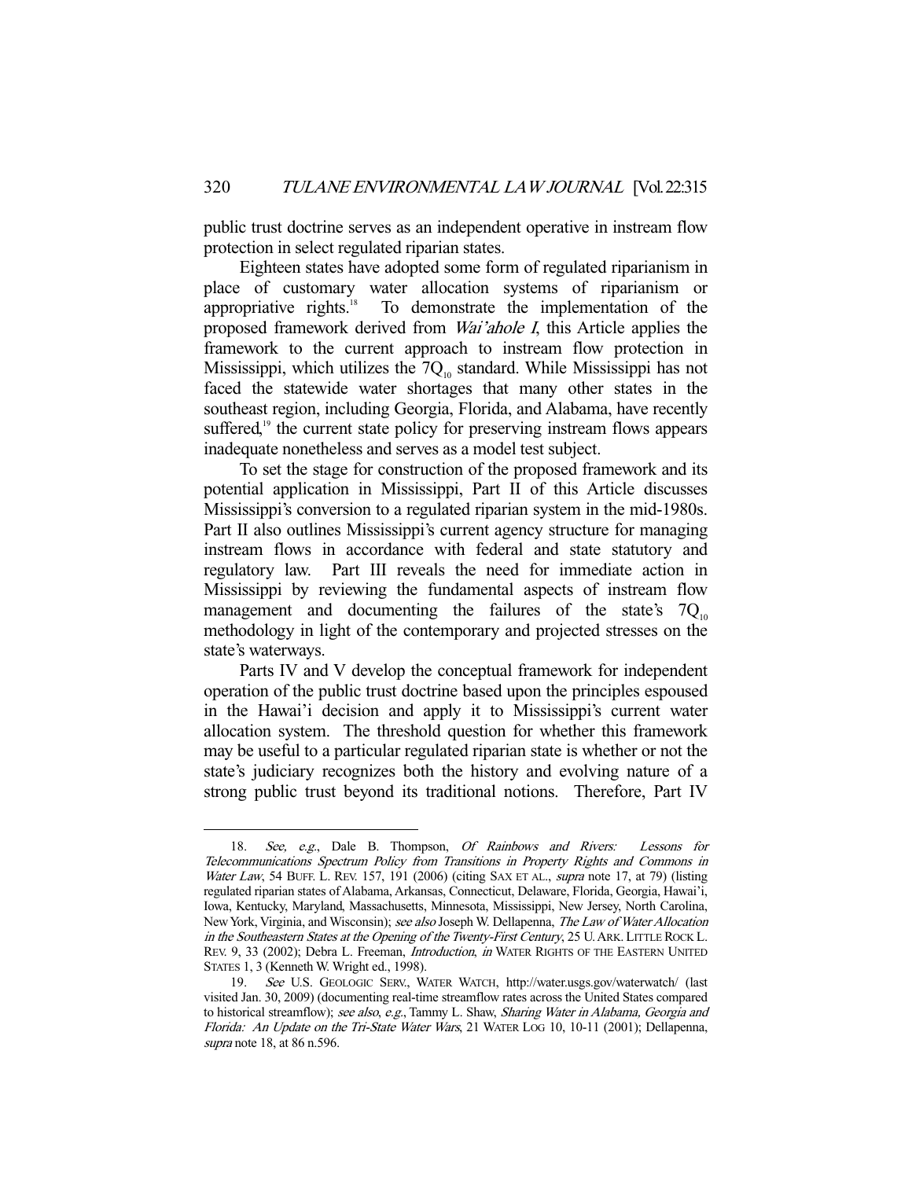public trust doctrine serves as an independent operative in instream flow protection in select regulated riparian states.

Eighteen states have adopted some form of regulated riparianism in place of customary water allocation systems of riparianism or appropriative rights.[18] To demonstrate the implementation of the proposed framework derived from *Wai'ahole I*, this Article applies the framework to the current approach to instream flow protection in Mississippi, which utilizes the $7Q_{10}$ standard. While Mississippi has not faced the statewide water shortages that many other states in the southeast region, including Georgia, Florida, and Alabama, have recently suffered,[19] the current state policy for preserving instream flows appears inadequate nonetheless and serves as a model test subject.

To set the stage for construction of the proposed framework and its potential application in Mississippi, Part II of this Article discusses Mississippi's conversion to a regulated riparian system in the mid-1980s. Part II also outlines Mississippi's current agency structure for managing instream flows in accordance with federal and state statutory and regulatory law. Part III reveals the need for immediate action in Mississippi by reviewing the fundamental aspects of instream flow management and documenting the failures of the state's $7Q_{10}$ methodology in light of the contemporary and projected stresses on the state's waterways.

Parts IV and V develop the conceptual framework for independent operation of the public trust doctrine based upon the principles espoused in the Hawai'i decision and apply it to Mississippi's current water allocation system. The threshold question for whether this framework may be useful to a particular regulated riparian state is whether or not the state's judiciary recognizes both the history and evolving nature of a strong public trust beyond its traditional notions. Therefore, Part IV

---

18. *See, e.g.*, Dale B. Thompson, *Of Rainbows and Rivers: Lessons for Telecommunications Spectrum Policy from Transitions in Property Rights and Commons in Water Law*, 54 BUFF. L. REV. 157, 191 (2006) (citing SAX ET AL., *supra* note 17, at 79) (listing regulated riparian states of Alabama, Arkansas, Connecticut, Delaware, Florida, Georgia, Hawai'i, Iowa, Kentucky, Maryland, Massachusetts, Minnesota, Mississippi, New Jersey, North Carolina, New York, Virginia, and Wisconsin); *see also* Joseph W. Dellapenna, *The Law of Water Allocation in the Southeastern States at the Opening of the Twenty-First Century*, 25 U. ARK. LITTLE ROCK L. REV. 9, 33 (2002); Debra L. Freeman, *Introduction*, *in* WATER RIGHTS OF THE EASTERN UNITED STATES 1, 3 (Kenneth W. Wright ed., 1998).

19. *See* U.S. GEOLOGIC SERV., WATER WATCH, http://water.usgs.gov/waterwatch/ (last visited Jan. 30, 2009) (documenting real-time streamflow rates across the United States compared to historical streamflow); *see also*, *e.g.*, Tammy L. Shaw, *Sharing Water in Alabama, Georgia and Florida: An Update on the Tri-State Water Wars*, 21 WATER LOG 10, 10-11 (2001); Dellapenna, *supra* note 18, at 86 n.596.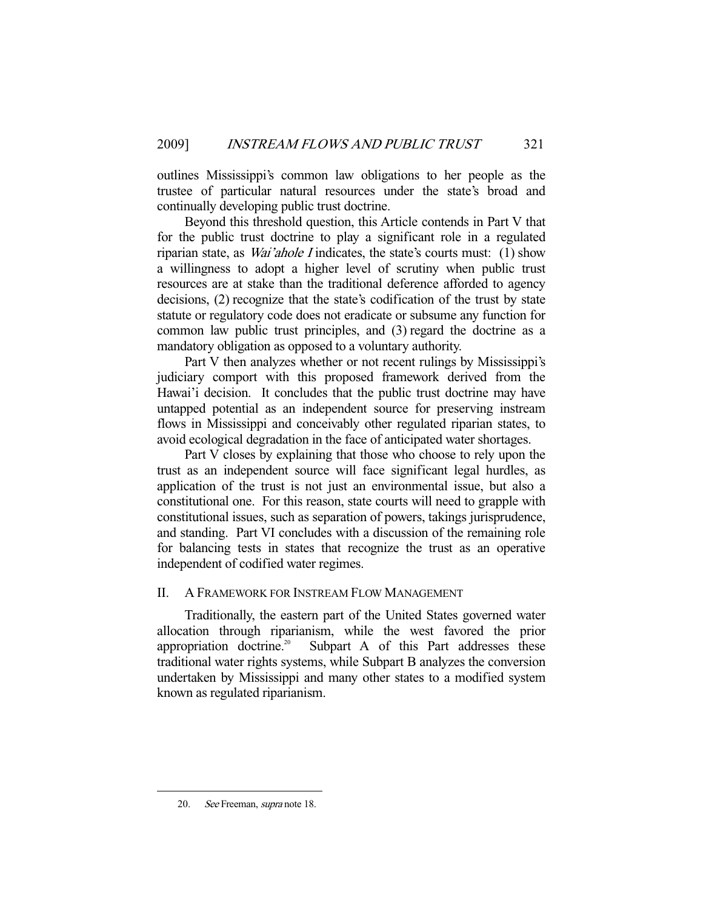outlines Mississippi's common law obligations to her people as the trustee of particular natural resources under the state's broad and continually developing public trust doctrine.

Beyond this threshold question, this Article contends in Part V that for the public trust doctrine to play a significant role in a regulated riparian state, as *Wai'ahole I* indicates, the state's courts must: (1) show a willingness to adopt a higher level of scrutiny when public trust resources are at stake than the traditional deference afforded to agency decisions, (2) recognize that the state's codification of the trust by state statute or regulatory code does not eradicate or subsume any function for common law public trust principles, and (3) regard the doctrine as a mandatory obligation as opposed to a voluntary authority.

Part V then analyzes whether or not recent rulings by Mississippi's judiciary comport with this proposed framework derived from the Hawai'i decision. It concludes that the public trust doctrine may have untapped potential as an independent source for preserving instream flows in Mississippi and conceivably other regulated riparian states, to avoid ecological degradation in the face of anticipated water shortages.

Part V closes by explaining that those who choose to rely upon the trust as an independent source will face significant legal hurdles, as application of the trust is not just an environmental issue, but also a constitutional one. For this reason, state courts will need to grapple with constitutional issues, such as separation of powers, takings jurisprudence, and standing. Part VI concludes with a discussion of the remaining role for balancing tests in states that recognize the trust as an operative independent of codified water regimes.

## II. A FRAMEWORK FOR INSTREAM FLOW MANAGEMENT

Traditionally, the eastern part of the United States governed water allocation through riparianism, while the west favored the prior appropriation doctrine.[20] Subpart A of this Part addresses these traditional water rights systems, while Subpart B analyzes the conversion undertaken by Mississippi and many other states to a modified system known as regulated riparianism.

---

20. *See* Freeman, *supra* note 18.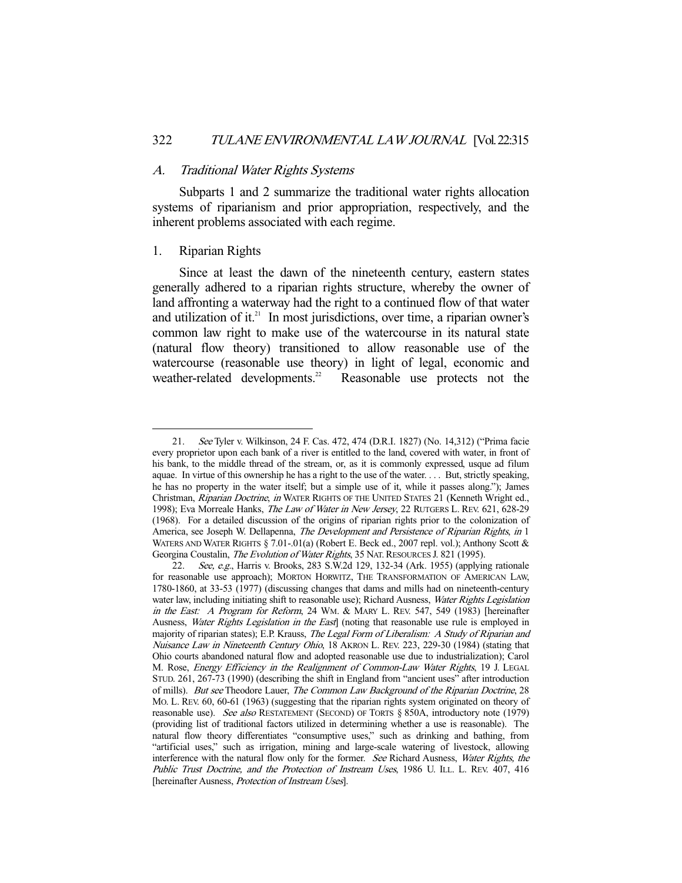### *A. Traditional Water Rights Systems*

Subparts 1 and 2 summarize the traditional water rights allocation systems of riparianism and prior appropriation, respectively, and the inherent problems associated with each regime.

#### 1. Riparian Rights

Since at least the dawn of the nineteenth century, eastern states generally adhered to a riparian rights structure, whereby the owner of land affronting a waterway had the right to a continued flow of that water and utilization of it.[21] In most jurisdictions, over time, a riparian owner's common law right to make use of the watercourse in its natural state (natural flow theory) transitioned to allow reasonable use of the watercourse (reasonable use theory) in light of legal, economic and weather-related developments.[22] Reasonable use protects not the

---

21. *See* Tyler v. Wilkinson, 24 F. Cas. 472, 474 (D.R.I. 1827) (No. 14,312) ("Prima facie every proprietor upon each bank of a river is entitled to the land, covered with water, in front of his bank, to the middle thread of the stream, or, as it is commonly expressed, usque ad filum aquae. In virtue of this ownership he has a right to the use of the water. . . . But, strictly speaking, he has no property in the water itself; but a simple use of it, while it passes along."); James Christman, *Riparian Doctrine*, *in* WATER RIGHTS OF THE UNITED STATES 21 (Kenneth Wright ed., 1998); Eva Morreale Hanks, *The Law of Water in New Jersey*, 22 RUTGERS L. REV. 621, 628-29 (1968). For a detailed discussion of the origins of riparian rights prior to the colonization of America, see Joseph W. Dellapenna, *The Development and Persistence of Riparian Rights*, *in* 1 WATERS AND WATER RIGHTS § 7.01-.01(a) (Robert E. Beck ed., 2007 repl. vol.); Anthony Scott & Georgina Coustalin, *The Evolution of Water Rights*, 35 NAT. RESOURCES J. 821 (1995).

22. *See, e.g.*, Harris v. Brooks, 283 S.W.2d 129, 132-34 (Ark. 1955) (applying rationale for reasonable use approach); MORTON HORWITZ, THE TRANSFORMATION OF AMERICAN LAW, 1780-1860, at 33-53 (1977) (discussing changes that dams and mills had on nineteenth-century water law, including initiating shift to reasonable use); Richard Ausness, *Water Rights Legislation in the East: A Program for Reform*, 24 WM. & MARY L. REV. 547, 549 (1983) [hereinafter Ausness, *Water Rights Legislation in the East*] (noting that reasonable use rule is employed in majority of riparian states); E.P. Krauss, *The Legal Form of Liberalism: A Study of Riparian and Nuisance Law in Nineteenth Century Ohio*, 18 AKRON L. REV. 223, 229-30 (1984) (stating that Ohio courts abandoned natural flow and adopted reasonable use due to industrialization); Carol M. Rose, *Energy Efficiency in the Realignment of Common-Law Water Rights*, 19 J. LEGAL STUD. 261, 267-73 (1990) (describing the shift in England from "ancient uses" after introduction of mills). *But see* Theodore Lauer, *The Common Law Background of the Riparian Doctrine*, 28 MO. L. REV. 60, 60-61 (1963) (suggesting that the riparian rights system originated on theory of reasonable use). *See also* RESTATEMENT (SECOND) OF TORTS § 850A, introductory note (1979) (providing list of traditional factors utilized in determining whether a use is reasonable). The natural flow theory differentiates "consumptive uses," such as drinking and bathing, from "artificial uses," such as irrigation, mining and large-scale watering of livestock, allowing interference with the natural flow only for the former. *See* Richard Ausness, *Water Rights, the Public Trust Doctrine, and the Protection of Instream Uses*, 1986 U. ILL. L. REV. 407, 416 [hereinafter Ausness, *Protection of Instream Uses*].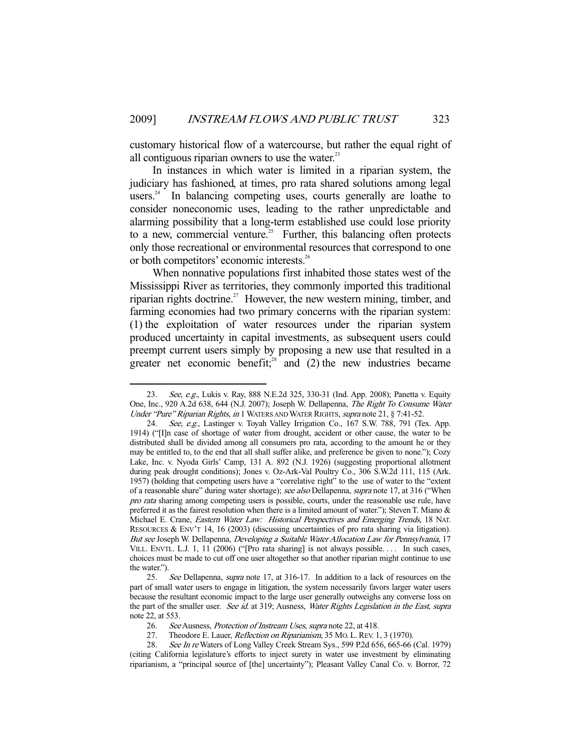customary historical flow of a watercourse, but rather the equal right of all contiguous riparian owners to use the water.[23]

In instances in which water is limited in a riparian system, the judiciary has fashioned, at times, pro rata shared solutions among legal users.[24] In balancing competing uses, courts generally are loathe to consider noneconomic uses, leading to the rather unpredictable and alarming possibility that a long-term established use could lose priority to a new, commercial venture.[25] Further, this balancing often protects only those recreational or environmental resources that correspond to one or both competitors' economic interests.[26]

When nonnative populations first inhabited those states west of the Mississippi River as territories, they commonly imported this traditional riparian rights doctrine.[27] However, the new western mining, timber, and farming economies had two primary concerns with the riparian system: (1) the exploitation of water resources under the riparian system produced uncertainty in capital investments, as subsequent users could preempt current users simply by proposing a new use that resulted in a greater net economic benefit;[28] and (2) the new industries became

---

23. *See, e.g.*, Lukis v. Ray, 888 N.E.2d 325, 330-31 (Ind. App. 2008); Panetta v. Equity One, Inc., 920 A.2d 638, 644 (N.J. 2007); Joseph W. Dellapenna, *The Right To Consume Water Under "Pure" Riparian Rights*, *in* 1 WATERS AND WATER RIGHTS, *supra* note 21, § 7:41-52.

24. *See, e.g.*, Lastinger v. Toyah Valley Irrigation Co., 167 S.W. 788, 791 (Tex. App. 1914) ("[I]n case of shortage of water from drought, accident or other cause, the water to be distributed shall be divided among all consumers pro rata, according to the amount he or they may be entitled to, to the end that all shall suffer alike, and preference be given to none."); Cozy Lake, Inc. v. Nyoda Girls' Camp, 131 A. 892 (N.J. 1926) (suggesting proportional allotment during peak drought conditions); Jones v. Oz-Ark-Val Poultry Co., 306 S.W.2d 111, 115 (Ark. 1957) (holding that competing users have a "correlative right" to the use of water to the "extent of a reasonable share" during water shortage); *see also* Dellapenna, *supra* note 17, at 316 ("When *pro rata* sharing among competing users is possible, courts, under the reasonable use rule, have preferred it as the fairest resolution when there is a limited amount of water."); Steven T. Miano & Michael E. Crane, *Eastern Water Law: Historical Perspectives and Emerging Trends*, 18 NAT. RESOURCES & ENV'T 14, 16 (2003) (discussing uncertainties of pro rata sharing via litigation). *But see* Joseph W. Dellapenna, *Developing a Suitable Water Allocation Law for Pennsylvania*, 17 VILL. ENVTL. L.J. 1, 11 (2006) ("[Pro rata sharing] is not always possible. . . . In such cases, choices must be made to cut off one user altogether so that another riparian might continue to use the water.").

25. *See* Dellapenna, *supra* note 17, at 316-17. In addition to a lack of resources on the part of small water users to engage in litigation, the system necessarily favors larger water users because the resultant economic impact to the large user generally outweighs any converse loss on the part of the smaller user. *See id.* at 319; Ausness, *Water Rights Legislation in the East*, *supra* note 22, at 553.

26. *See* Ausness, *Protection of Instream Uses*, *supra* note 22, at 418.

27. Theodore E. Lauer, *Reflection on Riparianism*, 35 MO. L. REV. 1, 3 (1970).

28. *See In re* Waters of Long Valley Creek Stream Sys., 599 P.2d 656, 665-66 (Cal. 1979) (citing California legislature's efforts to inject surety in water use investment by eliminating riparianism, a "principal source of [the] uncertainty"); Pleasant Valley Canal Co. v. Borror, 72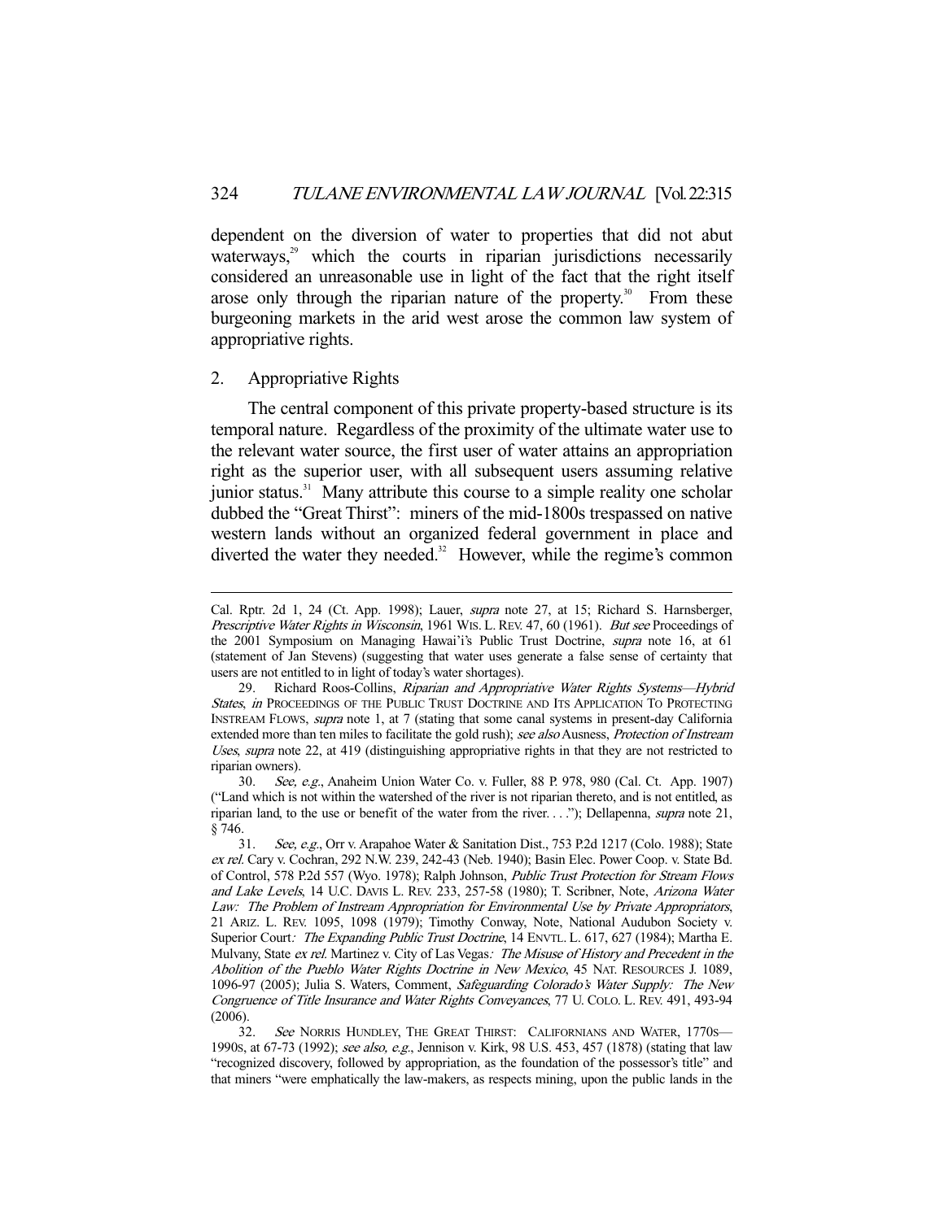dependent on the diversion of water to properties that did not abut waterways,[29] which the courts in riparian jurisdictions necessarily considered an unreasonable use in light of the fact that the right itself arose only through the riparian nature of the property.[30] From these burgeoning markets in the arid west arose the common law system of appropriative rights.

## 2. Appropriative Rights

The central component of this private property-based structure is its temporal nature. Regardless of the proximity of the ultimate water use to the relevant water source, the first user of water attains an appropriation right as the superior user, with all subsequent users assuming relative junior status.[31] Many attribute this course to a simple reality one scholar dubbed the "Great Thirst": miners of the mid-1800s trespassed on native western lands without an organized federal government in place and diverted the water they needed.[32] However, while the regime's common

---

Cal. Rptr. 2d 1, 24 (Ct. App. 1998); Lauer, *supra* note 27, at 15; Richard S. Harnsberger, *Prescriptive Water Rights in Wisconsin*, 1961 WIS. L. REV. 47, 60 (1961). *But see* Proceedings of the 2001 Symposium on Managing Hawai'i's Public Trust Doctrine, *supra* note 16, at 61 (statement of Jan Stevens) (suggesting that water uses generate a false sense of certainty that users are not entitled to in light of today's water shortages).

29. Richard Roos-Collins, *Riparian and Appropriative Water Rights Systems—Hybrid States*, *in* PROCEEDINGS OF THE PUBLIC TRUST DOCTRINE AND ITS APPLICATION TO PROTECTING INSTREAM FLOWS, *supra* note 1, at 7 (stating that some canal systems in present-day California extended more than ten miles to facilitate the gold rush); *see also* Ausness, *Protection of Instream Uses*, *supra* note 22, at 419 (distinguishing appropriative rights in that they are not restricted to riparian owners).

30. *See, e.g.*, Anaheim Union Water Co. v. Fuller, 88 P. 978, 980 (Cal. Ct. App. 1907) ("Land which is not within the watershed of the river is not riparian thereto, and is not entitled, as riparian land, to the use or benefit of the water from the river. . . ."); Dellapenna, *supra* note 21, § 746.

31. *See, e.g.*, Orr v. Arapahoe Water & Sanitation Dist., 753 P.2d 1217 (Colo. 1988); State *ex rel.* Cary v. Cochran, 292 N.W. 239, 242-43 (Neb. 1940); Basin Elec. Power Coop. v. State Bd. of Control, 578 P.2d 557 (Wyo. 1978); Ralph Johnson, *Public Trust Protection for Stream Flows and Lake Levels*, 14 U.C. DAVIS L. REV. 233, 257-58 (1980); T. Scribner, Note, *Arizona Water Law: The Problem of Instream Appropriation for Environmental Use by Private Appropriators*, 21 ARIZ. L. REV. 1095, 1098 (1979); Timothy Conway, Note, National Audubon Society v. Superior Court*: The Expanding Public Trust Doctrine*, 14 ENVTL. L. 617, 627 (1984); Martha E. Mulvany, State *ex rel.* Martinez v. City of Las Vegas*: The Misuse of History and Precedent in the Abolition of the Pueblo Water Rights Doctrine in New Mexico*, 45 NAT. RESOURCES J. 1089, 1096-97 (2005); Julia S. Waters, Comment, *Safeguarding Colorado's Water Supply: The New Congruence of Title Insurance and Water Rights Conveyances*, 77 U. COLO. L. REV. 491, 493-94 (2006).

32. *See* NORRIS HUNDLEY, THE GREAT THIRST: CALIFORNIANS AND WATER, 1770S—1990S, at 67-73 (1992); *see also, e.g.*, Jennison v. Kirk, 98 U.S. 453, 457 (1878) (stating that law "recognized discovery, followed by appropriation, as the foundation of the possessor's title" and that miners "were emphatically the law-makers, as respects mining, upon the public lands in the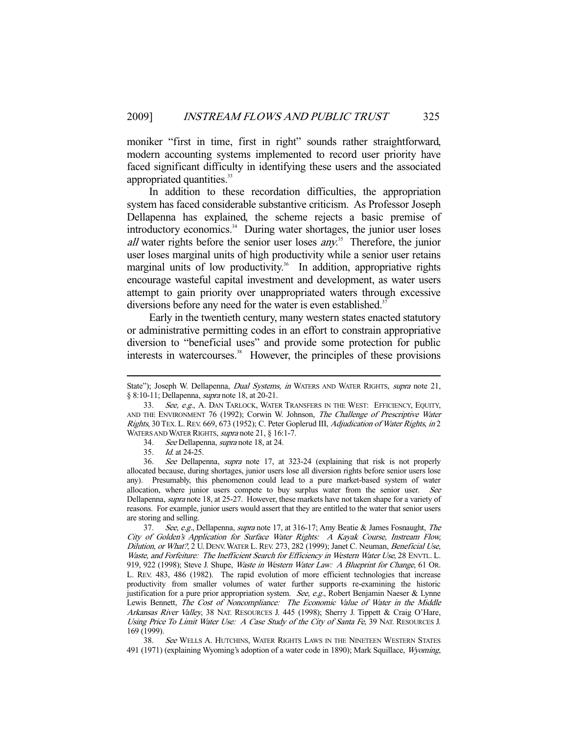moniker "first in time, first in right" sounds rather straightforward, modern accounting systems implemented to record user priority have faced significant difficulty in identifying these users and the associated appropriated quantities.[33]

In addition to these recordation difficulties, the appropriation system has faced considerable substantive criticism. As Professor Joseph Dellapenna has explained, the scheme rejects a basic premise of introductory economics.[34] During water shortages, the junior user loses *all* water rights before the senior user loses *any*.[35] Therefore, the junior user loses marginal units of high productivity while a senior user retains marginal units of low productivity.[36] In addition, appropriative rights encourage wasteful capital investment and development, as water users attempt to gain priority over unappropriated waters through excessive diversions before any need for the water is even established.[37]

Early in the twentieth century, many western states enacted statutory or administrative permitting codes in an effort to constrain appropriative diversion to "beneficial uses" and provide some protection for public interests in watercourses.[38] However, the principles of these provisions

---

State"); Joseph W. Dellapenna, *Dual Systems*, *in* WATERS AND WATER RIGHTS, *supra* note 21, § 8:10-11; Dellapenna, *supra* note 18, at 20-21.

33. *See, e.g.*, A. DAN TARLOCK, WATER TRANSFERS IN THE WEST: EFFICIENCY, EQUITY, AND THE ENVIRONMENT 76 (1992); Corwin W. Johnson, *The Challenge of Prescriptive Water Rights*, 30 TEX. L. REV. 669, 673 (1952); C. Peter Goplerud III, *Adjudication of Water Rights*, *in* 2 WATERS AND WATER RIGHTS, *supra* note 21, § 16:1-7.

34. *See* Dellapenna, *supra* note 18, at 24.

35. *Id.* at 24-25.

36. *See* Dellapenna, *supra* note 17, at 323-24 (explaining that risk is not properly allocated because, during shortages, junior users lose all diversion rights before senior users lose any). Presumably, this phenomenon could lead to a pure market-based system of water allocation, where junior users compete to buy surplus water from the senior user. *See* Dellapenna, *supra* note 18, at 25-27. However, these markets have not taken shape for a variety of reasons. For example, junior users would assert that they are entitled to the water that senior users are storing and selling.

37. *See, e.g.*, Dellapenna, *supra* note 17, at 316-17; Amy Beatie & James Fosnaught, *The City of Golden's Application for Surface Water Rights: A Kayak Course, Instream Flow, Dilution, or What?*, 2 U. DENV. WATER L. REV. 273, 282 (1999); Janet C. Neuman, *Beneficial Use, Waste, and Forfeiture: The Inefficient Search for Efficiency in Western Water Use*, 28 ENVTL. L. 919, 922 (1998); Steve J. Shupe, *Waste in Western Water Law: A Blueprint for Change*, 61 OR. L. REV. 483, 486 (1982). The rapid evolution of more efficient technologies that increase productivity from smaller volumes of water further supports re-examining the historic justification for a pure prior appropriation system. *See, e.g.*, Robert Benjamin Naeser & Lynne Lewis Bennett, *The Cost of Noncompliance: The Economic Value of Water in the Middle Arkansas River Valley*, 38 NAT. RESOURCES J. 445 (1998); Sherry J. Tippett & Craig O'Hare, *Using Price To Limit Water Use: A Case Study of the City of Santa Fe*, 39 NAT. RESOURCES J. 169 (1999).

38. *See* WELLS A. HUTCHINS, WATER RIGHTS LAWS IN THE NINETEEN WESTERN STATES 491 (1971) (explaining Wyoming's adoption of a water code in 1890); Mark Squillace, *Wyoming*,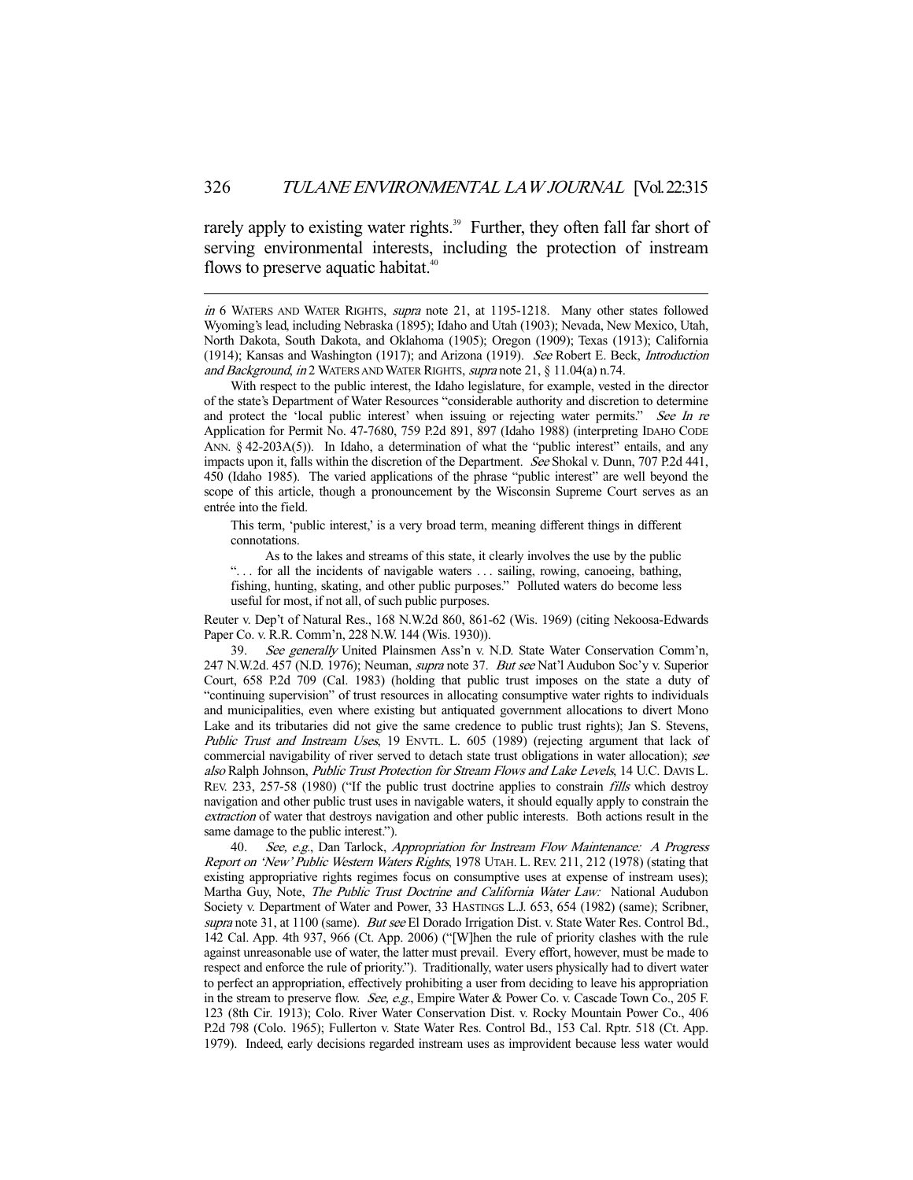rarely apply to existing water rights.[39] Further, they often fall far short of serving environmental interests, including the protection of instream flows to preserve aquatic habitat.[40]

---

*in* 6 WATERS AND WATER RIGHTS, *supra* note 21, at 1195-1218. Many other states followed Wyoming's lead, including Nebraska (1895); Idaho and Utah (1903); Nevada, New Mexico, Utah, North Dakota, South Dakota, and Oklahoma (1905); Oregon (1909); Texas (1913); California (1914); Kansas and Washington (1917); and Arizona (1919). *See* Robert E. Beck, *Introduction and Background*, *in* 2 WATERS AND WATER RIGHTS, *supra* note 21, § 11.04(a) n.74.

With respect to the public interest, the Idaho legislature, for example, vested in the director of the state's Department of Water Resources "considerable authority and discretion to determine and protect the 'local public interest' when issuing or rejecting water permits." *See In re* Application for Permit No. 47-7680, 759 P.2d 891, 897 (Idaho 1988) (interpreting IDAHO CODE ANN. § 42-203A(5)). In Idaho, a determination of what the "public interest" entails, and any impacts upon it, falls within the discretion of the Department. *See* Shokal v. Dunn, 707 P.2d 441, 450 (Idaho 1985). The varied applications of the phrase "public interest" are well beyond the scope of this article, though a pronouncement by the Wisconsin Supreme Court serves as an entrée into the field.

> This term, 'public interest,' is a very broad term, meaning different things in different connotations.
>
> As to the lakes and streams of this state, it clearly involves the use by the public ". . . for all the incidents of navigable waters . . . sailing, rowing, canoeing, bathing, fishing, hunting, skating, and other public purposes." Polluted waters do become less useful for most, if not all, of such public purposes.

Reuter v. Dep't of Natural Res., 168 N.W.2d 860, 861-62 (Wis. 1969) (citing Nekoosa-Edwards Paper Co. v. R.R. Comm'n, 228 N.W. 144 (Wis. 1930)).

39. *See generally* United Plainsmen Ass'n v. N.D. State Water Conservation Comm'n, 247 N.W.2d. 457 (N.D. 1976); Neuman, *supra* note 37. *But see* Nat'l Audubon Soc'y v. Superior Court, 658 P.2d 709 (Cal. 1983) (holding that public trust imposes on the state a duty of "continuing supervision" of trust resources in allocating consumptive water rights to individuals and municipalities, even where existing but antiquated government allocations to divert Mono Lake and its tributaries did not give the same credence to public trust rights); Jan S. Stevens, *Public Trust and Instream Uses*, 19 ENVTL. L. 605 (1989) (rejecting argument that lack of commercial navigability of river served to detach state trust obligations in water allocation); *see also* Ralph Johnson, *Public Trust Protection for Stream Flows and Lake Levels*, 14 U.C. DAVIS L. REV. 233, 257-58 (1980) ("If the public trust doctrine applies to constrain *fills* which destroy navigation and other public trust uses in navigable waters, it should equally apply to constrain the *extraction* of water that destroys navigation and other public interests. Both actions result in the same damage to the public interest.").

40. *See, e.g.*, Dan Tarlock, *Appropriation for Instream Flow Maintenance: A Progress Report on 'New' Public Western Waters Rights*, 1978 UTAH. L. REV. 211, 212 (1978) (stating that existing appropriative rights regimes focus on consumptive uses at expense of instream uses); Martha Guy, Note, *The Public Trust Doctrine and California Water Law:* National Audubon Society v. Department of Water and Power, 33 HASTINGS L.J. 653, 654 (1982) (same); Scribner, *supra* note 31, at 1100 (same). *But see* El Dorado Irrigation Dist. v. State Water Res. Control Bd., 142 Cal. App. 4th 937, 966 (Ct. App. 2006) ("[W]hen the rule of priority clashes with the rule against unreasonable use of water, the latter must prevail. Every effort, however, must be made to respect and enforce the rule of priority."). Traditionally, water users physically had to divert water to perfect an appropriation, effectively prohibiting a user from deciding to leave his appropriation in the stream to preserve flow. *See, e.g.*, Empire Water & Power Co. v. Cascade Town Co., 205 F. 123 (8th Cir. 1913); Colo. River Water Conservation Dist. v. Rocky Mountain Power Co., 406 P.2d 798 (Colo. 1965); Fullerton v. State Water Res. Control Bd., 153 Cal. Rptr. 518 (Ct. App. 1979). Indeed, early decisions regarded instream uses as improvident because less water would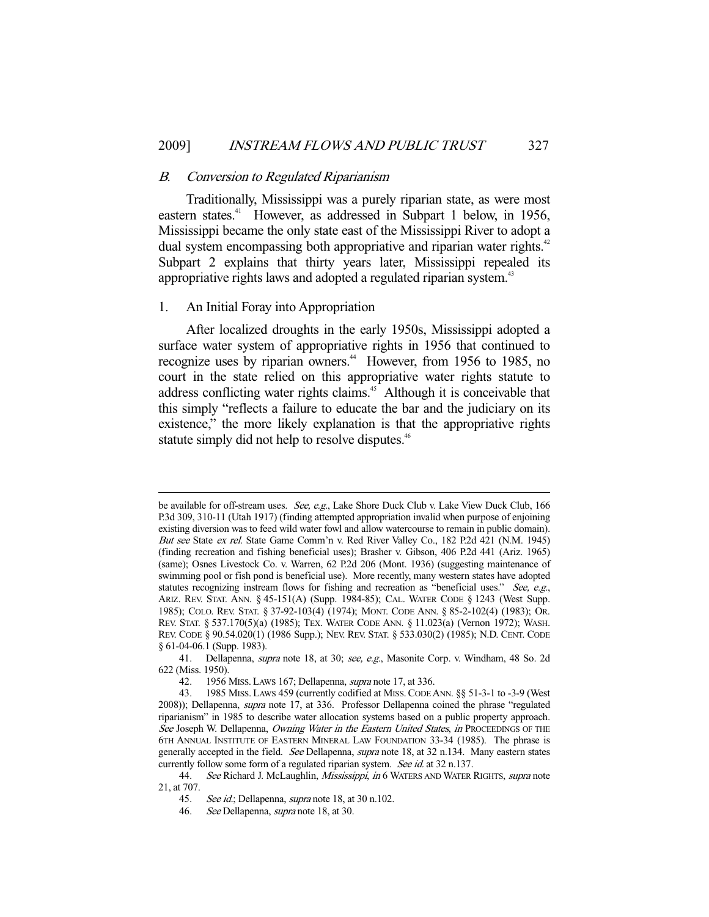### *B. Conversion to Regulated Riparianism*

Traditionally, Mississippi was a purely riparian state, as were most eastern states.[41] However, as addressed in Subpart 1 below, in 1956, Mississippi became the only state east of the Mississippi River to adopt a dual system encompassing both appropriative and riparian water rights.[42] Subpart 2 explains that thirty years later, Mississippi repealed its appropriative rights laws and adopted a regulated riparian system.[43]

#### 1. An Initial Foray into Appropriation

After localized droughts in the early 1950s, Mississippi adopted a surface water system of appropriative rights in 1956 that continued to recognize uses by riparian owners.[44] However, from 1956 to 1985, no court in the state relied on this appropriative water rights statute to address conflicting water rights claims.[45] Although it is conceivable that this simply "reflects a failure to educate the bar and the judiciary on its existence," the more likely explanation is that the appropriative rights statute simply did not help to resolve disputes.[46]

---

be available for off-stream uses. *See, e.g.*, Lake Shore Duck Club v. Lake View Duck Club, 166 P.3d 309, 310-11 (Utah 1917) (finding attempted appropriation invalid when purpose of enjoining existing diversion was to feed wild water fowl and allow watercourse to remain in public domain). *But see* State *ex rel.* State Game Comm'n v. Red River Valley Co., 182 P.2d 421 (N.M. 1945) (finding recreation and fishing beneficial uses); Brasher v. Gibson, 406 P.2d 441 (Ariz. 1965) (same); Osnes Livestock Co. v. Warren, 62 P.2d 206 (Mont. 1936) (suggesting maintenance of swimming pool or fish pond is beneficial use). More recently, many western states have adopted statutes recognizing instream flows for fishing and recreation as "beneficial uses." *See, e.g.*, ARIZ. REV. STAT. ANN. § 45-151(A) (Supp. 1984-85); CAL. WATER CODE § 1243 (West Supp. 1985); COLO. REV. STAT. § 37-92-103(4) (1974); MONT. CODE ANN. § 85-2-102(4) (1983); OR. REV. STAT. § 537.170(5)(a) (1985); TEX. WATER CODE ANN. § 11.023(a) (Vernon 1972); WASH. REV. CODE § 90.54.020(1) (1986 Supp.); NEV. REV. STAT. § 533.030(2) (1985); N.D. CENT. CODE § 61-04-06.1 (Supp. 1983).

41. Dellapenna, *supra* note 18, at 30; *see, e.g.*, Masonite Corp. v. Windham, 48 So. 2d 622 (Miss. 1950).

42. 1956 MISS. LAWS 167; Dellapenna, *supra* note 17, at 336.

43. 1985 MISS. LAWS 459 (currently codified at MISS. CODE ANN. §§ 51-3-1 to -3-9 (West 2008)); Dellapenna, *supra* note 17, at 336. Professor Dellapenna coined the phrase "regulated riparianism" in 1985 to describe water allocation systems based on a public property approach. *See* Joseph W. Dellapenna, *Owning Water in the Eastern United States*, *in* PROCEEDINGS OF THE 6TH ANNUAL INSTITUTE OF EASTERN MINERAL LAW FOUNDATION 33-34 (1985). The phrase is generally accepted in the field. *See* Dellapenna, *supra* note 18, at 32 n.134. Many eastern states currently follow some form of a regulated riparian system. *See id.* at 32 n.137.

44. *See* Richard J. McLaughlin, *Mississippi*, *in* 6 WATERS AND WATER RIGHTS, *supra* note 21, at 707.

45. *See id.*; Dellapenna, *supra* note 18, at 30 n.102.

46. *See* Dellapenna, *supra* note 18, at 30.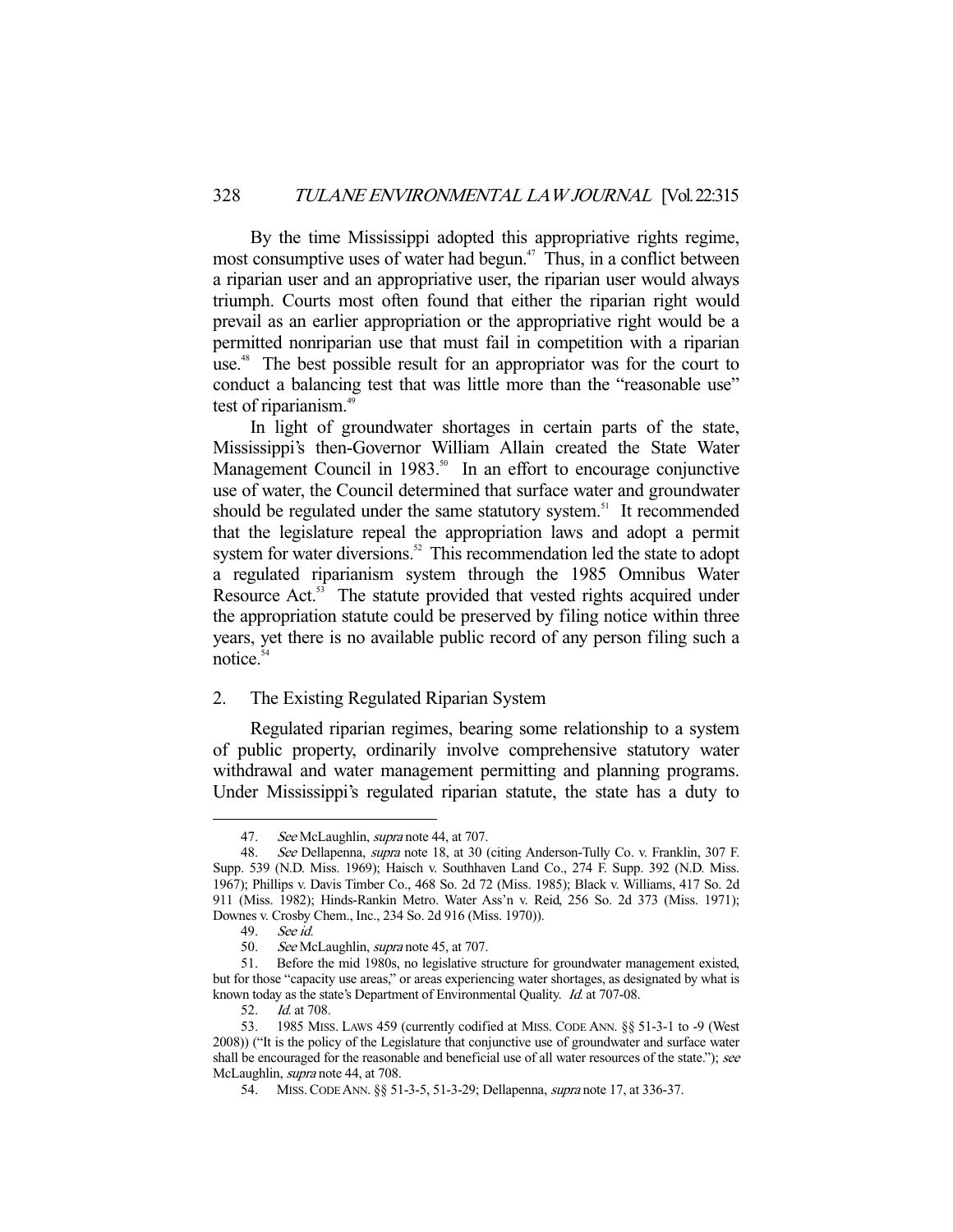By the time Mississippi adopted this appropriative rights regime, most consumptive uses of water had begun.[47] Thus, in a conflict between a riparian user and an appropriative user, the riparian user would always triumph. Courts most often found that either the riparian right would prevail as an earlier appropriation or the appropriative right would be a permitted nonriparian use that must fail in competition with a riparian use.[48] The best possible result for an appropriator was for the court to conduct a balancing test that was little more than the "reasonable use" test of riparianism.[49]

In light of groundwater shortages in certain parts of the state, Mississippi's then-Governor William Allain created the State Water Management Council in 1983.[50] In an effort to encourage conjunctive use of water, the Council determined that surface water and groundwater should be regulated under the same statutory system.[51] It recommended that the legislature repeal the appropriation laws and adopt a permit system for water diversions.[52] This recommendation led the state to adopt a regulated riparianism system through the 1985 Omnibus Water Resource Act.[53] The statute provided that vested rights acquired under the appropriation statute could be preserved by filing notice within three years, yet there is no available public record of any person filing such a notice.[54]

## 2. The Existing Regulated Riparian System

Regulated riparian regimes, bearing some relationship to a system of public property, ordinarily involve comprehensive statutory water withdrawal and water management permitting and planning programs. Under Mississippi's regulated riparian statute, the state has a duty to

---

47. *See* McLaughlin, *supra* note 44, at 707.

48. *See* Dellapenna, *supra* note 18, at 30 (citing Anderson-Tully Co. v. Franklin, 307 F. Supp. 539 (N.D. Miss. 1969); Haisch v. Southhaven Land Co., 274 F. Supp. 392 (N.D. Miss. 1967); Phillips v. Davis Timber Co., 468 So. 2d 72 (Miss. 1985); Black v. Williams, 417 So. 2d 911 (Miss. 1982); Hinds-Rankin Metro. Water Ass'n v. Reid, 256 So. 2d 373 (Miss. 1971); Downes v. Crosby Chem., Inc., 234 So. 2d 916 (Miss. 1970)).

49. *See id.*

50. *See* McLaughlin, *supra* note 45, at 707.

51. Before the mid 1980s, no legislative structure for groundwater management existed, but for those "capacity use areas," or areas experiencing water shortages, as designated by what is known today as the state's Department of Environmental Quality. *Id.* at 707-08.

52. *Id.* at 708.

53. 1985 MISS. LAWS 459 (currently codified at MISS. CODE ANN. §§ 51-3-1 to -9 (West 2008)) ("It is the policy of the Legislature that conjunctive use of groundwater and surface water shall be encouraged for the reasonable and beneficial use of all water resources of the state."); *see* McLaughlin, *supra* note 44, at 708.

54. MISS. CODE ANN. §§ 51-3-5, 51-3-29; Dellapenna, *supra* note 17, at 336-37.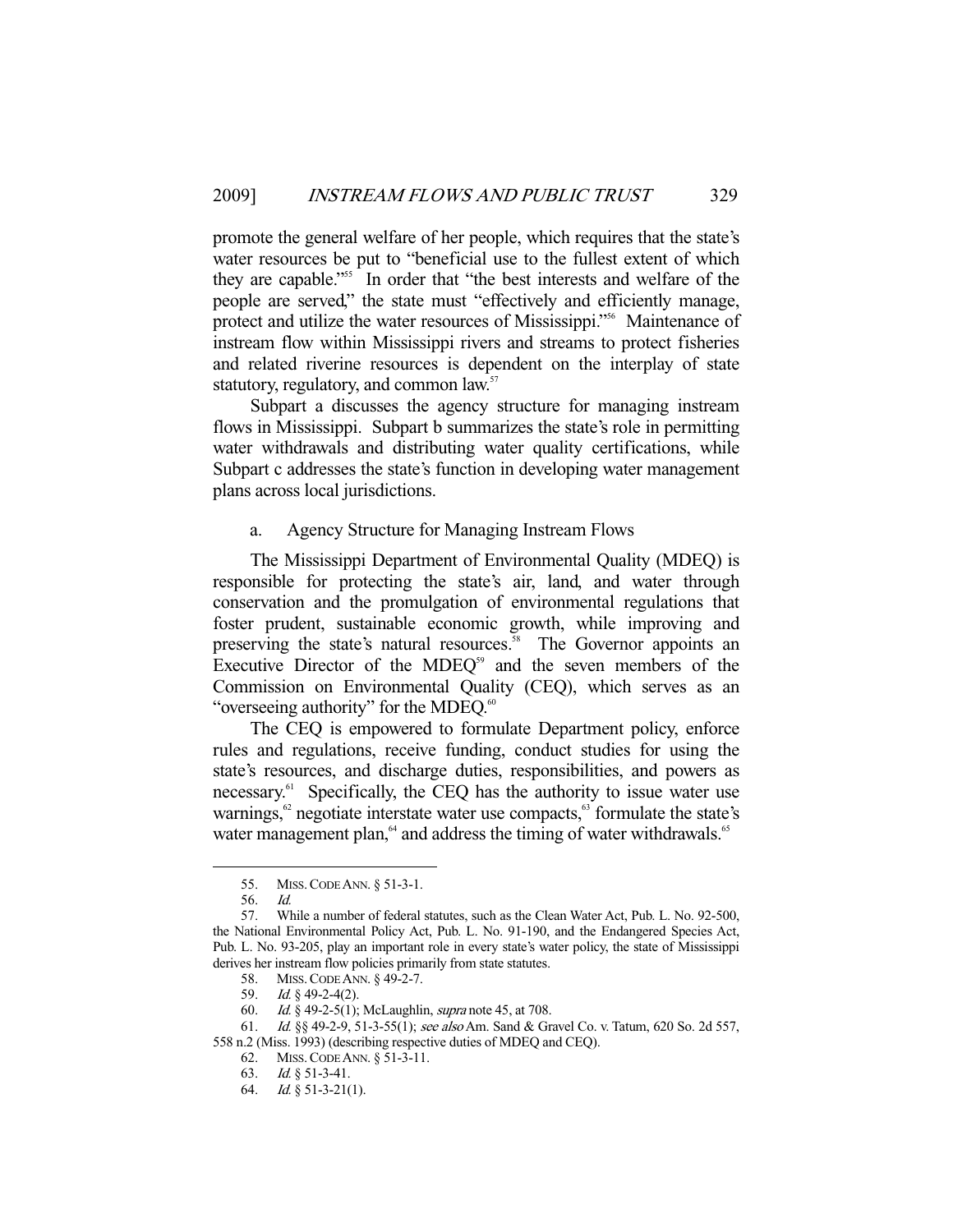promote the general welfare of her people, which requires that the state's water resources be put to "beneficial use to the fullest extent of which they are capable."[55] In order that "the best interests and welfare of the people are served," the state must "effectively and efficiently manage, protect and utilize the water resources of Mississippi."[56] Maintenance of instream flow within Mississippi rivers and streams to protect fisheries and related riverine resources is dependent on the interplay of state statutory, regulatory, and common law.[57]

Subpart a discusses the agency structure for managing instream flows in Mississippi. Subpart b summarizes the state's role in permitting water withdrawals and distributing water quality certifications, while Subpart c addresses the state's function in developing water management plans across local jurisdictions.

a. Agency Structure for Managing Instream Flows

The Mississippi Department of Environmental Quality (MDEQ) is responsible for protecting the state's air, land, and water through conservation and the promulgation of environmental regulations that foster prudent, sustainable economic growth, while improving and preserving the state's natural resources.[58] The Governor appoints an Executive Director of the MDEQ[59] and the seven members of the Commission on Environmental Quality (CEQ), which serves as an "overseeing authority" for the MDEQ.[60]

The CEQ is empowered to formulate Department policy, enforce rules and regulations, receive funding, conduct studies for using the state's resources, and discharge duties, responsibilities, and powers as necessary.[61] Specifically, the CEQ has the authority to issue water use warnings,[62] negotiate interstate water use compacts,[63] formulate the state's water management plan,[64] and address the timing of water withdrawals.[65]

---

55. MISS. CODE ANN. § 51-3-1.

56. *Id.*

57. While a number of federal statutes, such as the Clean Water Act, Pub. L. No. 92-500, the National Environmental Policy Act, Pub. L. No. 91-190, and the Endangered Species Act, Pub. L. No. 93-205, play an important role in every state's water policy, the state of Mississippi derives her instream flow policies primarily from state statutes.

58. MISS. CODE ANN. § 49-2-7.

59. *Id.* § 49-2-4(2).

60. *Id.* § 49-2-5(1); McLaughlin, *supra* note 45, at 708.

61. *Id.* §§ 49-2-9, 51-3-55(1); *see also* Am. Sand & Gravel Co. v. Tatum, 620 So. 2d 557, 558 n.2 (Miss. 1993) (describing respective duties of MDEQ and CEQ).

62. MISS. CODE ANN. § 51-3-11.

63. *Id.* § 51-3-41.

64. *Id.* § 51-3-21(1).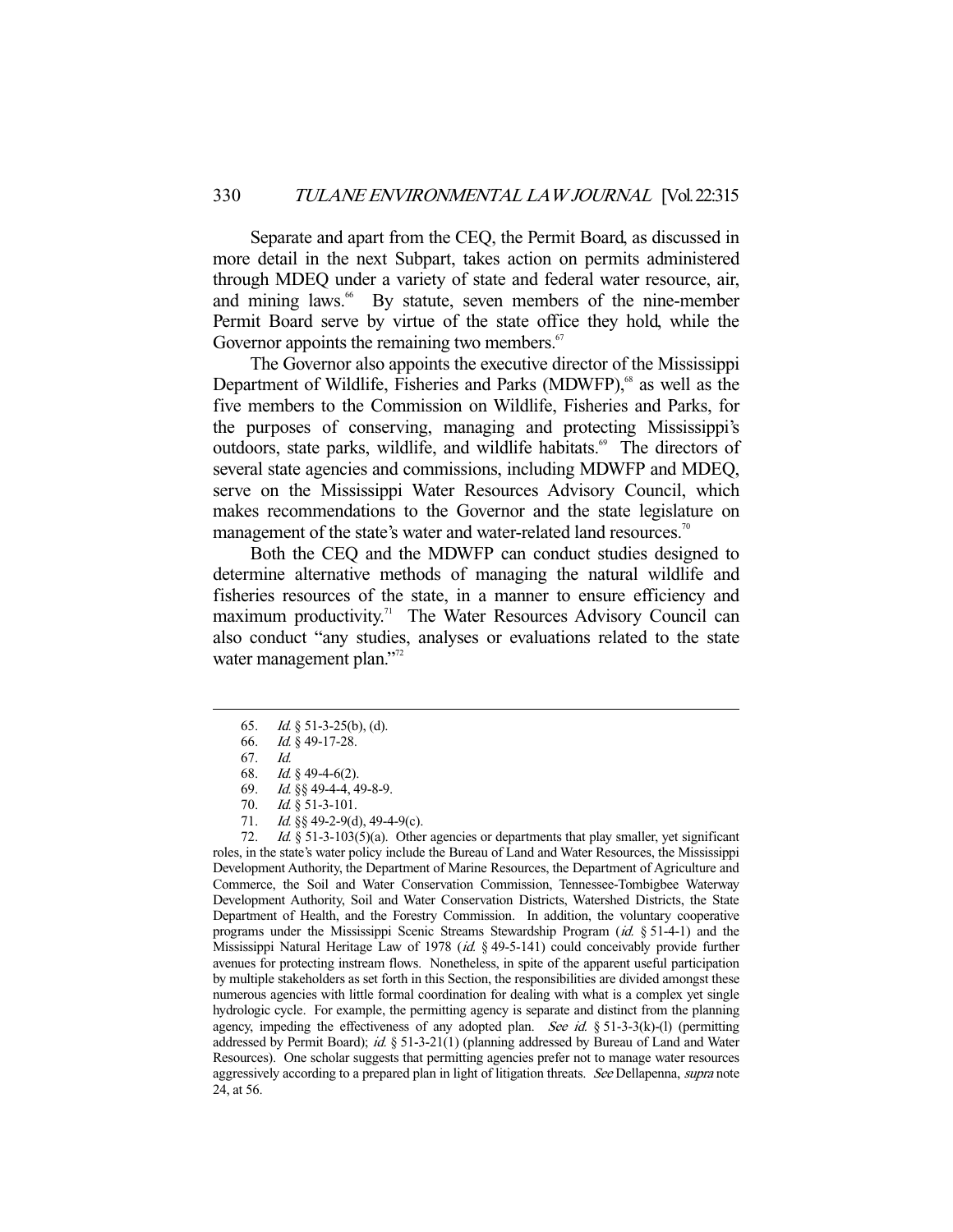Separate and apart from the CEQ, the Permit Board, as discussed in more detail in the next Subpart, takes action on permits administered through MDEQ under a variety of state and federal water resource, air, and mining laws.[66] By statute, seven members of the nine-member Permit Board serve by virtue of the state office they hold, while the Governor appoints the remaining two members.[67]

The Governor also appoints the executive director of the Mississippi Department of Wildlife, Fisheries and Parks (MDWFP),[68] as well as the five members to the Commission on Wildlife, Fisheries and Parks, for the purposes of conserving, managing and protecting Mississippi's outdoors, state parks, wildlife, and wildlife habitats.[69] The directors of several state agencies and commissions, including MDWFP and MDEQ, serve on the Mississippi Water Resources Advisory Council, which makes recommendations to the Governor and the state legislature on management of the state's water and water-related land resources.[70]

Both the CEQ and the MDWFP can conduct studies designed to determine alternative methods of managing the natural wildlife and fisheries resources of the state, in a manner to ensure efficiency and maximum productivity.[71] The Water Resources Advisory Council can also conduct "any studies, analyses or evaluations related to the state water management plan."[72]

---

65. *Id.* § 51-3-25(b), (d).

66. *Id.* § 49-17-28.

67. *Id.*

68. *Id.* § 49-4-6(2).

69. *Id.* §§ 49-4-4, 49-8-9.

70. *Id.* § 51-3-101.

71. *Id.* §§ 49-2-9(d), 49-4-9(c).

72. *Id.* § 51-3-103(5)(a). Other agencies or departments that play smaller, yet significant roles, in the state's water policy include the Bureau of Land and Water Resources, the Mississippi Development Authority, the Department of Marine Resources, the Department of Agriculture and Commerce, the Soil and Water Conservation Commission, Tennessee-Tombigbee Waterway Development Authority, Soil and Water Conservation Districts, Watershed Districts, the State Department of Health, and the Forestry Commission. In addition, the voluntary cooperative programs under the Mississippi Scenic Streams Stewardship Program (*id.* § 51-4-1) and the Mississippi Natural Heritage Law of 1978 (*id.* § 49-5-141) could conceivably provide further avenues for protecting instream flows. Nonetheless, in spite of the apparent useful participation by multiple stakeholders as set forth in this Section, the responsibilities are divided amongst these numerous agencies with little formal coordination for dealing with what is a complex yet single hydrologic cycle. For example, the permitting agency is separate and distinct from the planning agency, impeding the effectiveness of any adopted plan. *See id.* § 51-3-3(k)-(l) (permitting addressed by Permit Board); *id.* § 51-3-21(1) (planning addressed by Bureau of Land and Water Resources). One scholar suggests that permitting agencies prefer not to manage water resources aggressively according to a prepared plan in light of litigation threats. *See* Dellapenna, *supra* note 24, at 56.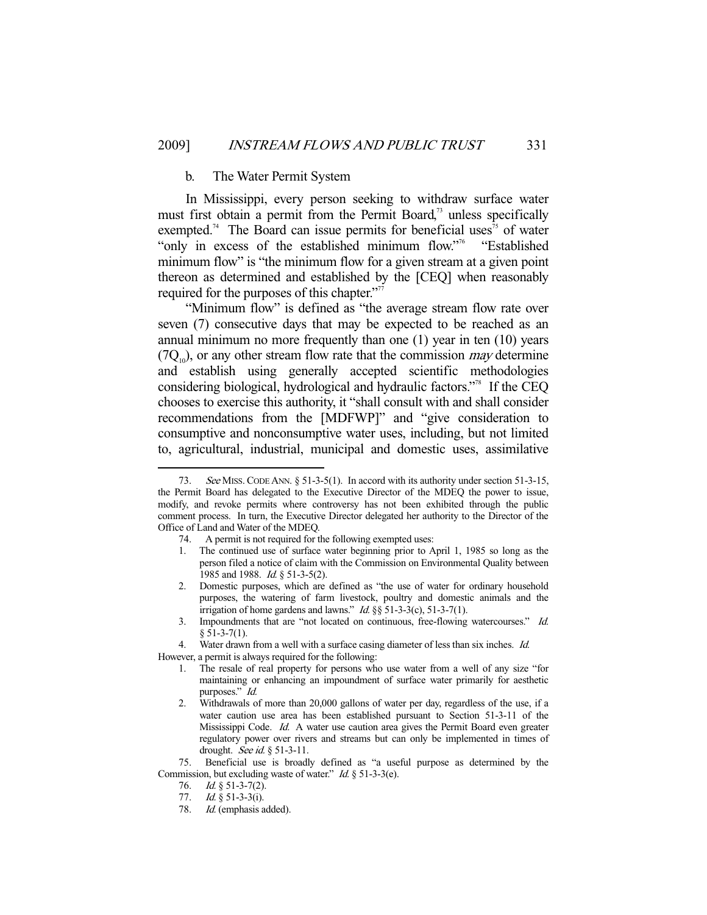### b. The Water Permit System

In Mississippi, every person seeking to withdraw surface water must first obtain a permit from the Permit Board,[73] unless specifically exempted.[74] The Board can issue permits for beneficial uses[75] of water "only in excess of the established minimum flow."[76] "Established minimum flow" is "the minimum flow for a given stream at a given point thereon as determined and established by the [CEQ] when reasonably required for the purposes of this chapter."[77]

"Minimum flow" is defined as "the average stream flow rate over seven (7) consecutive days that may be expected to be reached as an annual minimum no more frequently than one (1) year in ten (10) years ($7Q_{10}$), or any other stream flow rate that the commission *may* determine and establish using generally accepted scientific methodologies considering biological, hydrological and hydraulic factors."[78] If the CEQ chooses to exercise this authority, it "shall consult with and shall consider recommendations from the [MDFWP]" and "give consideration to consumptive and nonconsumptive water uses, including, but not limited to, agricultural, industrial, municipal and domestic uses, assimilative

---

73. *See* MISS. CODE ANN. § 51-3-5(1). In accord with its authority under section 51-3-15, the Permit Board has delegated to the Executive Director of the MDEQ the power to issue, modify, and revoke permits where controversy has not been exhibited through the public comment process. In turn, the Executive Director delegated her authority to the Director of the Office of Land and Water of the MDEQ.

74. A permit is not required for the following exempted uses:

1. The continued use of surface water beginning prior to April 1, 1985 so long as the person filed a notice of claim with the Commission on Environmental Quality between 1985 and 1988. *Id.* § 51-3-5(2).
2. Domestic purposes, which are defined as "the use of water for ordinary household purposes, the watering of farm livestock, poultry and domestic animals and the irrigation of home gardens and lawns." *Id.* §§ 51-3-3(c), 51-3-7(1).
3. Impoundments that are "not located on continuous, free-flowing watercourses." *Id.* § 51-3-7(1).
4. Water drawn from a well with a surface casing diameter of less than six inches. *Id.*

However, a permit is always required for the following:

1. The resale of real property for persons who use water from a well of any size "for maintaining or enhancing an impoundment of surface water primarily for aesthetic purposes." *Id.*
2. Withdrawals of more than 20,000 gallons of water per day, regardless of the use, if a water caution use area has been established pursuant to Section 51-3-11 of the Mississippi Code. *Id.* A water use caution area gives the Permit Board even greater regulatory power over rivers and streams but can only be implemented in times of drought. *See id.* § 51-3-11.

75. Beneficial use is broadly defined as "a useful purpose as determined by the Commission, but excluding waste of water." *Id.* § 51-3-3(e).

76. *Id.* § 51-3-7(2).

77. *Id.* § 51-3-3(i).

78. *Id.* (emphasis added).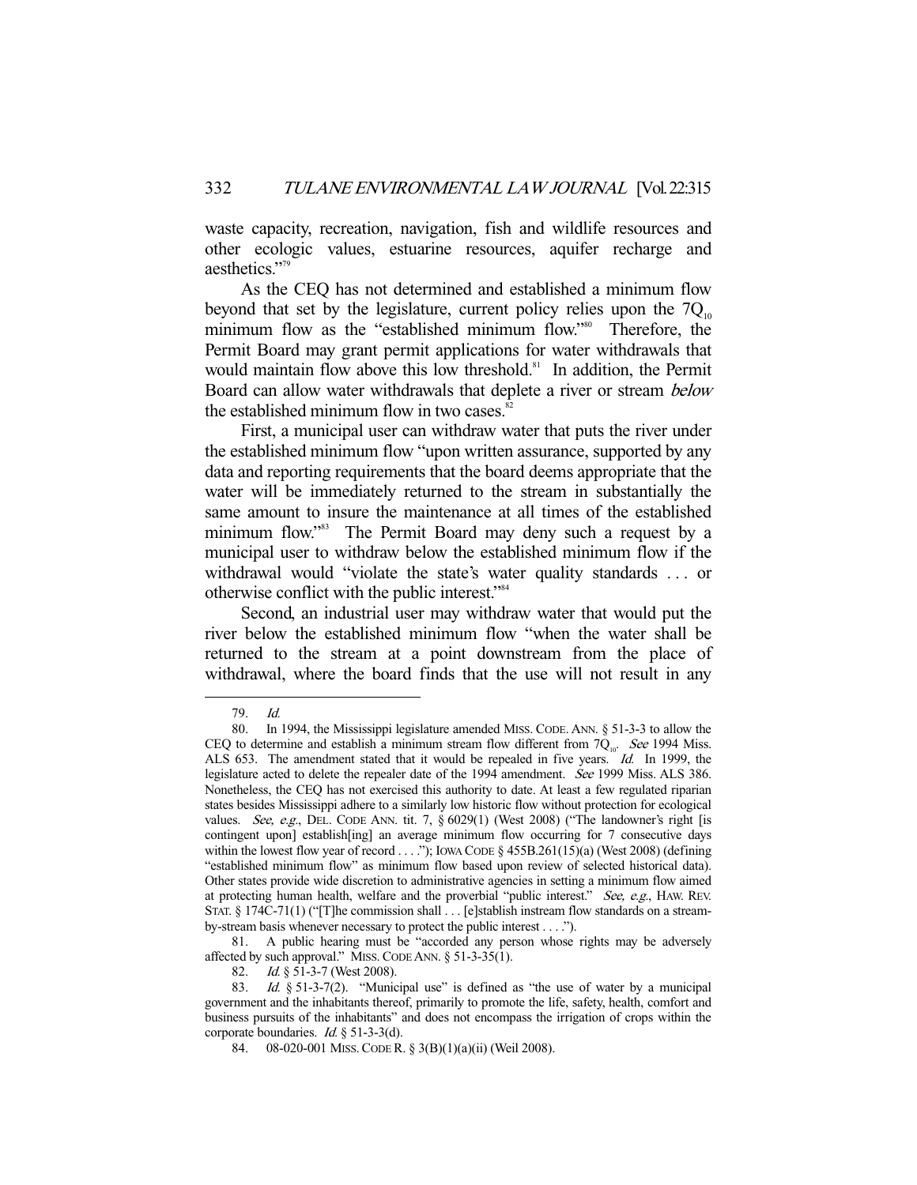waste capacity, recreation, navigation, fish and wildlife resources and other ecologic values, estuarine resources, aquifer recharge and aesthetics."[79]

As the CEQ has not determined and established a minimum flow beyond that set by the legislature, current policy relies upon the $7Q_{10}$ minimum flow as the "established minimum flow."[80] Therefore, the Permit Board may grant permit applications for water withdrawals that would maintain flow above this low threshold.[81] In addition, the Permit Board can allow water withdrawals that deplete a river or stream *below* the established minimum flow in two cases.[82]

First, a municipal user can withdraw water that puts the river under the established minimum flow "upon written assurance, supported by any data and reporting requirements that the board deems appropriate that the water will be immediately returned to the stream in substantially the same amount to insure the maintenance at all times of the established minimum flow."[83] The Permit Board may deny such a request by a municipal user to withdraw below the established minimum flow if the withdrawal would "violate the state's water quality standards . . . or otherwise conflict with the public interest."[84]

Second, an industrial user may withdraw water that would put the river below the established minimum flow "when the water shall be returned to the stream at a point downstream from the place of withdrawal, where the board finds that the use will not result in any

---

79. *Id.*

80. In 1994, the Mississippi legislature amended MISS. CODE. ANN. § 51-3-3 to allow the CEQ to determine and establish a minimum stream flow different from $7Q_{10}$. *See* 1994 Miss. ALS 653. The amendment stated that it would be repealed in five years. *Id.* In 1999, the legislature acted to delete the repealer date of the 1994 amendment. *See* 1999 Miss. ALS 386. Nonetheless, the CEQ has not exercised this authority to date. At least a few regulated riparian states besides Mississippi adhere to a similarly low historic flow without protection for ecological values. *See, e.g.*, DEL. CODE ANN. tit. 7, § 6029(1) (West 2008) ("The landowner's right [is contingent upon] establish[ing] an average minimum flow occurring for 7 consecutive days within the lowest flow year of record . . . ."); IOWA CODE § 455B.261(15)(a) (West 2008) (defining "established minimum flow" as minimum flow based upon review of selected historical data). Other states provide wide discretion to administrative agencies in setting a minimum flow aimed at protecting human health, welfare and the proverbial "public interest." *See, e.g.*, HAW. REV. STAT. § 174C-71(1) ("[T]he commission shall . . . [e]stablish instream flow standards on a stream-by-stream basis whenever necessary to protect the public interest . . . .").

81. A public hearing must be "accorded any person whose rights may be adversely affected by such approval." MISS. CODE ANN. § 51-3-35(1).

82. *Id.* § 51-3-7 (West 2008).

83. *Id.* § 51-3-7(2). "Municipal use" is defined as "the use of water by a municipal government and the inhabitants thereof, primarily to promote the life, safety, health, comfort and business pursuits of the inhabitants" and does not encompass the irrigation of crops within the corporate boundaries. *Id.* § 51-3-3(d).

84. 08-020-001 MISS. CODE R. § 3(B)(1)(a)(ii) (Weil 2008).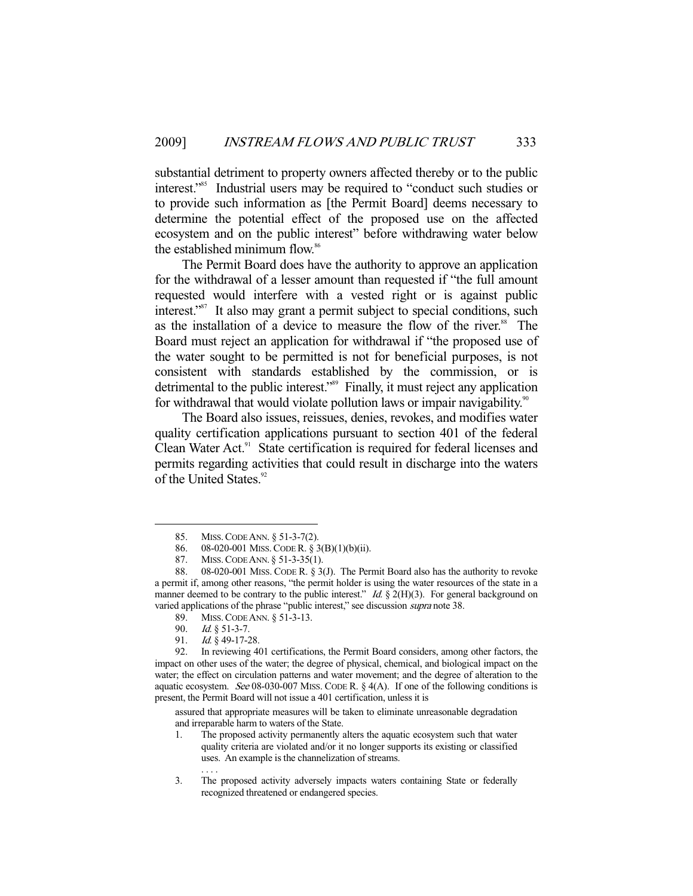substantial detriment to property owners affected thereby or to the public interest."[85] Industrial users may be required to "conduct such studies or to provide such information as [the Permit Board] deems necessary to determine the potential effect of the proposed use on the affected ecosystem and on the public interest" before withdrawing water below the established minimum flow.[86]

The Permit Board does have the authority to approve an application for the withdrawal of a lesser amount than requested if "the full amount requested would interfere with a vested right or is against public interest."[87] It also may grant a permit subject to special conditions, such as the installation of a device to measure the flow of the river.[88] The Board must reject an application for withdrawal if "the proposed use of the water sought to be permitted is not for beneficial purposes, is not consistent with standards established by the commission, or is detrimental to the public interest."[89] Finally, it must reject any application for withdrawal that would violate pollution laws or impair navigability.[90]

The Board also issues, reissues, denies, revokes, and modifies water quality certification applications pursuant to section 401 of the federal Clean Water Act.[91] State certification is required for federal licenses and permits regarding activities that could result in discharge into the waters of the United States.[92]

---

85. MISS. CODE ANN. § 51-3-7(2).

86. 08-020-001 MISS. CODE R. § 3(B)(1)(b)(ii).

87. MISS. CODE ANN. § 51-3-35(1).

88. 08-020-001 MISS. CODE R. § 3(J). The Permit Board also has the authority to revoke a permit if, among other reasons, "the permit holder is using the water resources of the state in a manner deemed to be contrary to the public interest." *Id.* § 2(H)(3). For general background on varied applications of the phrase "public interest," see discussion *supra* note 38.

89. MISS. CODE ANN. § 51-3-13.

90. *Id.* § 51-3-7.

91. *Id.* § 49-17-28.

92. In reviewing 401 certifications, the Permit Board considers, among other factors, the impact on other uses of the water; the degree of physical, chemical, and biological impact on the water; the effect on circulation patterns and water movement; and the degree of alteration to the aquatic ecosystem. *See* 08-030-007 MISS. CODE R. § 4(A). If one of the following conditions is present, the Permit Board will not issue a 401 certification, unless it is

> assured that appropriate measures will be taken to eliminate unreasonable degradation and irreparable harm to waters of the State.
>
> 1. The proposed activity permanently alters the aquatic ecosystem such that water quality criteria are violated and/or it no longer supports its existing or classified uses. An example is the channelization of streams.
>
> . . . .
>
> 3. The proposed activity adversely impacts waters containing State or federally recognized threatened or endangered species.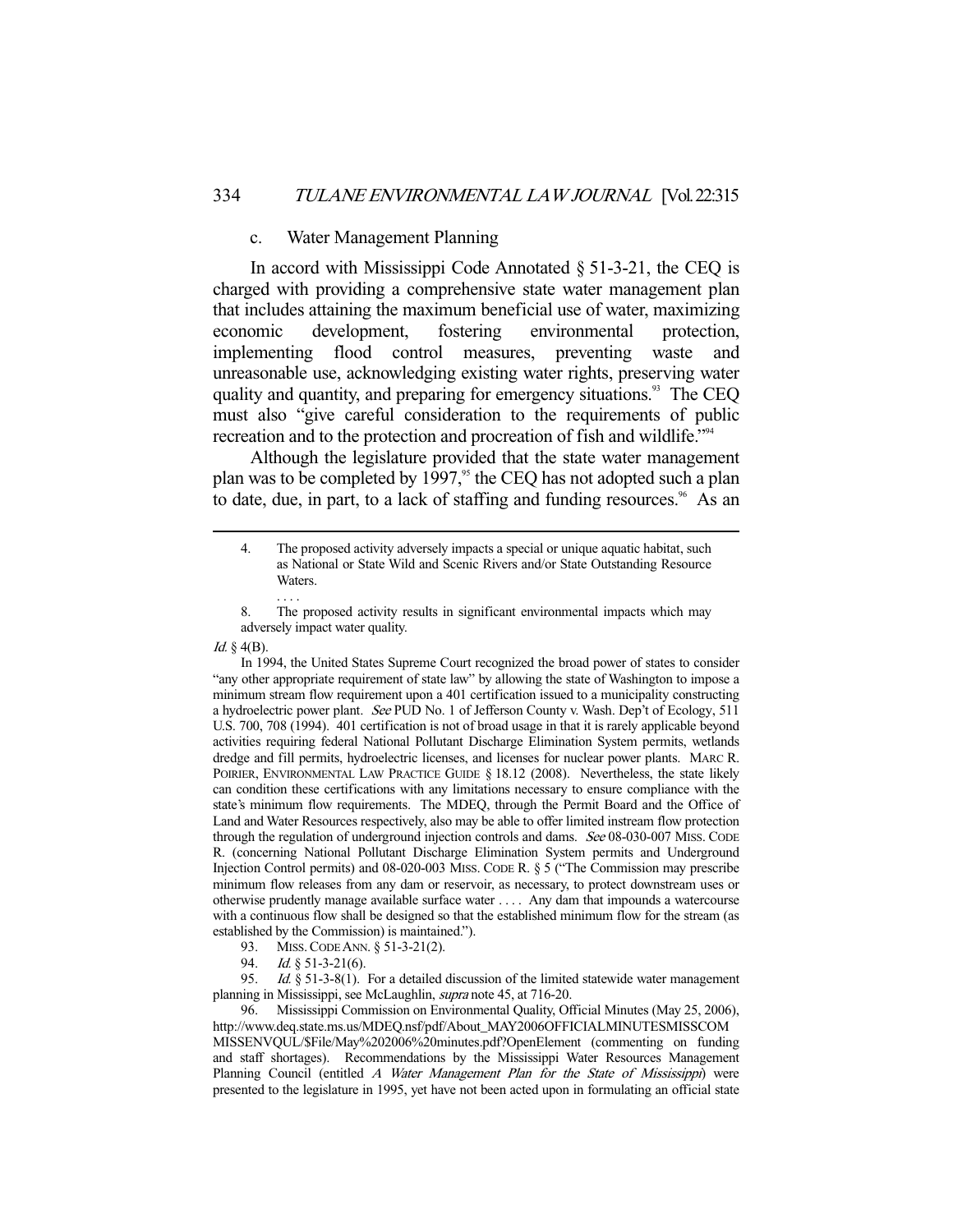c. Water Management Planning

In accord with Mississippi Code Annotated § 51-3-21, the CEQ is charged with providing a comprehensive state water management plan that includes attaining the maximum beneficial use of water, maximizing economic development, fostering environmental protection, implementing flood control measures, preventing waste and unreasonable use, acknowledging existing water rights, preserving water quality and quantity, and preparing for emergency situations.[93] The CEQ must also "give careful consideration to the requirements of public recreation and to the protection and procreation of fish and wildlife."[94]

Although the legislature provided that the state water management plan was to be completed by 1997,[95] the CEQ has not adopted such a plan to date, due, in part, to a lack of staffing and funding resources.[96] As an

---

> 4. The proposed activity adversely impacts a special or unique aquatic habitat, such as National or State Wild and Scenic Rivers and/or State Outstanding Resource Waters.
>
> . . . .
>
> 8. The proposed activity results in significant environmental impacts which may adversely impact water quality.

*Id.* § 4(B).

In 1994, the United States Supreme Court recognized the broad power of states to consider "any other appropriate requirement of state law" by allowing the state of Washington to impose a minimum stream flow requirement upon a 401 certification issued to a municipality constructing a hydroelectric power plant. *See* PUD No. 1 of Jefferson County v. Wash. Dep't of Ecology, 511 U.S. 700, 708 (1994). 401 certification is not of broad usage in that it is rarely applicable beyond activities requiring federal National Pollutant Discharge Elimination System permits, wetlands dredge and fill permits, hydroelectric licenses, and licenses for nuclear power plants. MARC R. POIRIER, ENVIRONMENTAL LAW PRACTICE GUIDE § 18.12 (2008). Nevertheless, the state likely can condition these certifications with any limitations necessary to ensure compliance with the state's minimum flow requirements. The MDEQ, through the Permit Board and the Office of Land and Water Resources respectively, also may be able to offer limited instream flow protection through the regulation of underground injection controls and dams. *See* 08-030-007 MISS. CODE R. (concerning National Pollutant Discharge Elimination System permits and Underground Injection Control permits) and 08-020-003 MISS. CODE R. § 5 ("The Commission may prescribe minimum flow releases from any dam or reservoir, as necessary, to protect downstream uses or otherwise prudently manage available surface water . . . . Any dam that impounds a watercourse with a continuous flow shall be designed so that the established minimum flow for the stream (as established by the Commission) is maintained.").

93. MISS. CODE ANN. § 51-3-21(2).

94. *Id.* § 51-3-21(6).

95. *Id.* § 51-3-8(1). For a detailed discussion of the limited statewide water management planning in Mississippi, see McLaughlin, *supra* note 45, at 716-20.

96. Mississippi Commission on Environmental Quality, Official Minutes (May 25, 2006), http://www.deq.state.ms.us/MDEQ.nsf/pdf/About_MAY2006OFFICIALMINUTESMISSCOM MISSENVQUL/$File/May%202006%20minutes.pdf?OpenElement (commenting on funding and staff shortages). Recommendations by the Mississippi Water Resources Management Planning Council (entitled *A Water Management Plan for the State of Mississippi*) were presented to the legislature in 1995, yet have not been acted upon in formulating an official state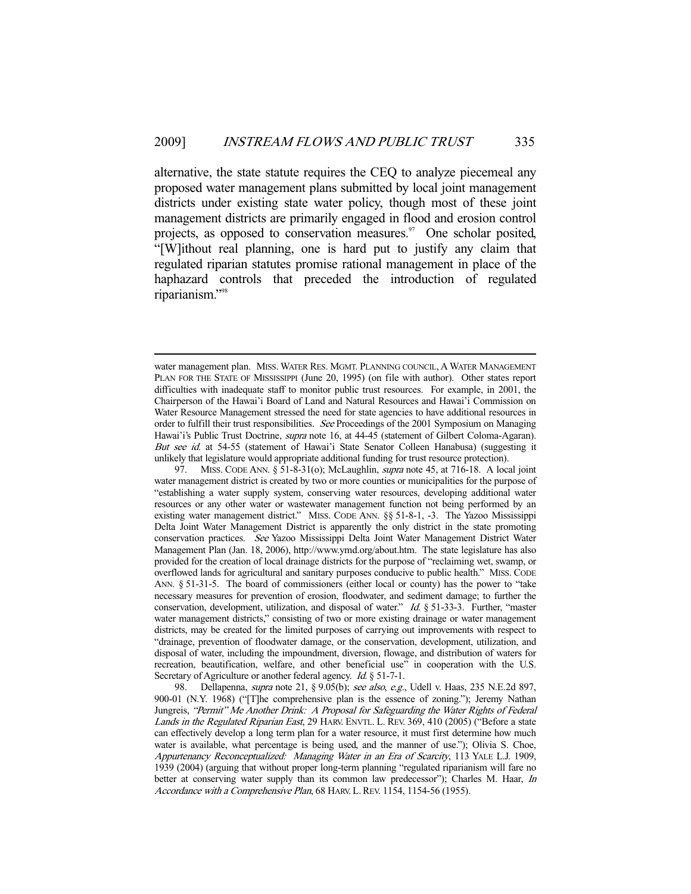alternative, the state statute requires the CEQ to analyze piecemeal any proposed water management plans submitted by local joint management districts under existing state water policy, though most of these joint management districts are primarily engaged in flood and erosion control projects, as opposed to conservation measures.[97] One scholar posited, "[W]ithout real planning, one is hard put to justify any claim that regulated riparian statutes promise rational management in place of the haphazard controls that preceded the introduction of regulated riparianism."[98]

---

water management plan. MISS. WATER RES. MGMT. PLANNING council, A WATER MANAGEMENT PLAN FOR THE STATE OF MISSISSIPPI (June 20, 1995) (on file with author). Other states report difficulties with inadequate staff to monitor public trust resources. For example, in 2001, the Chairperson of the Hawai'i Board of Land and Natural Resources and Hawai'i Commission on Water Resource Management stressed the need for state agencies to have additional resources in order to fulfill their trust responsibilities. *See* Proceedings of the 2001 Symposium on Managing Hawai'i's Public Trust Doctrine, *supra* note 16, at 44-45 (statement of Gilbert Coloma-Agaran). *But see id.* at 54-55 (statement of Hawai'i State Senator Colleen Hanabusa) (suggesting it unlikely that legislature would appropriate additional funding for trust resource protection).

97. MISS. CODE ANN. § 51-8-31(o); McLaughlin, *supra* note 45, at 716-18. A local joint water management district is created by two or more counties or municipalities for the purpose of "establishing a water supply system, conserving water resources, developing additional water resources or any other water or wastewater management function not being performed by an existing water management district." MISS. CODE ANN. §§ 51-8-1, -3. The Yazoo Mississippi Delta Joint Water Management District is apparently the only district in the state promoting conservation practices. *See* Yazoo Mississippi Delta Joint Water Management District Water Management Plan (Jan. 18, 2006), http://www.ymd.org/about.htm. The state legislature has also provided for the creation of local drainage districts for the purpose of "reclaiming wet, swamp, or overflowed lands for agricultural and sanitary purposes conducive to public health." MISS. CODE ANN. § 51-31-5. The board of commissioners (either local or county) has the power to "take necessary measures for prevention of erosion, floodwater, and sediment damage; to further the conservation, development, utilization, and disposal of water." *Id.* § 51-33-3. Further, "master water management districts," consisting of two or more existing drainage or water management districts, may be created for the limited purposes of carrying out improvements with respect to "drainage, prevention of floodwater damage, or the conservation, development, utilization, and disposal of water, including the impoundment, diversion, flowage, and distribution of waters for recreation, beautification, welfare, and other beneficial use" in cooperation with the U.S. Secretary of Agriculture or another federal agency. *Id.* § 51-7-1.

98. Dellapenna, *supra* note 21, § 9.05(b); *see also*, *e.g.*, Udell v. Haas, 235 N.E.2d 897, 900-01 (N.Y. 1968) ("[T]he comprehensive plan is the essence of zoning."); Jeremy Nathan Jungreis, *"Permit" Me Another Drink: A Proposal for Safeguarding the Water Rights of Federal Lands in the Regulated Riparian East*, 29 HARV. ENVTL. L. REV. 369, 410 (2005) ("Before a state can effectively develop a long term plan for a water resource, it must first determine how much water is available, what percentage is being used, and the manner of use."); Olivia S. Choe, *Appurtenancy Reconceptualized: Managing Water in an Era of Scarcity*, 113 YALE L.J. 1909, 1939 (2004) (arguing that without proper long-term planning "regulated riparianism will fare no better at conserving water supply than its common law predecessor"); Charles M. Haar, *In Accordance with a Comprehensive Plan*, 68 HARV. L. REV. 1154, 1154-56 (1955).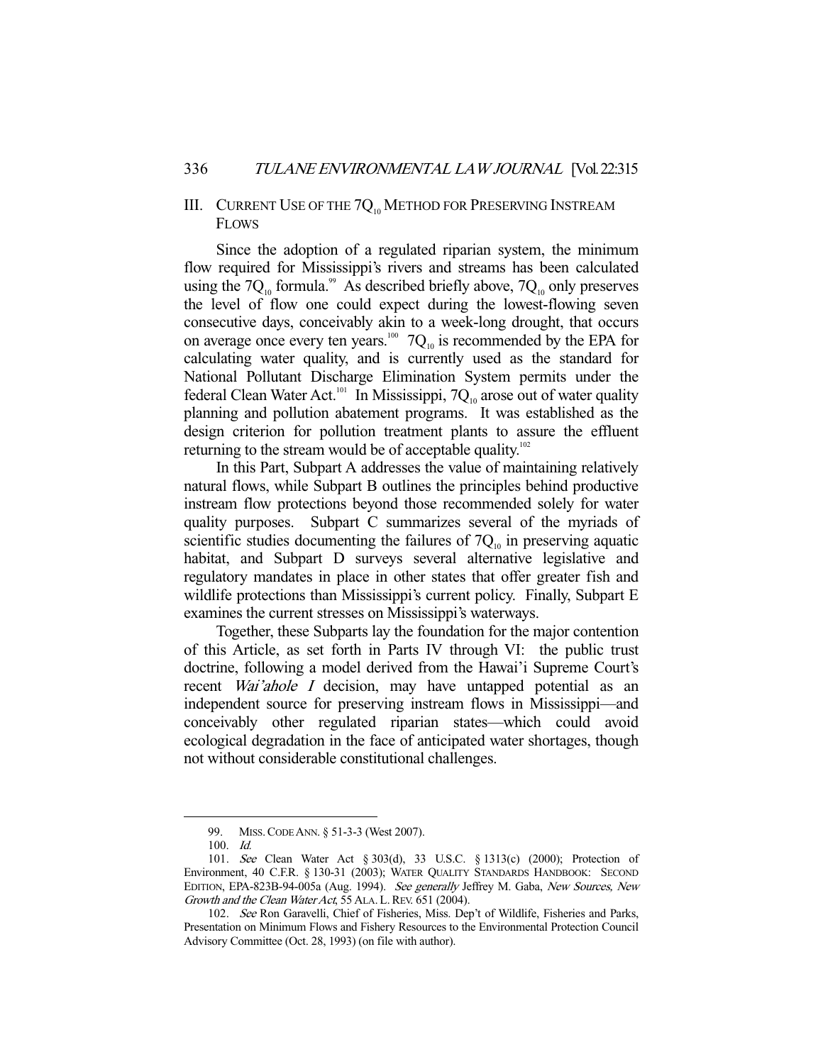## III. CURRENT USE OF THE $7Q_{10}$ METHOD FOR PRESERVING INSTREAM FLOWS

Since the adoption of a regulated riparian system, the minimum flow required for Mississippi's rivers and streams has been calculated using the $7Q_{10}$ formula.[99] As described briefly above, $7Q_{10}$ only preserves the level of flow one could expect during the lowest-flowing seven consecutive days, conceivably akin to a week-long drought, that occurs on average once every ten years.[100] $7Q_{10}$ is recommended by the EPA for calculating water quality, and is currently used as the standard for National Pollutant Discharge Elimination System permits under the federal Clean Water Act.[101] In Mississippi, $7Q_{10}$ arose out of water quality planning and pollution abatement programs. It was established as the design criterion for pollution treatment plants to assure the effluent returning to the stream would be of acceptable quality.[102]

In this Part, Subpart A addresses the value of maintaining relatively natural flows, while Subpart B outlines the principles behind productive instream flow protections beyond those recommended solely for water quality purposes. Subpart C summarizes several of the myriads of scientific studies documenting the failures of $7Q_{10}$ in preserving aquatic habitat, and Subpart D surveys several alternative legislative and regulatory mandates in place in other states that offer greater fish and wildlife protections than Mississippi's current policy. Finally, Subpart E examines the current stresses on Mississippi's waterways.

Together, these Subparts lay the foundation for the major contention of this Article, as set forth in Parts IV through VI: the public trust doctrine, following a model derived from the Hawai'i Supreme Court's recent *Wai'ahole I* decision, may have untapped potential as an independent source for preserving instream flows in Mississippi—and conceivably other regulated riparian states—which could avoid ecological degradation in the face of anticipated water shortages, though not without considerable constitutional challenges.

---

99. MISS. CODE ANN. § 51-3-3 (West 2007).

100. *Id.*

101. *See* Clean Water Act § 303(d), 33 U.S.C. § 1313(c) (2000); Protection of Environment, 40 C.F.R. § 130-31 (2003); WATER QUALITY STANDARDS HANDBOOK: SECOND EDITION, EPA-823B-94-005a (Aug. 1994). *See generally* Jeffrey M. Gaba, *New Sources, New Growth and the Clean Water Act*, 55 ALA. L. REV. 651 (2004).

102. *See* Ron Garavelli, Chief of Fisheries, Miss. Dep't of Wildlife, Fisheries and Parks, Presentation on Minimum Flows and Fishery Resources to the Environmental Protection Council Advisory Committee (Oct. 28, 1993) (on file with author).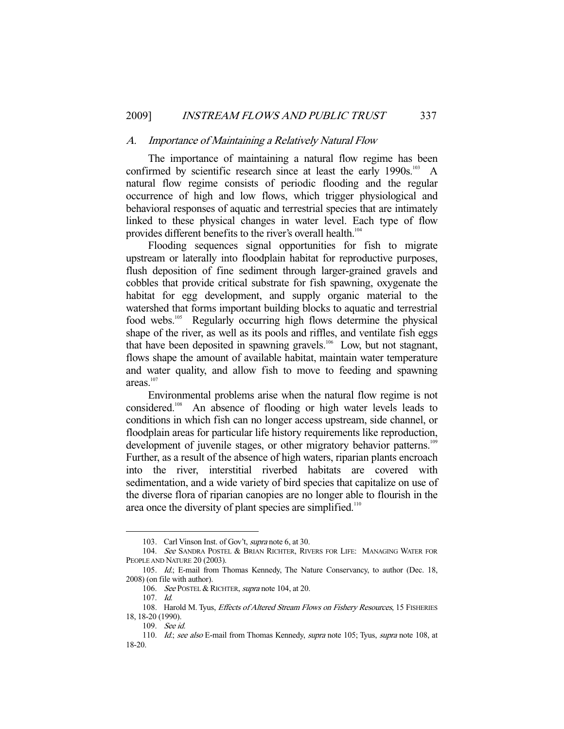### *A. Importance of Maintaining a Relatively Natural Flow*

The importance of maintaining a natural flow regime has been confirmed by scientific research since at least the early 1990s.[103] A natural flow regime consists of periodic flooding and the regular occurrence of high and low flows, which trigger physiological and behavioral responses of aquatic and terrestrial species that are intimately linked to these physical changes in water level. Each type of flow provides different benefits to the river's overall health.[104]

Flooding sequences signal opportunities for fish to migrate upstream or laterally into floodplain habitat for reproductive purposes, flush deposition of fine sediment through larger-grained gravels and cobbles that provide critical substrate for fish spawning, oxygenate the habitat for egg development, and supply organic material to the watershed that forms important building blocks to aquatic and terrestrial food webs.[105] Regularly occurring high flows determine the physical shape of the river, as well as its pools and riffles, and ventilate fish eggs that have been deposited in spawning gravels.[106] Low, but not stagnant, flows shape the amount of available habitat, maintain water temperature and water quality, and allow fish to move to feeding and spawning areas.[107]

Environmental problems arise when the natural flow regime is not considered.[108] An absence of flooding or high water levels leads to conditions in which fish can no longer access upstream, side channel, or floodplain areas for particular life history requirements like reproduction, development of juvenile stages, or other migratory behavior patterns.[109] Further, as a result of the absence of high waters, riparian plants encroach into the river, interstitial riverbed habitats are covered with sedimentation, and a wide variety of bird species that capitalize on use of the diverse flora of riparian canopies are no longer able to flourish in the area once the diversity of plant species are simplified.[110]

---

103. Carl Vinson Inst. of Gov't, *supra* note 6, at 30.

104. *See* SANDRA POSTEL & BRIAN RICHTER, RIVERS FOR LIFE: MANAGING WATER FOR PEOPLE AND NATURE 20 (2003).

105. *Id.*; E-mail from Thomas Kennedy, The Nature Conservancy, to author (Dec. 18, 2008) (on file with author).

106. *See* POSTEL & RICHTER, *supra* note 104, at 20.

107. *Id.*

108. Harold M. Tyus, *Effects of Altered Stream Flows on Fishery Resources*, 15 FISHERIES 18, 18-20 (1990).

109. *See id.*

110. *Id.*; *see also* E-mail from Thomas Kennedy, *supra* note 105; Tyus, *supra* note 108, at 18-20.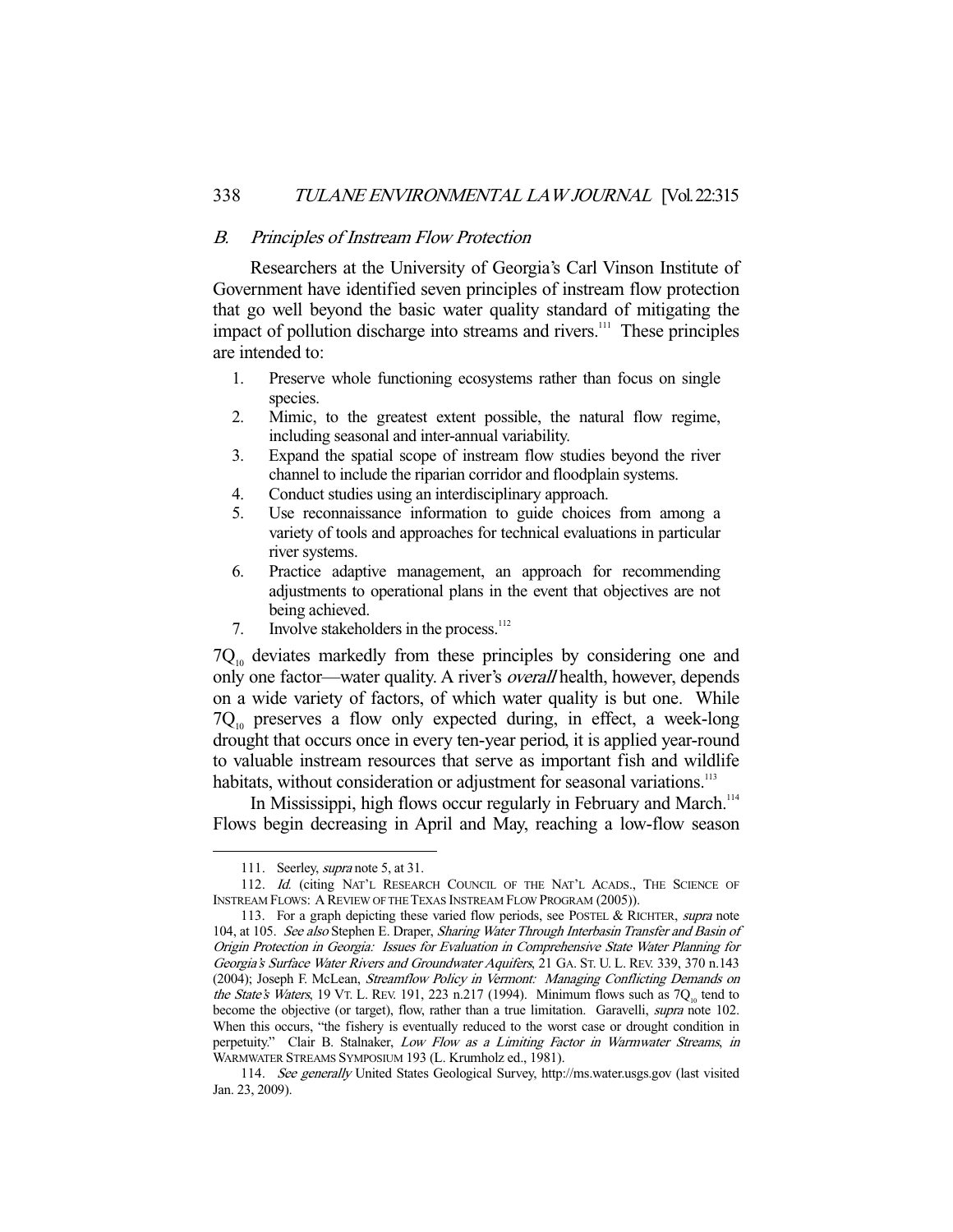### *B. Principles of Instream Flow Protection*

Researchers at the University of Georgia's Carl Vinson Institute of Government have identified seven principles of instream flow protection that go well beyond the basic water quality standard of mitigating the impact of pollution discharge into streams and rivers.[111] These principles are intended to:

1. Preserve whole functioning ecosystems rather than focus on single species.
2. Mimic, to the greatest extent possible, the natural flow regime, including seasonal and inter-annual variability.
3. Expand the spatial scope of instream flow studies beyond the river channel to include the riparian corridor and floodplain systems.
4. Conduct studies using an interdisciplinary approach.
5. Use reconnaissance information to guide choices from among a variety of tools and approaches for technical evaluations in particular river systems.
6. Practice adaptive management, an approach for recommending adjustments to operational plans in the event that objectives are not being achieved.
7. Involve stakeholders in the process.[112]

$7Q_{10}$ deviates markedly from these principles by considering one and only one factor—water quality. A river's *overall* health, however, depends on a wide variety of factors, of which water quality is but one. While $7Q_{10}$ preserves a flow only expected during, in effect, a week-long drought that occurs once in every ten-year period, it is applied year-round to valuable instream resources that serve as important fish and wildlife habitats, without consideration or adjustment for seasonal variations.[113]

In Mississippi, high flows occur regularly in February and March.[114] Flows begin decreasing in April and May, reaching a low-flow season

---

111. Seerley, *supra* note 5, at 31.

112. *Id.* (citing NAT'L RESEARCH COUNCIL OF THE NAT'L ACADS., THE SCIENCE OF INSTREAM FLOWS: A REVIEW OF THE TEXAS INSTREAM FLOW PROGRAM (2005)).

113. For a graph depicting these varied flow periods, see POSTEL & RICHTER, *supra* note 104, at 105. *See also* Stephen E. Draper, *Sharing Water Through Interbasin Transfer and Basin of Origin Protection in Georgia: Issues for Evaluation in Comprehensive State Water Planning for Georgia's Surface Water Rivers and Groundwater Aquifers*, 21 GA. ST. U. L. REV. 339, 370 n.143 (2004); Joseph F. McLean, *Streamflow Policy in Vermont: Managing Conflicting Demands on the State's Waters*, 19 VT. L. REV. 191, 223 n.217 (1994). Minimum flows such as $7Q_{10}$ tend to become the objective (or target), flow, rather than a true limitation. Garavelli, *supra* note 102. When this occurs, "the fishery is eventually reduced to the worst case or drought condition in perpetuity." Clair B. Stalnaker, *Low Flow as a Limiting Factor in Warmwater Streams*, *in* WARMWATER STREAMS SYMPOSIUM 193 (L. Krumholz ed., 1981).

114. *See generally* United States Geological Survey, http://ms.water.usgs.gov (last visited Jan. 23, 2009).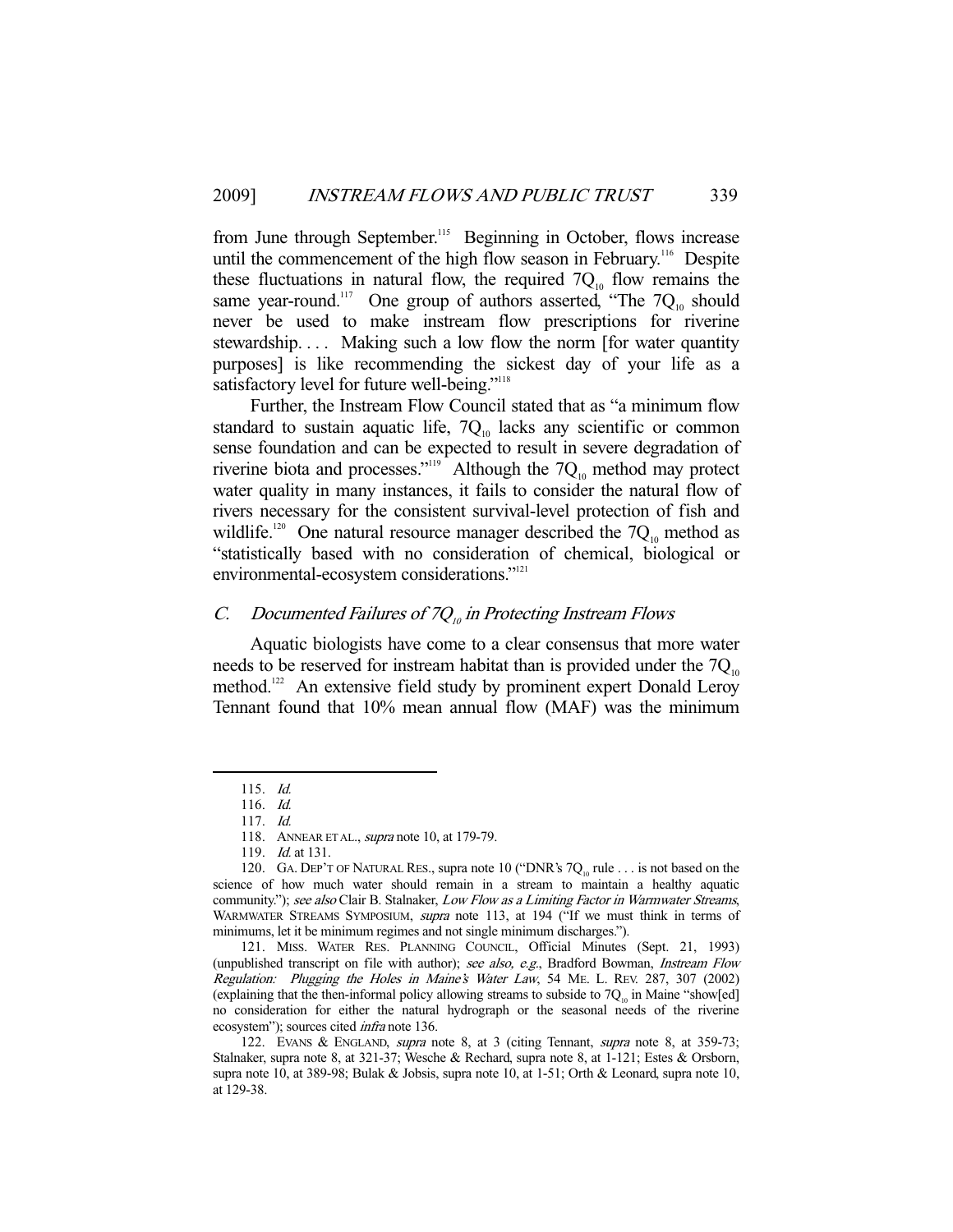from June through September.[115] Beginning in October, flows increase until the commencement of the high flow season in February.[116] Despite these fluctuations in natural flow, the required $7Q_{10}$ flow remains the same year-round.[117] One group of authors asserted, "The $7Q_{10}$ should never be used to make instream flow prescriptions for riverine stewardship. . . . Making such a low flow the norm [for water quantity purposes] is like recommending the sickest day of your life as a satisfactory level for future well-being."[118]

Further, the Instream Flow Council stated that as "a minimum flow standard to sustain aquatic life, $7Q_{10}$ lacks any scientific or common sense foundation and can be expected to result in severe degradation of riverine biota and processes."[119] Although the $7Q_{10}$ method may protect water quality in many instances, it fails to consider the natural flow of rivers necessary for the consistent survival-level protection of fish and wildlife.[120] One natural resource manager described the $7Q_{10}$ method as "statistically based with no consideration of chemical, biological or environmental-ecosystem considerations."[121]

### C. *Documented Failures of $7Q_{10}$ in Protecting Instream Flows*

Aquatic biologists have come to a clear consensus that more water needs to be reserved for instream habitat than is provided under the $7Q_{10}$ method.[122] An extensive field study by prominent expert Donald Leroy Tennant found that 10% mean annual flow (MAF) was the minimum

---

115. *Id.*

116. *Id.*

117. *Id.*

118. ANNEAR ET AL., *supra* note 10, at 179-79.

119. *Id.* at 131.

120. GA. DEP'T OF NATURAL RES., supra note 10 ("DNR's $7Q_{10}$ rule . . . is not based on the science of how much water should remain in a stream to maintain a healthy aquatic community."); *see also* Clair B. Stalnaker, *Low Flow as a Limiting Factor in Warmwater Streams*, WARMWATER STREAMS SYMPOSIUM, *supra* note 113, at 194 ("If we must think in terms of minimums, let it be minimum regimes and not single minimum discharges.").

121. MISS. WATER RES. PLANNING COUNCIL, Official Minutes (Sept. 21, 1993) (unpublished transcript on file with author); *see also, e.g.*, Bradford Bowman, *Instream Flow Regulation: Plugging the Holes in Maine's Water Law*, 54 ME. L. REV. 287, 307 (2002) (explaining that the then-informal policy allowing streams to subside to $7Q_{10}$ in Maine "show[ed] no consideration for either the natural hydrograph or the seasonal needs of the riverine ecosystem"); sources cited *infra* note 136.

122. EVANS & ENGLAND, *supra* note 8, at 3 (citing Tennant, *supra* note 8, at 359-73; Stalnaker, supra note 8, at 321-37; Wesche & Rechard, supra note 8, at 1-121; Estes & Orsborn, supra note 10, at 389-98; Bulak & Jobsis, supra note 10, at 1-51; Orth & Leonard, supra note 10, at 129-38.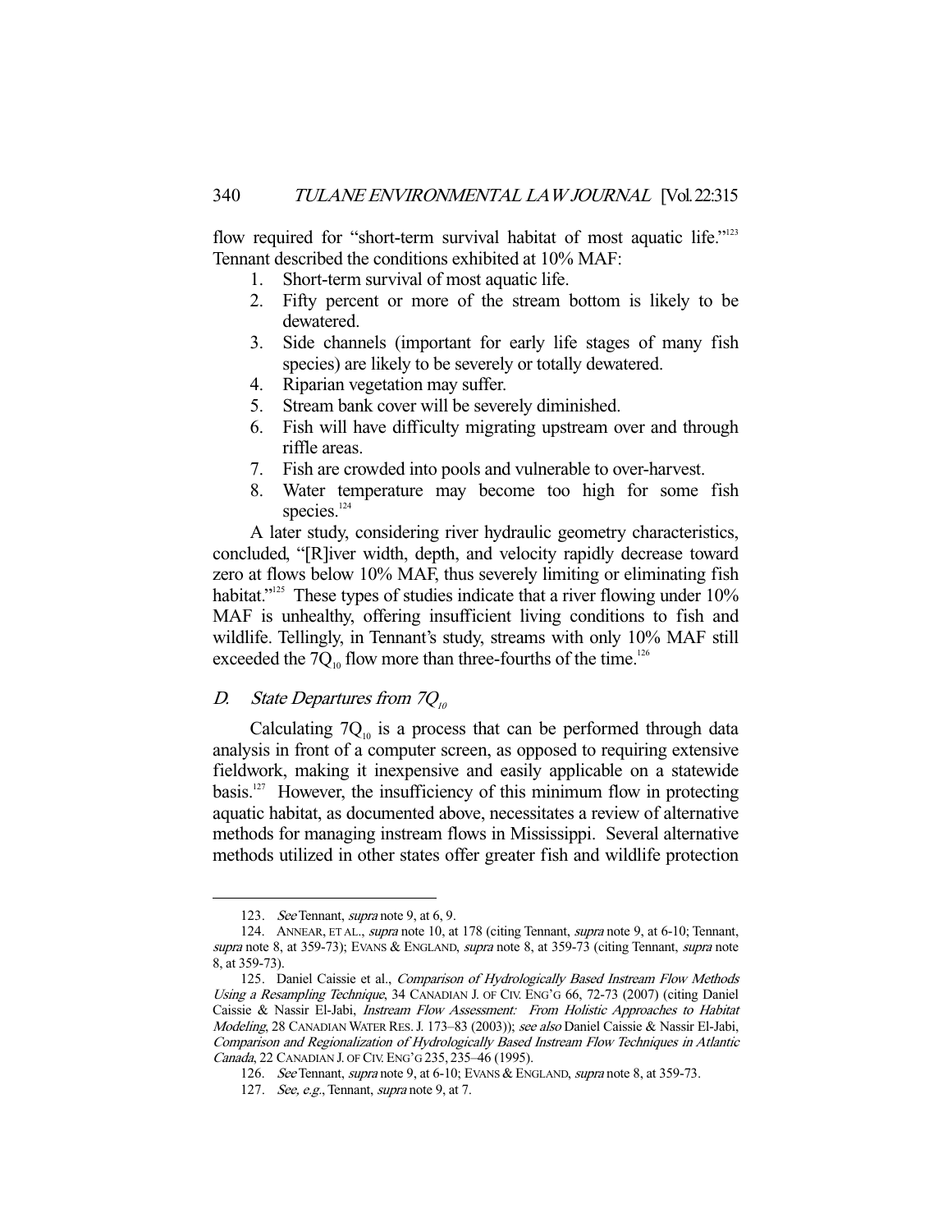flow required for "short-term survival habitat of most aquatic life."[123] Tennant described the conditions exhibited at 10% MAF:

1. Short-term survival of most aquatic life.
2. Fifty percent or more of the stream bottom is likely to be dewatered.
3. Side channels (important for early life stages of many fish species) are likely to be severely or totally dewatered.
4. Riparian vegetation may suffer.
5. Stream bank cover will be severely diminished.
6. Fish will have difficulty migrating upstream over and through riffle areas.
7. Fish are crowded into pools and vulnerable to over-harvest.
8. Water temperature may become too high for some fish species.[124]

A later study, considering river hydraulic geometry characteristics, concluded, "[R]iver width, depth, and velocity rapidly decrease toward zero at flows below 10% MAF, thus severely limiting or eliminating fish habitat."[125] These types of studies indicate that a river flowing under 10% MAF is unhealthy, offering insufficient living conditions to fish and wildlife. Tellingly, in Tennant's study, streams with only 10% MAF still exceeded the $7Q_{10}$ flow more than three-fourths of the time.[126]

### *D. State Departures from $7Q_{10}$*

Calculating $7Q_{10}$ is a process that can be performed through data analysis in front of a computer screen, as opposed to requiring extensive fieldwork, making it inexpensive and easily applicable on a statewide basis.[127] However, the insufficiency of this minimum flow in protecting aquatic habitat, as documented above, necessitates a review of alternative methods for managing instream flows in Mississippi. Several alternative methods utilized in other states offer greater fish and wildlife protection

---

123. *See* Tennant, *supra* note 9, at 6, 9.

124. ANNEAR, ET AL., *supra* note 10, at 178 (citing Tennant, *supra* note 9, at 6-10; Tennant, *supra* note 8, at 359-73); EVANS & ENGLAND, *supra* note 8, at 359-73 (citing Tennant, *supra* note 8, at 359-73).

125. Daniel Caissie et al., *Comparison of Hydrologically Based Instream Flow Methods Using a Resampling Technique*, 34 CANADIAN J. OF CIV. ENG'G 66, 72-73 (2007) (citing Daniel Caissie & Nassir El-Jabi, *Instream Flow Assessment: From Holistic Approaches to Habitat Modeling*, 28 CANADIAN WATER RES. J. 173–83 (2003)); *see also* Daniel Caissie & Nassir El-Jabi, *Comparison and Regionalization of Hydrologically Based Instream Flow Techniques in Atlantic Canada*, 22 CANADIAN J. OF CIV. ENG'G 235, 235–46 (1995).

126. *See* Tennant, *supra* note 9, at 6-10; EVANS & ENGLAND, *supra* note 8, at 359-73.

127. *See, e.g.*, Tennant, *supra* note 9, at 7.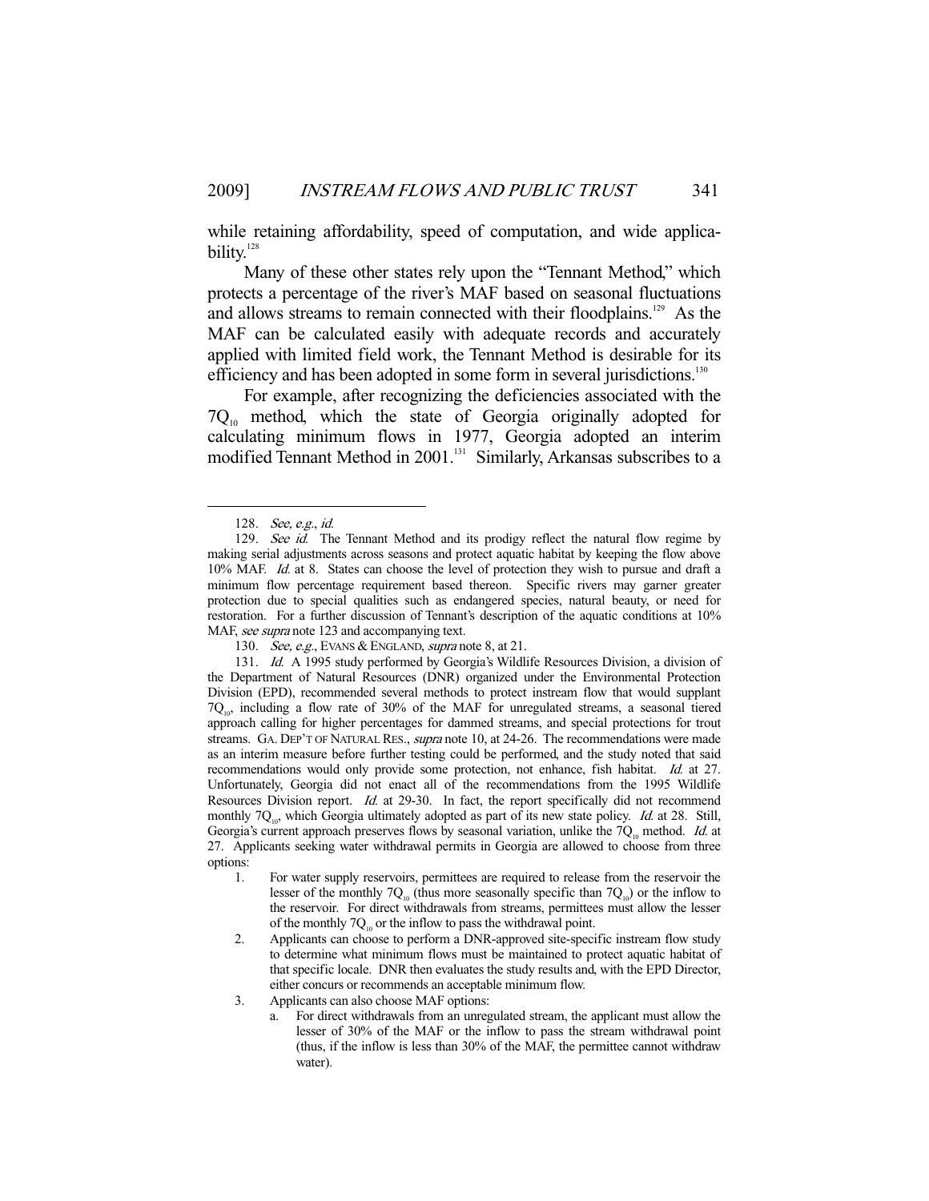while retaining affordability, speed of computation, and wide applicability.[128]

Many of these other states rely upon the "Tennant Method," which protects a percentage of the river's MAF based on seasonal fluctuations and allows streams to remain connected with their floodplains.[129] As the MAF can be calculated easily with adequate records and accurately applied with limited field work, the Tennant Method is desirable for its efficiency and has been adopted in some form in several jurisdictions.[130]

For example, after recognizing the deficiencies associated with the $7Q_{10}$ method, which the state of Georgia originally adopted for calculating minimum flows in 1977, Georgia adopted an interim modified Tennant Method in 2001.[131] Similarly, Arkansas subscribes to a

---

128. *See, e.g.*, *id.*

129. *See id.* The Tennant Method and its prodigy reflect the natural flow regime by making serial adjustments across seasons and protect aquatic habitat by keeping the flow above 10% MAF. *Id.* at 8. States can choose the level of protection they wish to pursue and draft a minimum flow percentage requirement based thereon. Specific rivers may garner greater protection due to special qualities such as endangered species, natural beauty, or need for restoration. For a further discussion of Tennant's description of the aquatic conditions at 10% MAF, *see supra* note 123 and accompanying text.

130. *See, e.g.*, EVANS & ENGLAND, *supra* note 8, at 21.

131. *Id.* A 1995 study performed by Georgia's Wildlife Resources Division, a division of the Department of Natural Resources (DNR) organized under the Environmental Protection Division (EPD), recommended several methods to protect instream flow that would supplant $7Q_{10}$, including a flow rate of 30% of the MAF for unregulated streams, a seasonal tiered approach calling for higher percentages for dammed streams, and special protections for trout streams. GA. DEP'T OF NATURAL RES., *supra* note 10, at 24-26. The recommendations were made as an interim measure before further testing could be performed, and the study noted that said recommendations would only provide some protection, not enhance, fish habitat. *Id.* at 27. Unfortunately, Georgia did not enact all of the recommendations from the 1995 Wildlife Resources Division report. *Id.* at 29-30. In fact, the report specifically did not recommend monthly $7Q_{10}$, which Georgia ultimately adopted as part of its new state policy. *Id.* at 28. Still, Georgia's current approach preserves flows by seasonal variation, unlike the $7Q_{10}$ method. *Id.* at 27. Applicants seeking water withdrawal permits in Georgia are allowed to choose from three options:

1. For water supply reservoirs, permittees are required to release from the reservoir the lesser of the monthly $7Q_{10}$ (thus more seasonally specific than $7Q_{10}$) or the inflow to the reservoir. For direct withdrawals from streams, permittees must allow the lesser of the monthly $7Q_{10}$ or the inflow to pass the withdrawal point.
2. Applicants can choose to perform a DNR-approved site-specific instream flow study to determine what minimum flows must be maintained to protect aquatic habitat of that specific locale. DNR then evaluates the study results and, with the EPD Director, either concurs or recommends an acceptable minimum flow.
3. Applicants can also choose MAF options:
   a. For direct withdrawals from an unregulated stream, the applicant must allow the lesser of 30% of the MAF or the inflow to pass the stream withdrawal point (thus, if the inflow is less than 30% of the MAF, the permittee cannot withdraw water).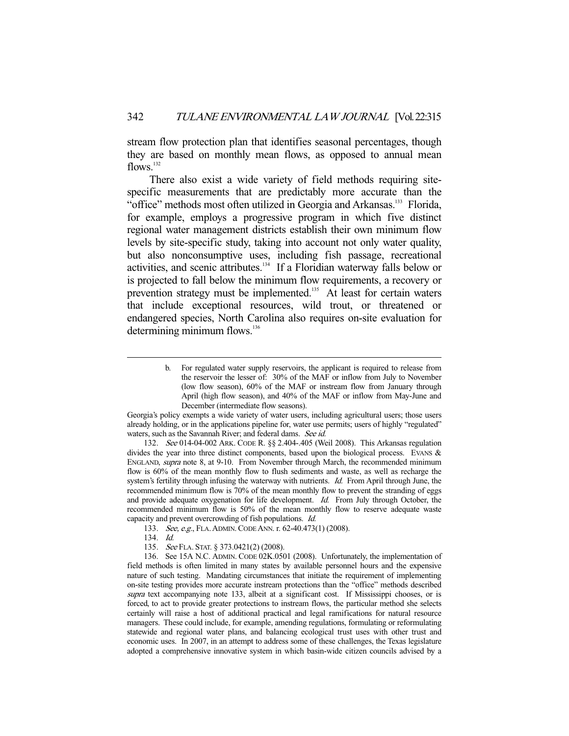stream flow protection plan that identifies seasonal percentages, though they are based on monthly mean flows, as opposed to annual mean flows.[132]

There also exist a wide variety of field methods requiring site-specific measurements that are predictably more accurate than the "office" methods most often utilized in Georgia and Arkansas.[133] Florida, for example, employs a progressive program in which five distinct regional water management districts establish their own minimum flow levels by site-specific study, taking into account not only water quality, but also nonconsumptive uses, including fish passage, recreational activities, and scenic attributes.[134] If a Floridian waterway falls below or is projected to fall below the minimum flow requirements, a recovery or prevention strategy must be implemented.[135] At least for certain waters that include exceptional resources, wild trout, or threatened or endangered species, North Carolina also requires on-site evaluation for determining minimum flows.[136]

---

> b. For regulated water supply reservoirs, the applicant is required to release from the reservoir the lesser of: 30% of the MAF or inflow from July to November (low flow season), 60% of the MAF or instream flow from January through April (high flow season), and 40% of the MAF or inflow from May-June and December (intermediate flow seasons).

Georgia's policy exempts a wide variety of water users, including agricultural users; those users already holding, or in the applications pipeline for, water use permits; users of highly "regulated" waters, such as the Savannah River; and federal dams. *See id.*

132. *See* 014-04-002 ARK. CODE R. §§ 2.404-.405 (Weil 2008). This Arkansas regulation divides the year into three distinct components, based upon the biological process. EVANS & ENGLAND, *supra* note 8, at 9-10. From November through March, the recommended minimum flow is 60% of the mean monthly flow to flush sediments and waste, as well as recharge the system's fertility through infusing the waterway with nutrients. *Id.* From April through June, the recommended minimum flow is 70% of the mean monthly flow to prevent the stranding of eggs and provide adequate oxygenation for life development. *Id.* From July through October, the recommended minimum flow is 50% of the mean monthly flow to reserve adequate waste capacity and prevent overcrowding of fish populations. *Id.*

133. *See, e.g.*, FLA. ADMIN. CODE ANN. r. 62-40.473(1) (2008).

134. *Id.*

135. *See* FLA. STAT. § 373.0421(2) (2008).

136. See 15A N.C. ADMIN. CODE 02K.0501 (2008). Unfortunately, the implementation of field methods is often limited in many states by available personnel hours and the expensive nature of such testing. Mandating circumstances that initiate the requirement of implementing on-site testing provides more accurate instream protections than the "office" methods described *supra* text accompanying note 133, albeit at a significant cost. If Mississippi chooses, or is forced, to act to provide greater protections to instream flows, the particular method she selects certainly will raise a host of additional practical and legal ramifications for natural resource managers. These could include, for example, amending regulations, formulating or reformulating statewide and regional water plans, and balancing ecological trust uses with other trust and economic uses. In 2007, in an attempt to address some of these challenges, the Texas legislature adopted a comprehensive innovative system in which basin-wide citizen councils advised by a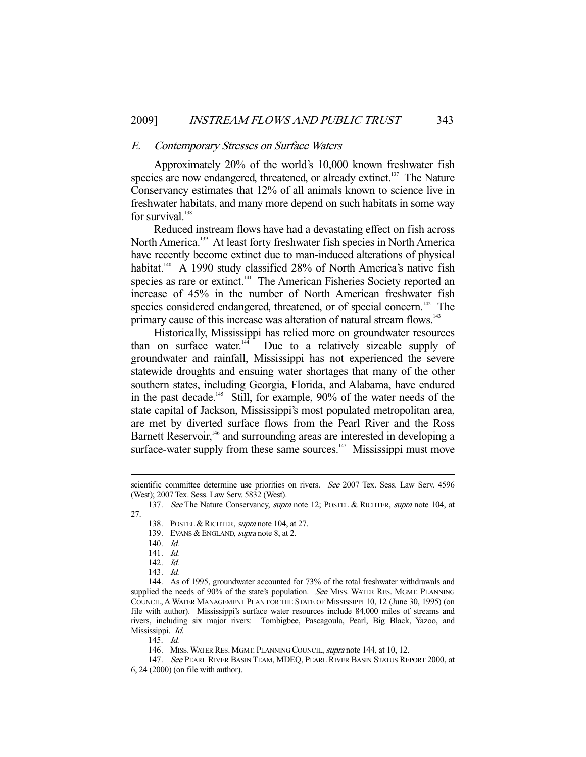### *E. Contemporary Stresses on Surface Waters*

Approximately 20% of the world's 10,000 known freshwater fish species are now endangered, threatened, or already extinct.[137] The Nature Conservancy estimates that 12% of all animals known to science live in freshwater habitats, and many more depend on such habitats in some way for survival.[138]

Reduced instream flows have had a devastating effect on fish across North America.[139] At least forty freshwater fish species in North America have recently become extinct due to man-induced alterations of physical habitat.[140] A 1990 study classified 28% of North America's native fish species as rare or extinct.[141] The American Fisheries Society reported an increase of 45% in the number of North American freshwater fish species considered endangered, threatened, or of special concern.[142] The primary cause of this increase was alteration of natural stream flows.[143]

Historically, Mississippi has relied more on groundwater resources than on surface water.[144] Due to a relatively sizeable supply of groundwater and rainfall, Mississippi has not experienced the severe statewide droughts and ensuing water shortages that many of the other southern states, including Georgia, Florida, and Alabama, have endured in the past decade.[145] Still, for example, 90% of the water needs of the state capital of Jackson, Mississippi's most populated metropolitan area, are met by diverted surface flows from the Pearl River and the Ross Barnett Reservoir,[146] and surrounding areas are interested in developing a surface-water supply from these same sources.[147] Mississippi must move

---

scientific committee determine use priorities on rivers. *See* 2007 Tex. Sess. Law Serv. 4596 (West); 2007 Tex. Sess. Law Serv. 5832 (West).

137. *See* The Nature Conservancy, *supra* note 12; POSTEL & RICHTER, *supra* note 104, at 27.

138. POSTEL & RICHTER, *supra* note 104, at 27.

139. EVANS & ENGLAND, *supra* note 8, at 2.

140. *Id.*

141. *Id.*

142. *Id.*

143. *Id.*

144. As of 1995, groundwater accounted for 73% of the total freshwater withdrawals and supplied the needs of 90% of the state's population. *See* MISS. WATER RES. MGMT. PLANNING COUNCIL, A WATER MANAGEMENT PLAN FOR THE STATE OF MISSISSIPPI 10, 12 (June 30, 1995) (on file with author). Mississippi's surface water resources include 84,000 miles of streams and rivers, including six major rivers: Tombigbee, Pascagoula, Pearl, Big Black, Yazoo, and Mississippi. *Id.*

145. *Id.*

146. MISS. WATER RES. MGMT. PLANNING COUNCIL, *supra* note 144, at 10, 12.

147. *See* PEARL RIVER BASIN TEAM, MDEQ, PEARL RIVER BASIN STATUS REPORT 2000, at 6, 24 (2000) (on file with author).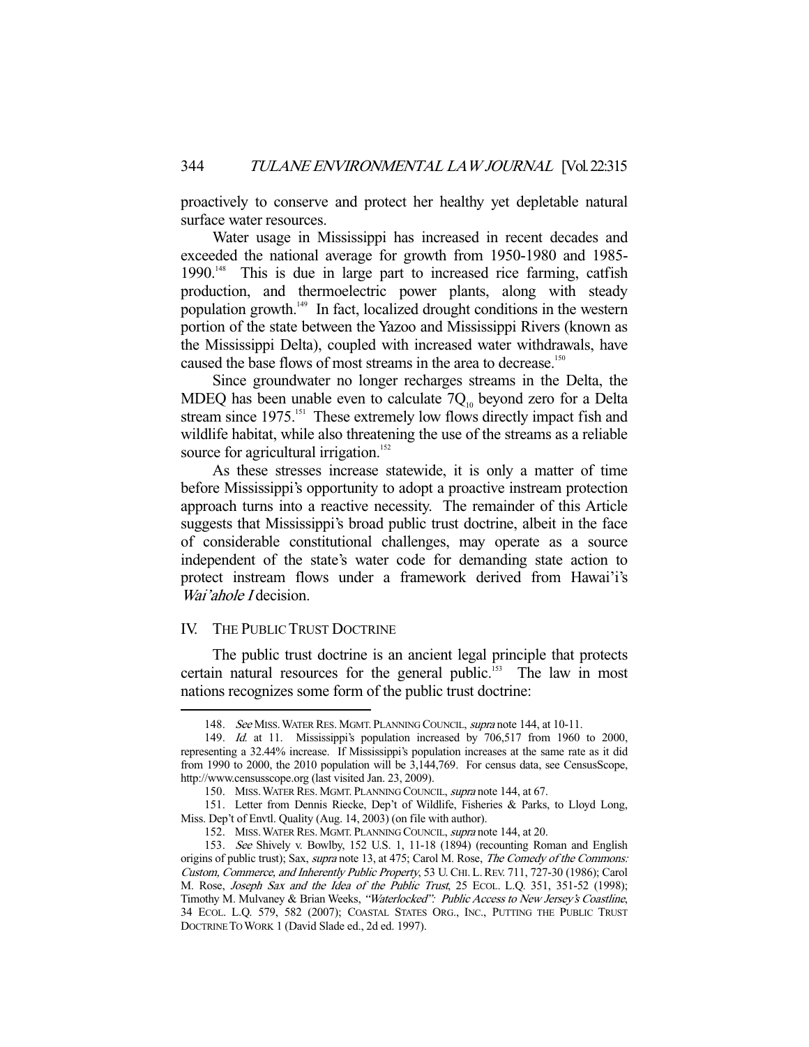proactively to conserve and protect her healthy yet depletable natural surface water resources.

Water usage in Mississippi has increased in recent decades and exceeded the national average for growth from 1950-1980 and 1985-1990.[148] This is due in large part to increased rice farming, catfish production, and thermoelectric power plants, along with steady population growth.[149] In fact, localized drought conditions in the western portion of the state between the Yazoo and Mississippi Rivers (known as the Mississippi Delta), coupled with increased water withdrawals, have caused the base flows of most streams in the area to decrease.[150]

Since groundwater no longer recharges streams in the Delta, the MDEQ has been unable even to calculate $7Q_{10}$ beyond zero for a Delta stream since 1975.[151] These extremely low flows directly impact fish and wildlife habitat, while also threatening the use of the streams as a reliable source for agricultural irrigation.[152]

As these stresses increase statewide, it is only a matter of time before Mississippi's opportunity to adopt a proactive instream protection approach turns into a reactive necessity. The remainder of this Article suggests that Mississippi's broad public trust doctrine, albeit in the face of considerable constitutional challenges, may operate as a source independent of the state's water code for demanding state action to protect instream flows under a framework derived from Hawai'i's *Wai'ahole I* decision.

## IV. THE PUBLIC TRUST DOCTRINE

The public trust doctrine is an ancient legal principle that protects certain natural resources for the general public.[153] The law in most nations recognizes some form of the public trust doctrine:

---

148. *See* MISS. WATER RES. MGMT. PLANNING COUNCIL, *supra* note 144, at 10-11.

149. *Id.* at 11. Mississippi's population increased by 706,517 from 1960 to 2000, representing a 32.44% increase. If Mississippi's population increases at the same rate as it did from 1990 to 2000, the 2010 population will be 3,144,769. For census data, see CensusScope, http://www.censusscope.org (last visited Jan. 23, 2009).

150. MISS. WATER RES. MGMT. PLANNING COUNCIL, *supra* note 144, at 67.

151. Letter from Dennis Riecke, Dep't of Wildlife, Fisheries & Parks, to Lloyd Long, Miss. Dep't of Envtl. Quality (Aug. 14, 2003) (on file with author).

152. MISS. WATER RES. MGMT. PLANNING COUNCIL, *supra* note 144, at 20.

153. *See* Shively v. Bowlby, 152 U.S. 1, 11-18 (1894) (recounting Roman and English origins of public trust); Sax, *supra* note 13, at 475; Carol M. Rose, *The Comedy of the Commons: Custom, Commerce, and Inherently Public Property*, 53 U. CHI. L. REV. 711, 727-30 (1986); Carol M. Rose, *Joseph Sax and the Idea of the Public Trust*, 25 ECOL. L.Q. 351, 351-52 (1998); Timothy M. Mulvaney & Brian Weeks, *"Waterlocked": Public Access to New Jersey's Coastline*, 34 ECOL. L.Q. 579, 582 (2007); COASTAL STATES ORG., INC., PUTTING THE PUBLIC TRUST DOCTRINE TO WORK 1 (David Slade ed., 2d ed. 1997).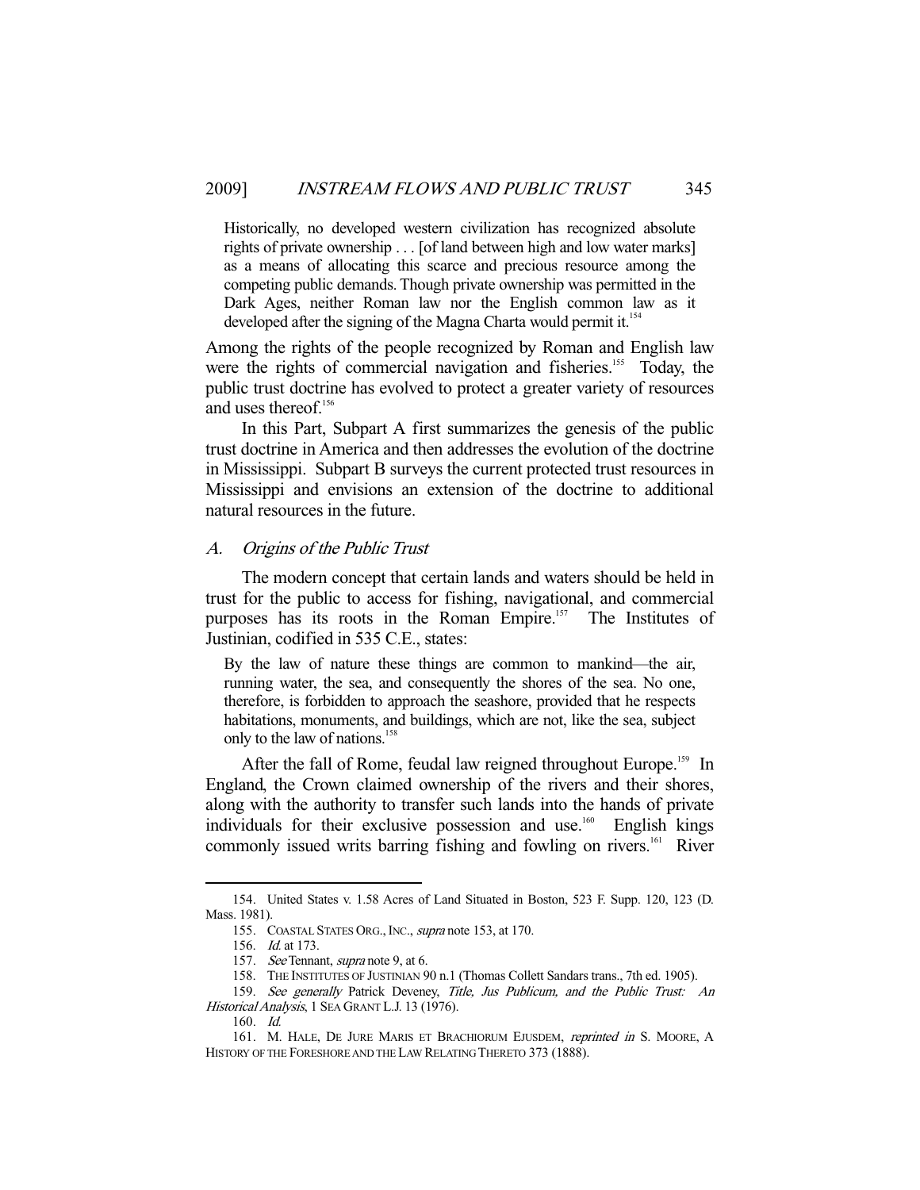> Historically, no developed western civilization has recognized absolute rights of private ownership . . . [of land between high and low water marks] as a means of allocating this scarce and precious resource among the competing public demands. Though private ownership was permitted in the Dark Ages, neither Roman law nor the English common law as it developed after the signing of the Magna Charta would permit it.[154]

Among the rights of the people recognized by Roman and English law were the rights of commercial navigation and fisheries.[155] Today, the public trust doctrine has evolved to protect a greater variety of resources and uses thereof.[156]

In this Part, Subpart A first summarizes the genesis of the public trust doctrine in America and then addresses the evolution of the doctrine in Mississippi. Subpart B surveys the current protected trust resources in Mississippi and envisions an extension of the doctrine to additional natural resources in the future.

### A. *Origins of the Public Trust*

The modern concept that certain lands and waters should be held in trust for the public to access for fishing, navigational, and commercial purposes has its roots in the Roman Empire.[157] The Institutes of Justinian, codified in 535 C.E., states:

> By the law of nature these things are common to mankind—the air, running water, the sea, and consequently the shores of the sea. No one, therefore, is forbidden to approach the seashore, provided that he respects habitations, monuments, and buildings, which are not, like the sea, subject only to the law of nations.[158]

After the fall of Rome, feudal law reigned throughout Europe.[159] In England, the Crown claimed ownership of the rivers and their shores, along with the authority to transfer such lands into the hands of private individuals for their exclusive possession and use.[160] English kings commonly issued writs barring fishing and fowling on rivers.[161] River

---

154. United States v. 1.58 Acres of Land Situated in Boston, 523 F. Supp. 120, 123 (D. Mass. 1981).

155. COASTAL STATES ORG., INC., *supra* note 153, at 170.

156. *Id.* at 173.

157. *See* Tennant, *supra* note 9, at 6.

158. THE INSTITUTES OF JUSTINIAN 90 n.1 (Thomas Collett Sandars trans., 7th ed. 1905).

159. *See generally* Patrick Deveney, *Title, Jus Publicum, and the Public Trust: An Historical Analysis*, 1 SEA GRANT L.J. 13 (1976).

160. *Id.*

161. M. HALE, DE JURE MARIS ET BRACHIORUM EJUSDEM, *reprinted in* S. MOORE, A HISTORY OF THE FORESHORE AND THE LAW RELATING THERETO 373 (1888).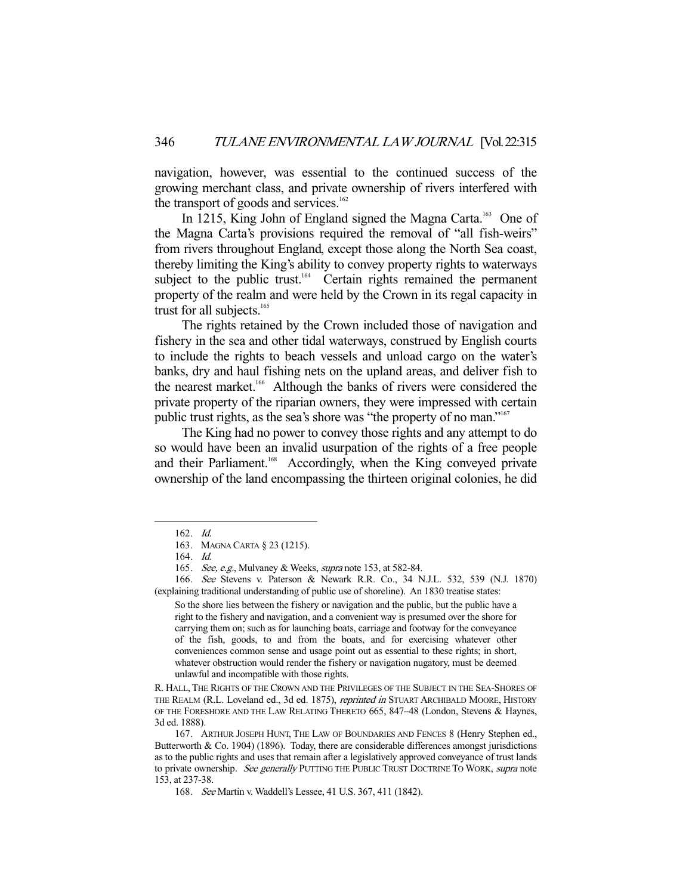navigation, however, was essential to the continued success of the growing merchant class, and private ownership of rivers interfered with the transport of goods and services.[162]

In 1215, King John of England signed the Magna Carta.[163] One of the Magna Carta's provisions required the removal of "all fish-weirs" from rivers throughout England, except those along the North Sea coast, thereby limiting the King's ability to convey property rights to waterways subject to the public trust.[164] Certain rights remained the permanent property of the realm and were held by the Crown in its regal capacity in trust for all subjects.[165]

The rights retained by the Crown included those of navigation and fishery in the sea and other tidal waterways, construed by English courts to include the rights to beach vessels and unload cargo on the water's banks, dry and haul fishing nets on the upland areas, and deliver fish to the nearest market.[166] Although the banks of rivers were considered the private property of the riparian owners, they were impressed with certain public trust rights, as the sea's shore was "the property of no man."[167]

The King had no power to convey those rights and any attempt to do so would have been an invalid usurpation of the rights of a free people and their Parliament.[168] Accordingly, when the King conveyed private ownership of the land encompassing the thirteen original colonies, he did

---

162. *Id.*

163. MAGNA CARTA § 23 (1215).

164. *Id.*

165. *See, e.g.*, Mulvaney & Weeks, *supra* note 153, at 582-84.

166. *See* Stevens v. Paterson & Newark R.R. Co., 34 N.J.L. 532, 539 (N.J. 1870) (explaining traditional understanding of public use of shoreline). An 1830 treatise states:

> So the shore lies between the fishery or navigation and the public, but the public have a right to the fishery and navigation, and a convenient way is presumed over the shore for carrying them on; such as for launching boats, carriage and footway for the conveyance of the fish, goods, to and from the boats, and for exercising whatever other conveniences common sense and usage point out as essential to these rights; in short, whatever obstruction would render the fishery or navigation nugatory, must be deemed unlawful and incompatible with those rights.

R. HALL, THE RIGHTS OF THE CROWN AND THE PRIVILEGES OF THE SUBJECT IN THE SEA-SHORES OF THE REALM (R.L. Loveland ed., 3d ed. 1875), *reprinted in* STUART ARCHIBALD MOORE, HISTORY OF THE FORESHORE AND THE LAW RELATING THERETO 665, 847–48 (London, Stevens & Haynes, 3d ed. 1888).

167. ARTHUR JOSEPH HUNT, THE LAW OF BOUNDARIES AND FENCES 8 (Henry Stephen ed., Butterworth & Co. 1904) (1896). Today, there are considerable differences amongst jurisdictions as to the public rights and uses that remain after a legislatively approved conveyance of trust lands to private ownership. *See generally* PUTTING THE PUBLIC TRUST DOCTRINE TO WORK, *supra* note 153, at 237-38.

168. *See* Martin v. Waddell's Lessee, 41 U.S. 367, 411 (1842).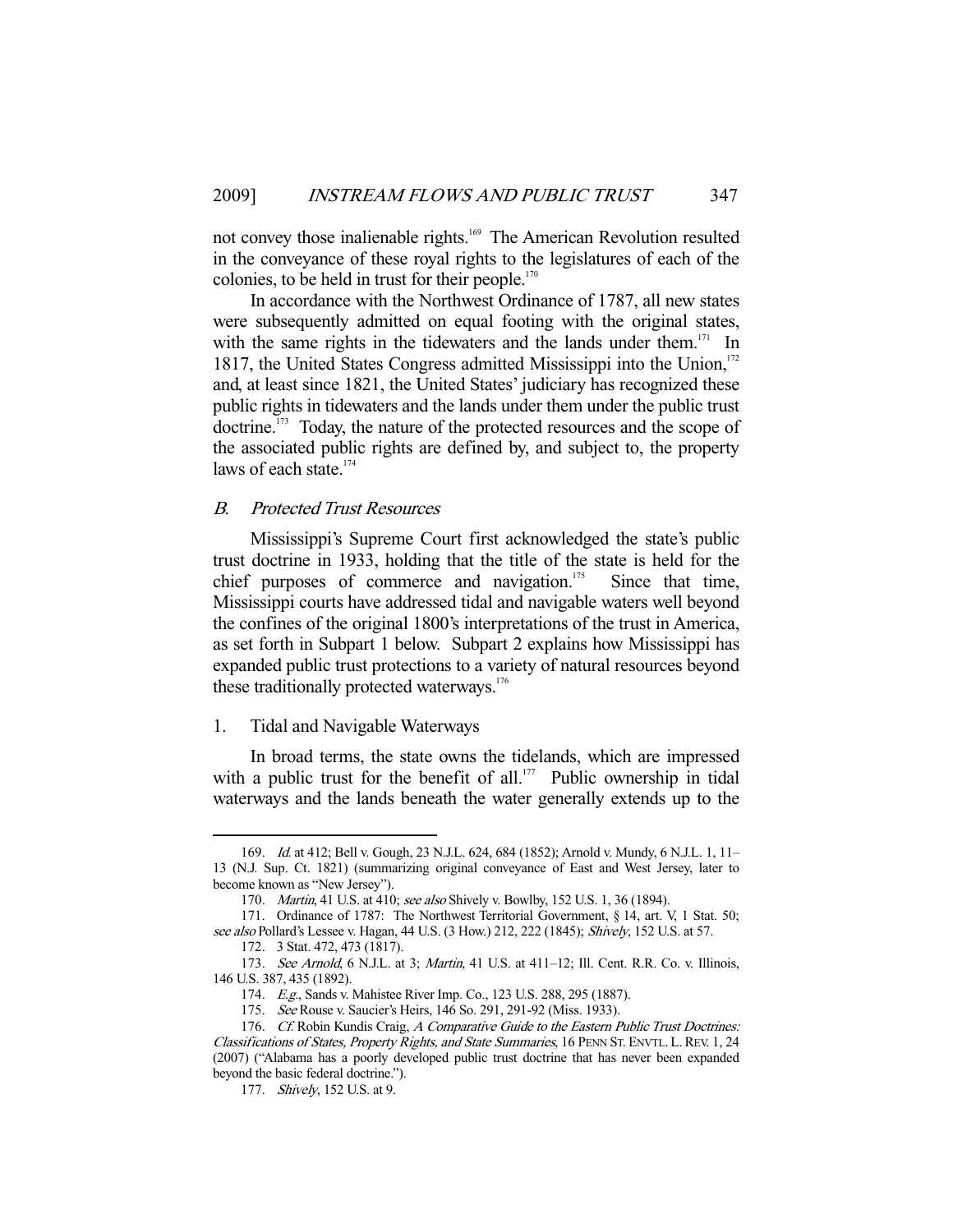not convey those inalienable rights.[169] The American Revolution resulted in the conveyance of these royal rights to the legislatures of each of the colonies, to be held in trust for their people.[170]

In accordance with the Northwest Ordinance of 1787, all new states were subsequently admitted on equal footing with the original states, with the same rights in the tidewaters and the lands under them.[171] In 1817, the United States Congress admitted Mississippi into the Union,[172] and, at least since 1821, the United States' judiciary has recognized these public rights in tidewaters and the lands under them under the public trust doctrine.[173] Today, the nature of the protected resources and the scope of the associated public rights are defined by, and subject to, the property laws of each state.[174]

### *B. Protected Trust Resources*

Mississippi's Supreme Court first acknowledged the state's public trust doctrine in 1933, holding that the title of the state is held for the chief purposes of commerce and navigation.[175] Since that time, Mississippi courts have addressed tidal and navigable waters well beyond the confines of the original 1800's interpretations of the trust in America, as set forth in Subpart 1 below. Subpart 2 explains how Mississippi has expanded public trust protections to a variety of natural resources beyond these traditionally protected waterways.[176]

#### 1. Tidal and Navigable Waterways

In broad terms, the state owns the tidelands, which are impressed with a public trust for the benefit of all.[177] Public ownership in tidal waterways and the lands beneath the water generally extends up to the

---

169. *Id.* at 412; Bell v. Gough, 23 N.J.L. 624, 684 (1852); Arnold v. Mundy, 6 N.J.L. 1, 11–13 (N.J. Sup. Ct. 1821) (summarizing original conveyance of East and West Jersey, later to become known as "New Jersey").

170. *Martin*, 41 U.S. at 410; *see also* Shively v. Bowlby, 152 U.S. 1, 36 (1894).

171. Ordinance of 1787: The Northwest Territorial Government, § 14, art. V, 1 Stat. 50; *see also* Pollard's Lessee v. Hagan, 44 U.S. (3 How.) 212, 222 (1845); *Shively*, 152 U.S. at 57.

172. 3 Stat. 472, 473 (1817).

173. *See Arnold*, 6 N.J.L. at 3; *Martin*, 41 U.S. at 411–12; Ill. Cent. R.R. Co. v. Illinois, 146 U.S. 387, 435 (1892).

174. *E.g.*, Sands v. Mahistee River Imp. Co., 123 U.S. 288, 295 (1887).

175. *See* Rouse v. Saucier's Heirs, 146 So. 291, 291-92 (Miss. 1933).

176. *Cf.* Robin Kundis Craig, *A Comparative Guide to the Eastern Public Trust Doctrines: Classifications of States, Property Rights, and State Summaries*, 16 PENN ST. ENVTL. L. REV. 1, 24 (2007) ("Alabama has a poorly developed public trust doctrine that has never been expanded beyond the basic federal doctrine.").

177. *Shively*, 152 U.S. at 9.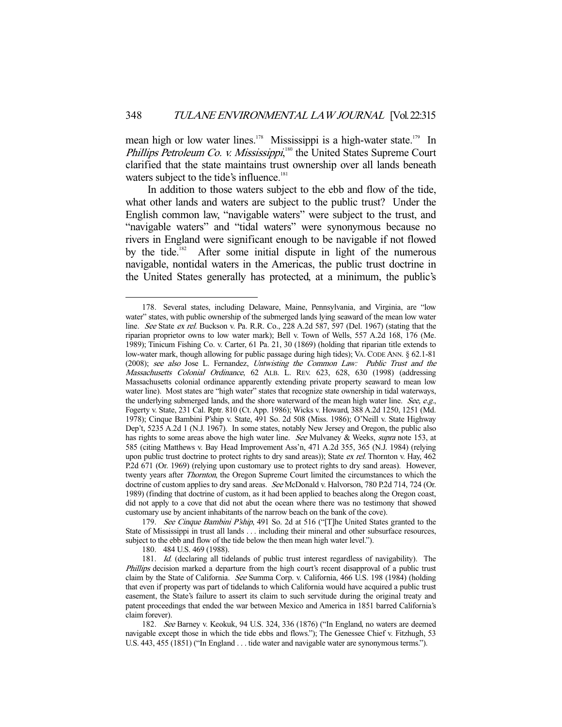mean high or low water lines.[178] Mississippi is a high-water state.[179] In *Phillips Petroleum Co. v. Mississippi*,[180] the United States Supreme Court clarified that the state maintains trust ownership over all lands beneath waters subject to the tide's influence.[181]

In addition to those waters subject to the ebb and flow of the tide, what other lands and waters are subject to the public trust? Under the English common law, "navigable waters" were subject to the trust, and "navigable waters" and "tidal waters" were synonymous because no rivers in England were significant enough to be navigable if not flowed by the tide.[182] After some initial dispute in light of the numerous navigable, nontidal waters in the Americas, the public trust doctrine in the United States generally has protected, at a minimum, the public's

---

178. Several states, including Delaware, Maine, Pennsylvania, and Virginia, are "low water" states, with public ownership of the submerged lands lying seaward of the mean low water line. *See* State *ex rel.* Buckson v. Pa. R.R. Co., 228 A.2d 587, 597 (Del. 1967) (stating that the riparian proprietor owns to low water mark); Bell v. Town of Wells, 557 A.2d 168, 176 (Me. 1989); Tinicum Fishing Co. v. Carter, 61 Pa. 21, 30 (1869) (holding that riparian title extends to low-water mark, though allowing for public passage during high tides); VA. CODE ANN. § 62.1-81 (2008); *see also* Jose L. Fernandez, *Untwisting the Common Law: Public Trust and the Massachusetts Colonial Ordinance*, 62 ALB. L. REV. 623, 628, 630 (1998) (addressing Massachusetts colonial ordinance apparently extending private property seaward to mean low water line). Most states are "high water" states that recognize state ownership in tidal waterways, the underlying submerged lands, and the shore waterward of the mean high water line. *See, e.g.*, Fogerty v. State, 231 Cal. Rptr. 810 (Ct. App. 1986); Wicks v. Howard, 388 A.2d 1250, 1251 (Md. 1978); Cinque Bambini P'ship v. State, 491 So. 2d 508 (Miss. 1986); O'Neill v. State Highway Dep't, 5235 A.2d 1 (N.J. 1967). In some states, notably New Jersey and Oregon, the public also has rights to some areas above the high water line. *See* Mulvaney & Weeks, *supra* note 153, at 585 (citing Matthews v. Bay Head Improvement Ass'n, 471 A.2d 355, 365 (N.J. 1984) (relying upon public trust doctrine to protect rights to dry sand areas)); State *ex rel.* Thornton v. Hay, 462 P.2d 671 (Or. 1969) (relying upon customary use to protect rights to dry sand areas). However, twenty years after *Thornton*, the Oregon Supreme Court limited the circumstances to which the doctrine of custom applies to dry sand areas. *See* McDonald v. Halvorson, 780 P.2d 714, 724 (Or. 1989) (finding that doctrine of custom, as it had been applied to beaches along the Oregon coast, did not apply to a cove that did not abut the ocean where there was no testimony that showed customary use by ancient inhabitants of the narrow beach on the bank of the cove).

179. *See Cinque Bambini P'ship*, 491 So. 2d at 516 ("[T]he United States granted to the State of Mississippi in trust all lands . . . including their mineral and other subsurface resources, subject to the ebb and flow of the tide below the then mean high water level.").

180. 484 U.S. 469 (1988).

181. *Id.* (declaring all tidelands of public trust interest regardless of navigability). The *Phillips* decision marked a departure from the high court's recent disapproval of a public trust claim by the State of California. *See* Summa Corp. v. California, 466 U.S. 198 (1984) (holding that even if property was part of tidelands to which California would have acquired a public trust easement, the State's failure to assert its claim to such servitude during the original treaty and patent proceedings that ended the war between Mexico and America in 1851 barred California's claim forever).

182. *See* Barney v. Keokuk, 94 U.S. 324, 336 (1876) ("In England, no waters are deemed navigable except those in which the tide ebbs and flows."); The Genessee Chief v. Fitzhugh, 53 U.S. 443, 455 (1851) ("In England . . . tide water and navigable water are synonymous terms.").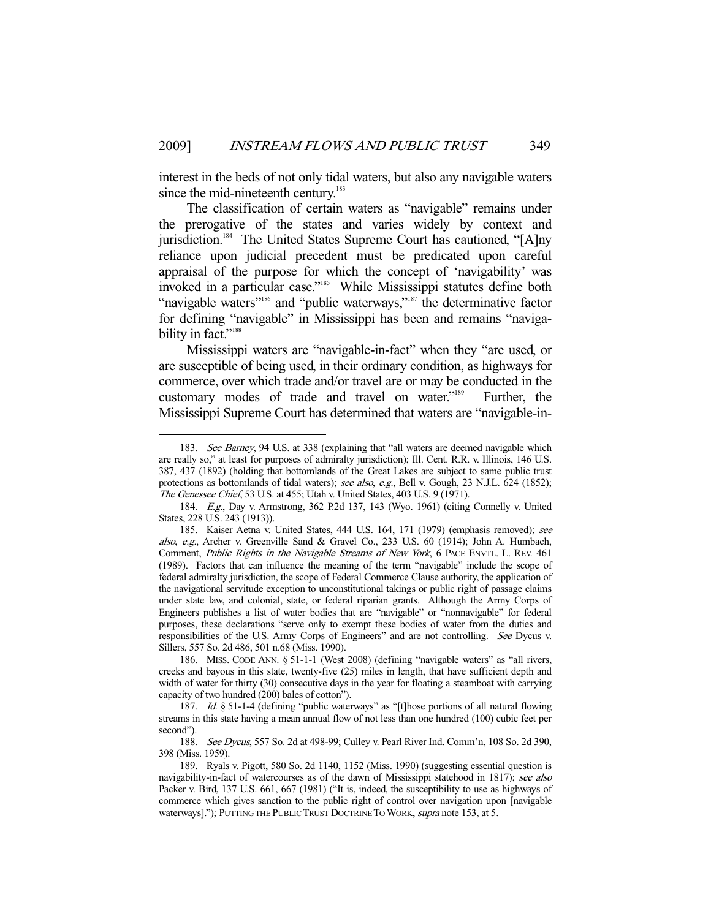interest in the beds of not only tidal waters, but also any navigable waters since the mid-nineteenth century.[183]

The classification of certain waters as "navigable" remains under the prerogative of the states and varies widely by context and jurisdiction.[184] The United States Supreme Court has cautioned, "[A]ny reliance upon judicial precedent must be predicated upon careful appraisal of the purpose for which the concept of 'navigability' was invoked in a particular case."[185] While Mississippi statutes define both "navigable waters"[186] and "public waterways,"[187] the determinative factor for defining "navigable" in Mississippi has been and remains "navigability in fact."[188]

Mississippi waters are "navigable-in-fact" when they "are used, or are susceptible of being used, in their ordinary condition, as highways for commerce, over which trade and/or travel are or may be conducted in the customary modes of trade and travel on water."[189] Further, the Mississippi Supreme Court has determined that waters are "navigable-in-

---

183. *See Barney*, 94 U.S. at 338 (explaining that "all waters are deemed navigable which are really so," at least for purposes of admiralty jurisdiction); Ill. Cent. R.R. v. Illinois, 146 U.S. 387, 437 (1892) (holding that bottomlands of the Great Lakes are subject to same public trust protections as bottomlands of tidal waters); *see also*, *e.g.*, Bell v. Gough, 23 N.J.L. 624 (1852); *The Genessee Chief*, 53 U.S. at 455; Utah v. United States, 403 U.S. 9 (1971).

184. *E.g.*, Day v. Armstrong, 362 P.2d 137, 143 (Wyo. 1961) (citing Connelly v. United States, 228 U.S. 243 (1913)).

185. Kaiser Aetna v. United States, 444 U.S. 164, 171 (1979) (emphasis removed); *see also*, *e.g.*, Archer v. Greenville Sand & Gravel Co., 233 U.S. 60 (1914); John A. Humbach, Comment, *Public Rights in the Navigable Streams of New York*, 6 PACE ENVTL. L. REV. 461 (1989). Factors that can influence the meaning of the term "navigable" include the scope of federal admiralty jurisdiction, the scope of Federal Commerce Clause authority, the application of the navigational servitude exception to unconstitutional takings or public right of passage claims under state law, and colonial, state, or federal riparian grants. Although the Army Corps of Engineers publishes a list of water bodies that are "navigable" or "nonnavigable" for federal purposes, these declarations "serve only to exempt these bodies of water from the duties and responsibilities of the U.S. Army Corps of Engineers" and are not controlling. *See* Dycus v. Sillers, 557 So. 2d 486, 501 n.68 (Miss. 1990).

186. MISS. CODE ANN. § 51-1-1 (West 2008) (defining "navigable waters" as "all rivers, creeks and bayous in this state, twenty-five (25) miles in length, that have sufficient depth and width of water for thirty (30) consecutive days in the year for floating a steamboat with carrying capacity of two hundred (200) bales of cotton").

187. *Id.* § 51-1-4 (defining "public waterways" as "[t]hose portions of all natural flowing streams in this state having a mean annual flow of not less than one hundred (100) cubic feet per second").

188. *See Dycus*, 557 So. 2d at 498-99; Culley v. Pearl River Ind. Comm'n, 108 So. 2d 390, 398 (Miss. 1959).

189. Ryals v. Pigott, 580 So. 2d 1140, 1152 (Miss. 1990) (suggesting essential question is navigability-in-fact of watercourses as of the dawn of Mississippi statehood in 1817); *see also* Packer v. Bird, 137 U.S. 661, 667 (1981) ("It is, indeed, the susceptibility to use as highways of commerce which gives sanction to the public right of control over navigation upon [navigable waterways]."); PUTTING THE PUBLIC TRUST DOCTRINE TO WORK, *supra* note 153, at 5.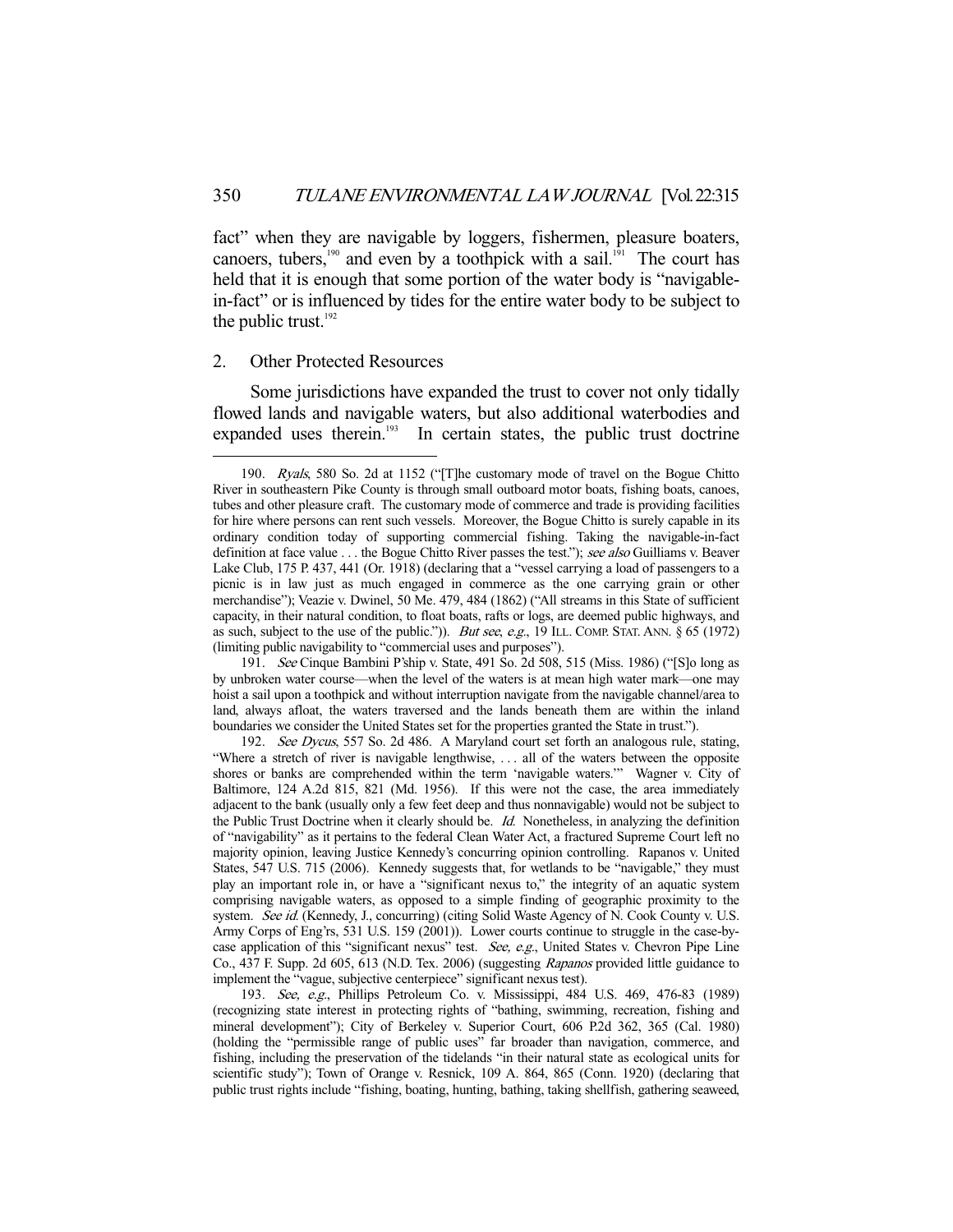fact" when they are navigable by loggers, fishermen, pleasure boaters, canoers, tubers,[190] and even by a toothpick with a sail.[191] The court has held that it is enough that some portion of the water body is "navigable-in-fact" or is influenced by tides for the entire water body to be subject to the public trust.[192]

## 2. Other Protected Resources

Some jurisdictions have expanded the trust to cover not only tidally flowed lands and navigable waters, but also additional waterbodies and expanded uses therein.[193] In certain states, the public trust doctrine

---

190. *Ryals*, 580 So. 2d at 1152 ("[T]he customary mode of travel on the Bogue Chitto River in southeastern Pike County is through small outboard motor boats, fishing boats, canoes, tubes and other pleasure craft. The customary mode of commerce and trade is providing facilities for hire where persons can rent such vessels. Moreover, the Bogue Chitto is surely capable in its ordinary condition today of supporting commercial fishing. Taking the navigable-in-fact definition at face value . . . the Bogue Chitto River passes the test."); *see also* Guilliams v. Beaver Lake Club, 175 P. 437, 441 (Or. 1918) (declaring that a "vessel carrying a load of passengers to a picnic is in law just as much engaged in commerce as the one carrying grain or other merchandise"); Veazie v. Dwinel, 50 Me. 479, 484 (1862) ("All streams in this State of sufficient capacity, in their natural condition, to float boats, rafts or logs, are deemed public highways, and as such, subject to the use of the public.")). *But see*, *e.g.*, 19 ILL. COMP. STAT. ANN. § 65 (1972) (limiting public navigability to "commercial uses and purposes").

191. *See* Cinque Bambini P'ship v. State, 491 So. 2d 508, 515 (Miss. 1986) ("[S]o long as by unbroken water course—when the level of the waters is at mean high water mark—one may hoist a sail upon a toothpick and without interruption navigate from the navigable channel/area to land, always afloat, the waters traversed and the lands beneath them are within the inland boundaries we consider the United States set for the properties granted the State in trust.").

192. *See Dycus*, 557 So. 2d 486. A Maryland court set forth an analogous rule, stating, "Where a stretch of river is navigable lengthwise, . . . all of the waters between the opposite shores or banks are comprehended within the term 'navigable waters.'" Wagner v. City of Baltimore, 124 A.2d 815, 821 (Md. 1956). If this were not the case, the area immediately adjacent to the bank (usually only a few feet deep and thus nonnavigable) would not be subject to the Public Trust Doctrine when it clearly should be. *Id.* Nonetheless, in analyzing the definition of "navigability" as it pertains to the federal Clean Water Act, a fractured Supreme Court left no majority opinion, leaving Justice Kennedy's concurring opinion controlling. Rapanos v. United States, 547 U.S. 715 (2006). Kennedy suggests that, for wetlands to be "navigable," they must play an important role in, or have a "significant nexus to," the integrity of an aquatic system comprising navigable waters, as opposed to a simple finding of geographic proximity to the system. *See id.* (Kennedy, J., concurring) (citing Solid Waste Agency of N. Cook County v. U.S. Army Corps of Eng'rs, 531 U.S. 159 (2001)). Lower courts continue to struggle in the case-by-case application of this "significant nexus" test. *See, e.g.*, United States v. Chevron Pipe Line Co., 437 F. Supp. 2d 605, 613 (N.D. Tex. 2006) (suggesting *Rapanos* provided little guidance to implement the "vague, subjective centerpiece" significant nexus test).

193. *See, e.g.*, Phillips Petroleum Co. v. Mississippi, 484 U.S. 469, 476-83 (1989) (recognizing state interest in protecting rights of "bathing, swimming, recreation, fishing and mineral development"); City of Berkeley v. Superior Court, 606 P.2d 362, 365 (Cal. 1980) (holding the "permissible range of public uses" far broader than navigation, commerce, and fishing, including the preservation of the tidelands "in their natural state as ecological units for scientific study"); Town of Orange v. Resnick, 109 A. 864, 865 (Conn. 1920) (declaring that public trust rights include "fishing, boating, hunting, bathing, taking shellfish, gathering seaweed,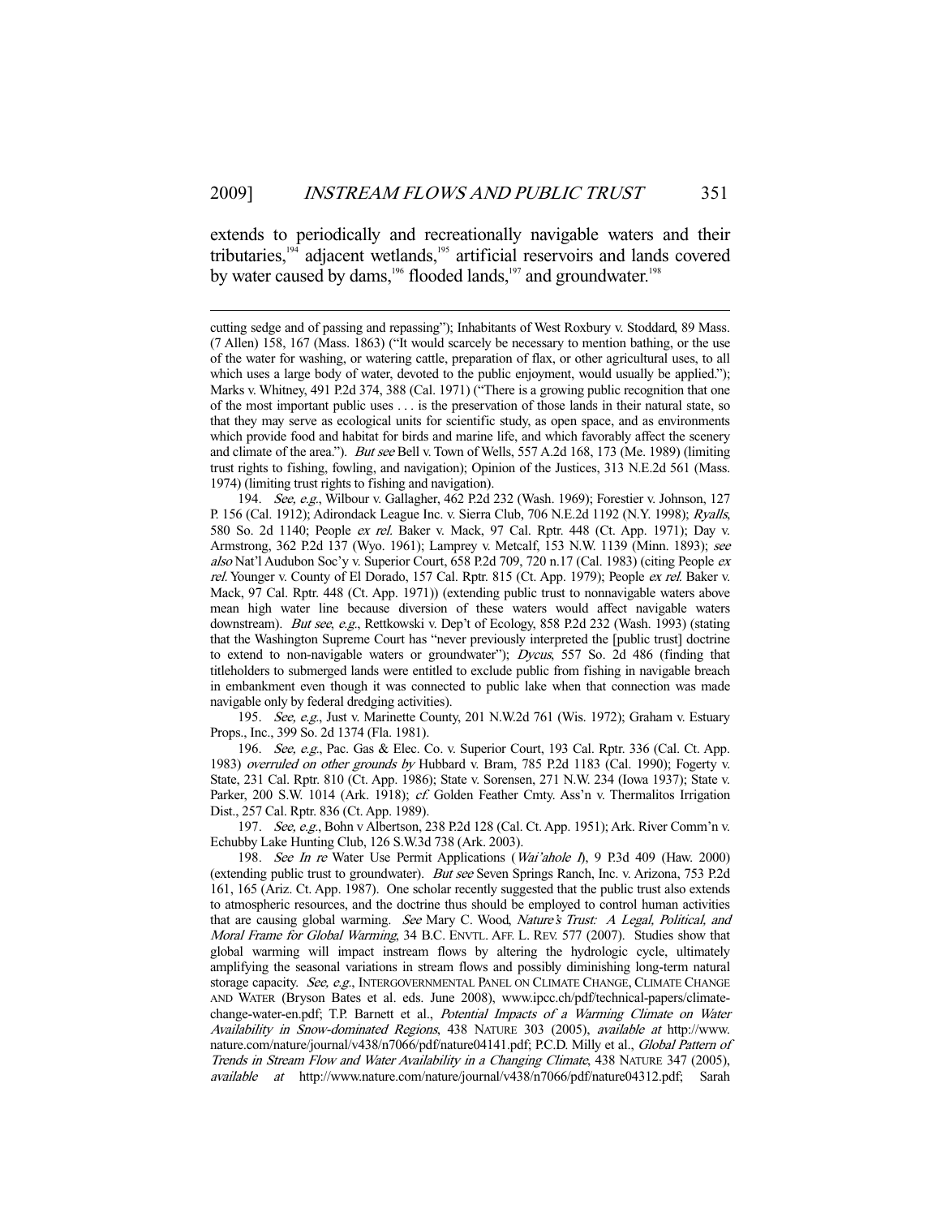extends to periodically and recreationally navigable waters and their tributaries,[194] adjacent wetlands,[195] artificial reservoirs and lands covered by water caused by dams,[196] flooded lands,[197] and groundwater.[198]

---

cutting sedge and of passing and repassing"); Inhabitants of West Roxbury v. Stoddard, 89 Mass. (7 Allen) 158, 167 (Mass. 1863) ("It would scarcely be necessary to mention bathing, or the use of the water for washing, or watering cattle, preparation of flax, or other agricultural uses, to all which uses a large body of water, devoted to the public enjoyment, would usually be applied."); Marks v. Whitney, 491 P.2d 374, 388 (Cal. 1971) ("There is a growing public recognition that one of the most important public uses . . . is the preservation of those lands in their natural state, so that they may serve as ecological units for scientific study, as open space, and as environments which provide food and habitat for birds and marine life, and which favorably affect the scenery and climate of the area."). *But see* Bell v. Town of Wells, 557 A.2d 168, 173 (Me. 1989) (limiting trust rights to fishing, fowling, and navigation); Opinion of the Justices, 313 N.E.2d 561 (Mass. 1974) (limiting trust rights to fishing and navigation).

194. *See, e.g.*, Wilbour v. Gallagher, 462 P.2d 232 (Wash. 1969); Forestier v. Johnson, 127 P. 156 (Cal. 1912); Adirondack League Inc. v. Sierra Club, 706 N.E.2d 1192 (N.Y. 1998); *Ryalls*, 580 So. 2d 1140; People *ex rel.* Baker v. Mack, 97 Cal. Rptr. 448 (Ct. App. 1971); Day v. Armstrong, 362 P.2d 137 (Wyo. 1961); Lamprey v. Metcalf, 153 N.W. 1139 (Minn. 1893); *see also* Nat'l Audubon Soc'y v. Superior Court, 658 P.2d 709, 720 n.17 (Cal. 1983) (citing People *ex rel.* Younger v. County of El Dorado, 157 Cal. Rptr. 815 (Ct. App. 1979); People *ex rel.* Baker v. Mack, 97 Cal. Rptr. 448 (Ct. App. 1971)) (extending public trust to nonnavigable waters above mean high water line because diversion of these waters would affect navigable waters downstream). *But see, e.g.*, Rettkowski v. Dep't of Ecology, 858 P.2d 232 (Wash. 1993) (stating that the Washington Supreme Court has "never previously interpreted the [public trust] doctrine to extend to non-navigable waters or groundwater"); *Dycus*, 557 So. 2d 486 (finding that titleholders to submerged lands were entitled to exclude public from fishing in navigable breach in embankment even though it was connected to public lake when that connection was made navigable only by federal dredging activities).

195. *See, e.g.*, Just v. Marinette County, 201 N.W.2d 761 (Wis. 1972); Graham v. Estuary Props., Inc., 399 So. 2d 1374 (Fla. 1981).

196. *See, e.g.*, Pac. Gas & Elec. Co. v. Superior Court, 193 Cal. Rptr. 336 (Cal. Ct. App. 1983) *overruled on other grounds by* Hubbard v. Bram, 785 P.2d 1183 (Cal. 1990); Fogerty v. State, 231 Cal. Rptr. 810 (Ct. App. 1986); State v. Sorensen, 271 N.W. 234 (Iowa 1937); State v. Parker, 200 S.W. 1014 (Ark. 1918); *cf.* Golden Feather Cmty. Ass'n v. Thermalitos Irrigation Dist., 257 Cal. Rptr. 836 (Ct. App. 1989).

197. *See, e.g.*, Bohn v Albertson, 238 P.2d 128 (Cal. Ct. App. 1951); Ark. River Comm'n v. Echubby Lake Hunting Club, 126 S.W.3d 738 (Ark. 2003).

198. *See In re* Water Use Permit Applications (*Wai'ahole I*), 9 P.3d 409 (Haw. 2000) (extending public trust to groundwater). *But see* Seven Springs Ranch, Inc. v. Arizona, 753 P.2d 161, 165 (Ariz. Ct. App. 1987). One scholar recently suggested that the public trust also extends to atmospheric resources, and the doctrine thus should be employed to control human activities that are causing global warming. *See* Mary C. Wood, *Nature's Trust: A Legal, Political, and Moral Frame for Global Warming*, 34 B.C. ENVTL. AFF. L. REV. 577 (2007). Studies show that global warming will impact instream flows by altering the hydrologic cycle, ultimately amplifying the seasonal variations in stream flows and possibly diminishing long-term natural storage capacity. *See, e.g.*, INTERGOVERNMENTAL PANEL ON CLIMATE CHANGE, CLIMATE CHANGE AND WATER (Bryson Bates et al. eds. June 2008), www.ipcc.ch/pdf/technical-papers/climate-change-water-en.pdf; T.P. Barnett et al., *Potential Impacts of a Warming Climate on Water Availability in Snow-dominated Regions*, 438 NATURE 303 (2005), *available at* http://www.nature.com/nature/journal/v438/n7066/pdf/nature04141.pdf; P.C.D. Milly et al., *Global Pattern of Trends in Stream Flow and Water Availability in a Changing Climate*, 438 NATURE 347 (2005), *available at* http://www.nature.com/nature/journal/v438/n7066/pdf/nature04312.pdf; Sarah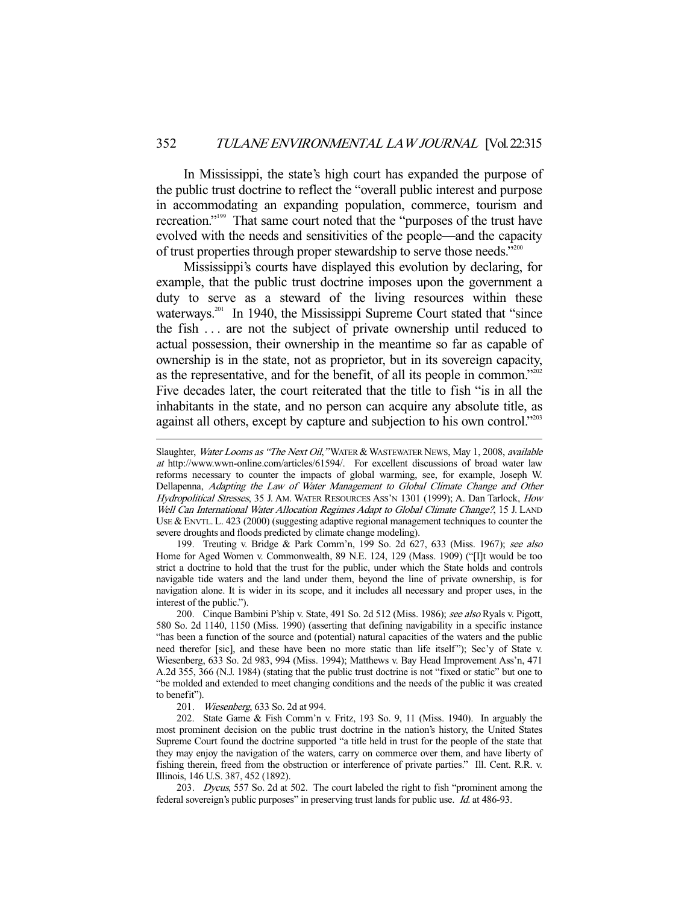In Mississippi, the state's high court has expanded the purpose of the public trust doctrine to reflect the "overall public interest and purpose in accommodating an expanding population, commerce, tourism and recreation."[199] That same court noted that the "purposes of the trust have evolved with the needs and sensitivities of the people—and the capacity of trust properties through proper stewardship to serve those needs."[200]

Mississippi's courts have displayed this evolution by declaring, for example, that the public trust doctrine imposes upon the government a duty to serve as a steward of the living resources within these waterways.[201] In 1940, the Mississippi Supreme Court stated that "since the fish . . . are not the subject of private ownership until reduced to actual possession, their ownership in the meantime so far as capable of ownership is in the state, not as proprietor, but in its sovereign capacity, as the representative, and for the benefit, of all its people in common."[202] Five decades later, the court reiterated that the title to fish "is in all the inhabitants in the state, and no person can acquire any absolute title, as against all others, except by capture and subjection to his own control."[203]

---

Slaughter, *Water Looms as "The Next Oil,"* WATER & WASTEWATER NEWS, May 1, 2008, *available at* http://www.wwn-online.com/articles/61594/. For excellent discussions of broad water law reforms necessary to counter the impacts of global warming, see, for example, Joseph W. Dellapenna, *Adapting the Law of Water Management to Global Climate Change and Other Hydropolitical Stresses*, 35 J. AM. WATER RESOURCES ASS'N 1301 (1999); A. Dan Tarlock, *How Well Can International Water Allocation Regimes Adapt to Global Climate Change?*, 15 J. LAND USE & ENVTL. L. 423 (2000) (suggesting adaptive regional management techniques to counter the severe droughts and floods predicted by climate change modeling).

199. Treuting v. Bridge & Park Comm'n, 199 So. 2d 627, 633 (Miss. 1967); *see also* Home for Aged Women v. Commonwealth, 89 N.E. 124, 129 (Mass. 1909) ("[I]t would be too strict a doctrine to hold that the trust for the public, under which the State holds and controls navigable tide waters and the land under them, beyond the line of private ownership, is for navigation alone. It is wider in its scope, and it includes all necessary and proper uses, in the interest of the public.").

200. Cinque Bambini P'ship v. State, 491 So. 2d 512 (Miss. 1986); *see also* Ryals v. Pigott, 580 So. 2d 1140, 1150 (Miss. 1990) (asserting that defining navigability in a specific instance "has been a function of the source and (potential) natural capacities of the waters and the public need therefor [sic], and these have been no more static than life itself"); Sec'y of State v. Wiesenberg, 633 So. 2d 983, 994 (Miss. 1994); Matthews v. Bay Head Improvement Ass'n, 471 A.2d 355, 366 (N.J. 1984) (stating that the public trust doctrine is not "fixed or static" but one to "be molded and extended to meet changing conditions and the needs of the public it was created to benefit").

201. *Wiesenberg*, 633 So. 2d at 994.

202. State Game & Fish Comm'n v. Fritz, 193 So. 9, 11 (Miss. 1940). In arguably the most prominent decision on the public trust doctrine in the nation's history, the United States Supreme Court found the doctrine supported "a title held in trust for the people of the state that they may enjoy the navigation of the waters, carry on commerce over them, and have liberty of fishing therein, freed from the obstruction or interference of private parties." Ill. Cent. R.R. v. Illinois, 146 U.S. 387, 452 (1892).

203. *Dycus*, 557 So. 2d at 502. The court labeled the right to fish "prominent among the federal sovereign's public purposes" in preserving trust lands for public use. *Id.* at 486-93.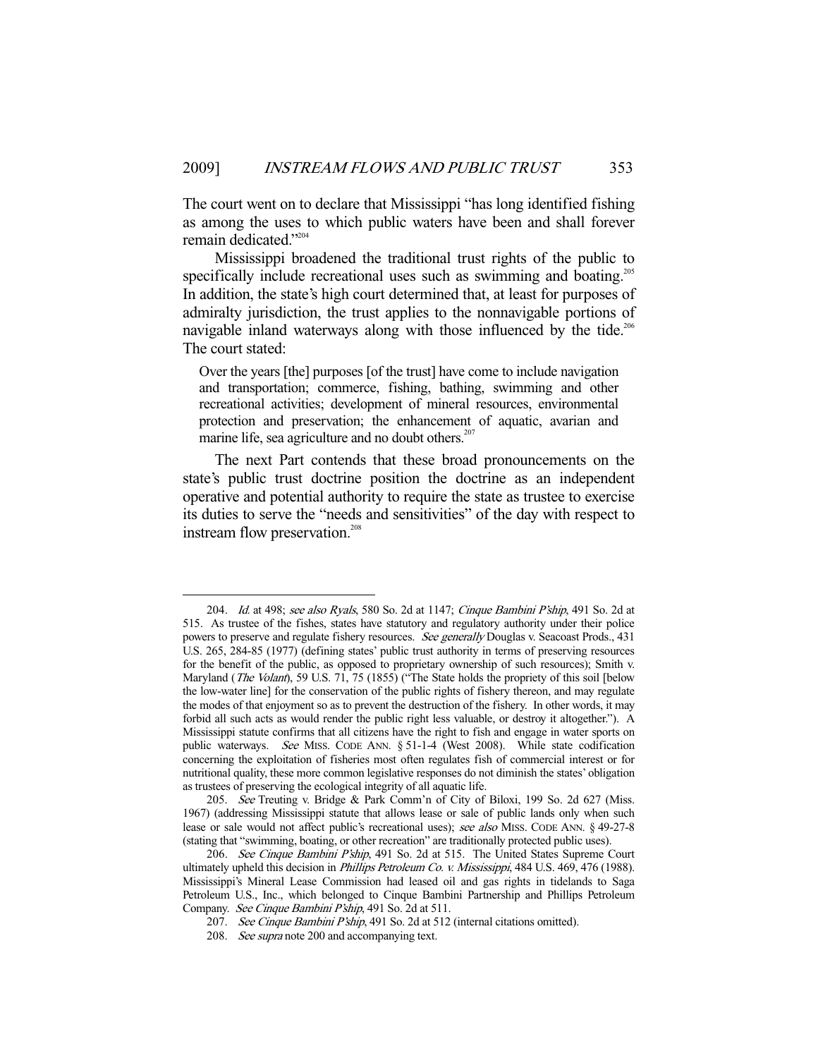The court went on to declare that Mississippi "has long identified fishing as among the uses to which public waters have been and shall forever remain dedicated."[204]

Mississippi broadened the traditional trust rights of the public to specifically include recreational uses such as swimming and boating.[205] In addition, the state's high court determined that, at least for purposes of admiralty jurisdiction, the trust applies to the nonnavigable portions of navigable inland waterways along with those influenced by the tide.[206] The court stated:

> Over the years [the] purposes [of the trust] have come to include navigation and transportation; commerce, fishing, bathing, swimming and other recreational activities; development of mineral resources, environmental protection and preservation; the enhancement of aquatic, avarian and marine life, sea agriculture and no doubt others.[207]

The next Part contends that these broad pronouncements on the state's public trust doctrine position the doctrine as an independent operative and potential authority to require the state as trustee to exercise its duties to serve the "needs and sensitivities" of the day with respect to instream flow preservation.[208]

---

204. *Id.* at 498; *see also Ryals*, 580 So. 2d at 1147; *Cinque Bambini P'ship*, 491 So. 2d at 515. As trustee of the fishes, states have statutory and regulatory authority under their police powers to preserve and regulate fishery resources. *See generally* Douglas v. Seacoast Prods., 431 U.S. 265, 284-85 (1977) (defining states' public trust authority in terms of preserving resources for the benefit of the public, as opposed to proprietary ownership of such resources); Smith v. Maryland (*The Volant*), 59 U.S. 71, 75 (1855) ("The State holds the propriety of this soil [below the low-water line] for the conservation of the public rights of fishery thereon, and may regulate the modes of that enjoyment so as to prevent the destruction of the fishery. In other words, it may forbid all such acts as would render the public right less valuable, or destroy it altogether."). A Mississippi statute confirms that all citizens have the right to fish and engage in water sports on public waterways. *See* MISS. CODE ANN. § 51-1-4 (West 2008). While state codification concerning the exploitation of fisheries most often regulates fish of commercial interest or for nutritional quality, these more common legislative responses do not diminish the states' obligation as trustees of preserving the ecological integrity of all aquatic life.

205. *See* Treuting v. Bridge & Park Comm'n of City of Biloxi, 199 So. 2d 627 (Miss. 1967) (addressing Mississippi statute that allows lease or sale of public lands only when such lease or sale would not affect public's recreational uses); *see also* MISS. CODE ANN. § 49-27-8 (stating that "swimming, boating, or other recreation" are traditionally protected public uses).

206. *See Cinque Bambini P'ship*, 491 So. 2d at 515. The United States Supreme Court ultimately upheld this decision in *Phillips Petroleum Co. v. Mississippi*, 484 U.S. 469, 476 (1988). Mississippi's Mineral Lease Commission had leased oil and gas rights in tidelands to Saga Petroleum U.S., Inc., which belonged to Cinque Bambini Partnership and Phillips Petroleum Company. *See Cinque Bambini P'ship*, 491 So. 2d at 511.

207. *See Cinque Bambini P'ship*, 491 So. 2d at 512 (internal citations omitted).

208. *See supra* note 200 and accompanying text.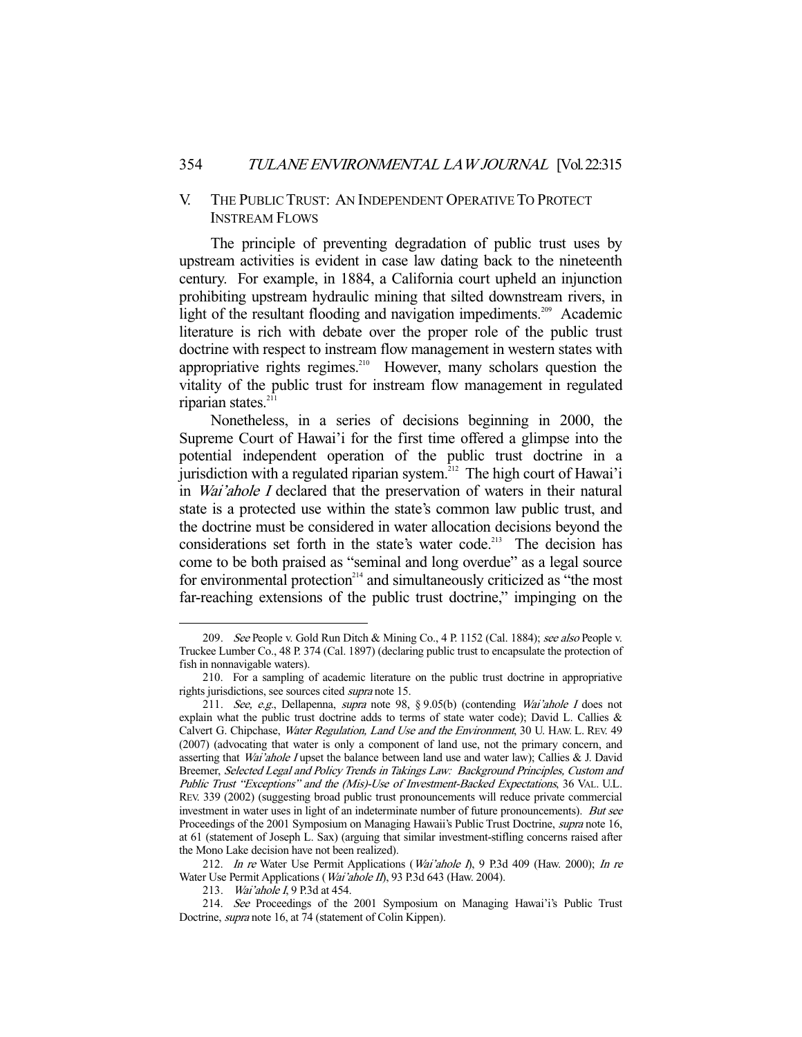## V. THE PUBLIC TRUST: AN INDEPENDENT OPERATIVE TO PROTECT INSTREAM FLOWS

The principle of preventing degradation of public trust uses by upstream activities is evident in case law dating back to the nineteenth century. For example, in 1884, a California court upheld an injunction prohibiting upstream hydraulic mining that silted downstream rivers, in light of the resultant flooding and navigation impediments.[209] Academic literature is rich with debate over the proper role of the public trust doctrine with respect to instream flow management in western states with appropriative rights regimes.[210] However, many scholars question the vitality of the public trust for instream flow management in regulated riparian states.[211]

Nonetheless, in a series of decisions beginning in 2000, the Supreme Court of Hawai'i for the first time offered a glimpse into the potential independent operation of the public trust doctrine in a jurisdiction with a regulated riparian system.[212] The high court of Hawai'i in *Wai'ahole I* declared that the preservation of waters in their natural state is a protected use within the state's common law public trust, and the doctrine must be considered in water allocation decisions beyond the considerations set forth in the state's water code.[213] The decision has come to be both praised as "seminal and long overdue" as a legal source for environmental protection[214] and simultaneously criticized as "the most far-reaching extensions of the public trust doctrine," impinging on the

---

209. *See* People v. Gold Run Ditch & Mining Co., 4 P. 1152 (Cal. 1884); *see also* People v. Truckee Lumber Co., 48 P. 374 (Cal. 1897) (declaring public trust to encapsulate the protection of fish in nonnavigable waters).

210. For a sampling of academic literature on the public trust doctrine in appropriative rights jurisdictions, see sources cited *supra* note 15.

211. *See, e.g.*, Dellapenna, *supra* note 98, § 9.05(b) (contending *Wai'ahole I* does not explain what the public trust doctrine adds to terms of state water code); David L. Callies & Calvert G. Chipchase, *Water Regulation, Land Use and the Environment*, 30 U. HAW. L. REV. 49 (2007) (advocating that water is only a component of land use, not the primary concern, and asserting that *Wai'ahole I* upset the balance between land use and water law); Callies & J. David Breemer, *Selected Legal and Policy Trends in Takings Law: Background Principles, Custom and Public Trust "Exceptions" and the (Mis)-Use of Investment-Backed Expectations*, 36 VAL. U.L. REV. 339 (2002) (suggesting broad public trust pronouncements will reduce private commercial investment in water uses in light of an indeterminate number of future pronouncements). *But see* Proceedings of the 2001 Symposium on Managing Hawaii's Public Trust Doctrine, *supra* note 16, at 61 (statement of Joseph L. Sax) (arguing that similar investment-stifling concerns raised after the Mono Lake decision have not been realized).

212. *In re* Water Use Permit Applications (*Wai'ahole I*), 9 P.3d 409 (Haw. 2000); *In re* Water Use Permit Applications (*Wai'ahole II*), 93 P.3d 643 (Haw. 2004).

213. *Wai'ahole I*, 9 P.3d at 454.

214. *See* Proceedings of the 2001 Symposium on Managing Hawai'i's Public Trust Doctrine, *supra* note 16, at 74 (statement of Colin Kippen).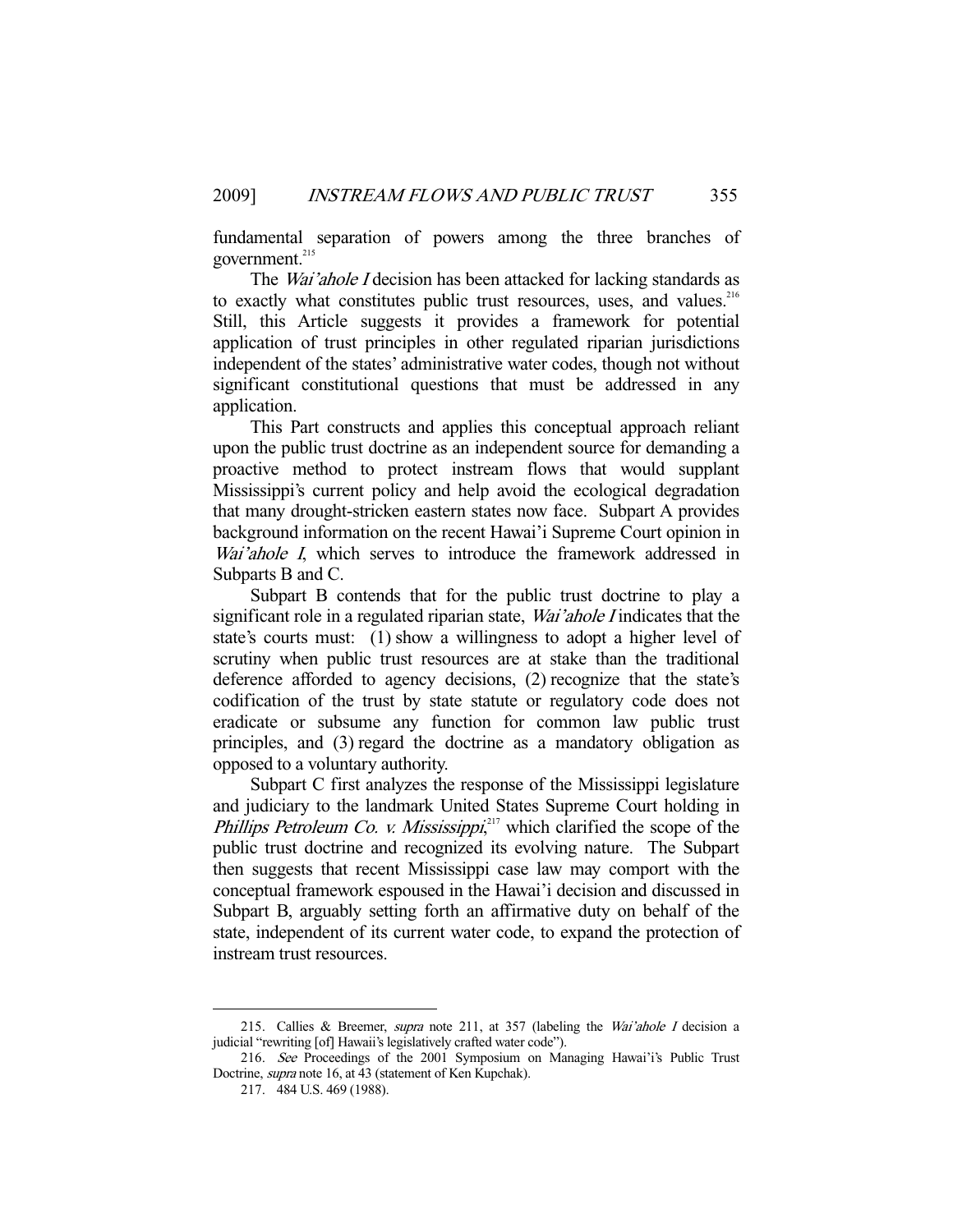fundamental separation of powers among the three branches of government.[215]

The *Wai'ahole I* decision has been attacked for lacking standards as to exactly what constitutes public trust resources, uses, and values.[216] Still, this Article suggests it provides a framework for potential application of trust principles in other regulated riparian jurisdictions independent of the states' administrative water codes, though not without significant constitutional questions that must be addressed in any application.

This Part constructs and applies this conceptual approach reliant upon the public trust doctrine as an independent source for demanding a proactive method to protect instream flows that would supplant Mississippi's current policy and help avoid the ecological degradation that many drought-stricken eastern states now face. Subpart A provides background information on the recent Hawai'i Supreme Court opinion in *Wai'ahole I*, which serves to introduce the framework addressed in Subparts B and C.

Subpart B contends that for the public trust doctrine to play a significant role in a regulated riparian state, *Wai'ahole I* indicates that the state's courts must: (1) show a willingness to adopt a higher level of scrutiny when public trust resources are at stake than the traditional deference afforded to agency decisions, (2) recognize that the state's codification of the trust by state statute or regulatory code does not eradicate or subsume any function for common law public trust principles, and (3) regard the doctrine as a mandatory obligation as opposed to a voluntary authority.

Subpart C first analyzes the response of the Mississippi legislature and judiciary to the landmark United States Supreme Court holding in *Phillips Petroleum Co. v. Mississippi*,[217] which clarified the scope of the public trust doctrine and recognized its evolving nature. The Subpart then suggests that recent Mississippi case law may comport with the conceptual framework espoused in the Hawai'i decision and discussed in Subpart B, arguably setting forth an affirmative duty on behalf of the state, independent of its current water code, to expand the protection of instream trust resources.

---

215. Callies & Breemer, *supra* note 211, at 357 (labeling the *Wai'ahole I* decision a judicial "rewriting [of] Hawaii's legislatively crafted water code").

216. *See* Proceedings of the 2001 Symposium on Managing Hawai'i's Public Trust Doctrine, *supra* note 16, at 43 (statement of Ken Kupchak).

217. 484 U.S. 469 (1988).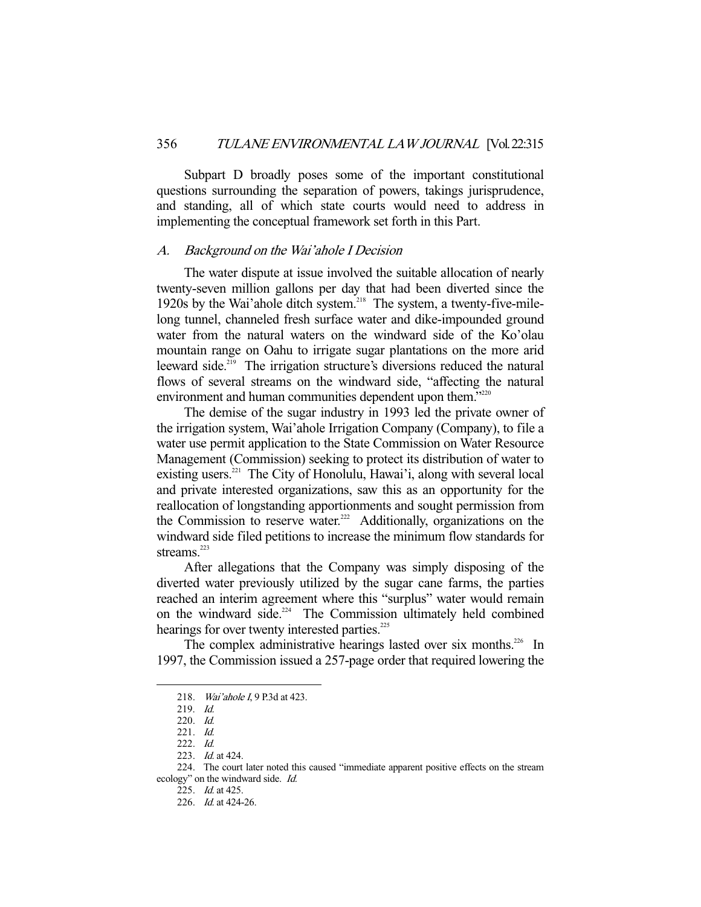Subpart D broadly poses some of the important constitutional questions surrounding the separation of powers, takings jurisprudence, and standing, all of which state courts would need to address in implementing the conceptual framework set forth in this Part.

### A. Background on the *Wai'ahole I* Decision

The water dispute at issue involved the suitable allocation of nearly twenty-seven million gallons per day that had been diverted since the 1920s by the Wai'ahole ditch system.[218] The system, a twenty-five-mile-long tunnel, channeled fresh surface water and dike-impounded ground water from the natural waters on the windward side of the Ko'olau mountain range on Oahu to irrigate sugar plantations on the more arid leeward side.[219] The irrigation structure's diversions reduced the natural flows of several streams on the windward side, "affecting the natural environment and human communities dependent upon them."[220]

The demise of the sugar industry in 1993 led the private owner of the irrigation system, Wai'ahole Irrigation Company (Company), to file a water use permit application to the State Commission on Water Resource Management (Commission) seeking to protect its distribution of water to existing users.[221] The City of Honolulu, Hawai'i, along with several local and private interested organizations, saw this as an opportunity for the reallocation of longstanding apportionments and sought permission from the Commission to reserve water.[222] Additionally, organizations on the windward side filed petitions to increase the minimum flow standards for streams.[223]

After allegations that the Company was simply disposing of the diverted water previously utilized by the sugar cane farms, the parties reached an interim agreement where this "surplus" water would remain on the windward side.[224] The Commission ultimately held combined hearings for over twenty interested parties.[225]

The complex administrative hearings lasted over six months.[226] In 1997, the Commission issued a 257-page order that required lowering the

---

218. *Wai'ahole I*, 9 P.3d at 423.

219. *Id.*

220. *Id.*

221. *Id.*

222. *Id.*

223. *Id.* at 424.

224. The court later noted this caused "immediate apparent positive effects on the stream ecology" on the windward side. *Id.*

225. *Id.* at 425.

226. *Id.* at 424-26.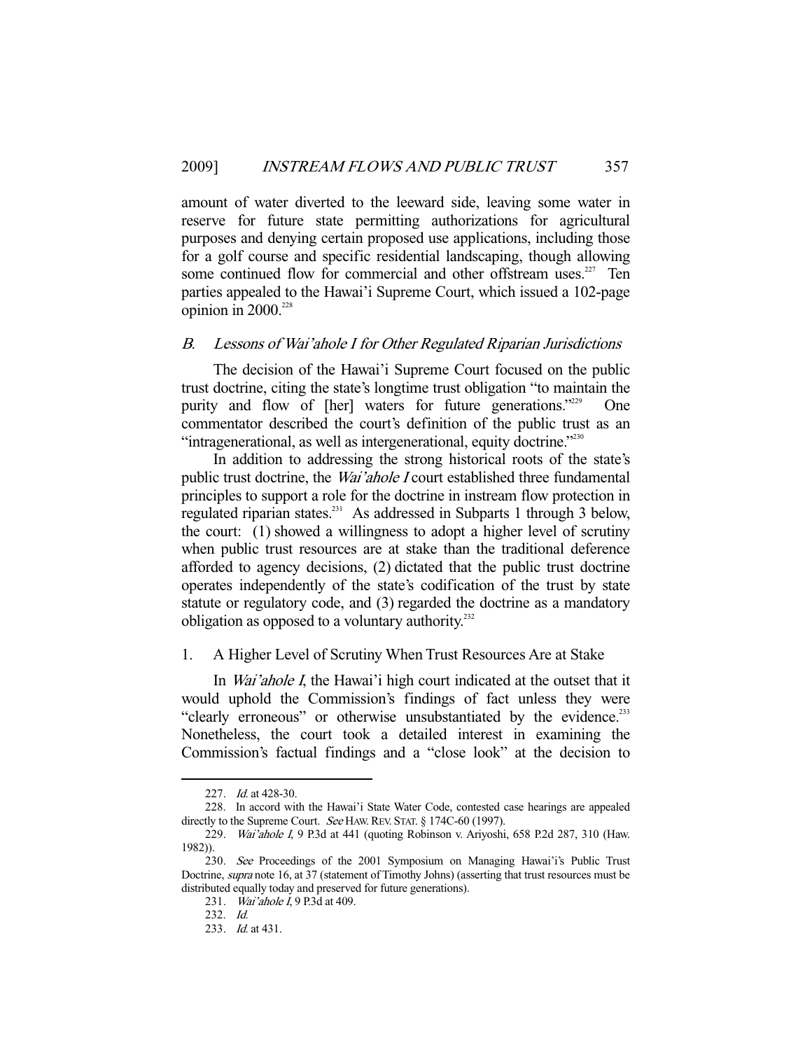amount of water diverted to the leeward side, leaving some water in reserve for future state permitting authorizations for agricultural purposes and denying certain proposed use applications, including those for a golf course and specific residential landscaping, though allowing some continued flow for commercial and other offstream uses.[227] Ten parties appealed to the Hawai'i Supreme Court, which issued a 102-page opinion in 2000.[228]

### B. *Lessons of Wai'ahole I for Other Regulated Riparian Jurisdictions*

The decision of the Hawai'i Supreme Court focused on the public trust doctrine, citing the state's longtime trust obligation "to maintain the purity and flow of [her] waters for future generations."[229] One commentator described the court's definition of the public trust as an "intragenerational, as well as intergenerational, equity doctrine."[230]

In addition to addressing the strong historical roots of the state's public trust doctrine, the *Wai'ahole I* court established three fundamental principles to support a role for the doctrine in instream flow protection in regulated riparian states.[231] As addressed in Subparts 1 through 3 below, the court: (1) showed a willingness to adopt a higher level of scrutiny when public trust resources are at stake than the traditional deference afforded to agency decisions, (2) dictated that the public trust doctrine operates independently of the state's codification of the trust by state statute or regulatory code, and (3) regarded the doctrine as a mandatory obligation as opposed to a voluntary authority.[232]

#### 1. A Higher Level of Scrutiny When Trust Resources Are at Stake

In *Wai'ahole I*, the Hawai'i high court indicated at the outset that it would uphold the Commission's findings of fact unless they were "clearly erroneous" or otherwise unsubstantiated by the evidence.[233] Nonetheless, the court took a detailed interest in examining the Commission's factual findings and a "close look" at the decision to

---

227. *Id.* at 428-30.

228. In accord with the Hawai'i State Water Code, contested case hearings are appealed directly to the Supreme Court. *See* HAW. REV. STAT. § 174C-60 (1997).

229. *Wai'ahole I*, 9 P.3d at 441 (quoting Robinson v. Ariyoshi, 658 P.2d 287, 310 (Haw. 1982)).

230. *See* Proceedings of the 2001 Symposium on Managing Hawai'i's Public Trust Doctrine, *supra* note 16, at 37 (statement of Timothy Johns) (asserting that trust resources must be distributed equally today and preserved for future generations).

231. *Wai'ahole I*, 9 P.3d at 409.

232. *Id.*

233. *Id.* at 431.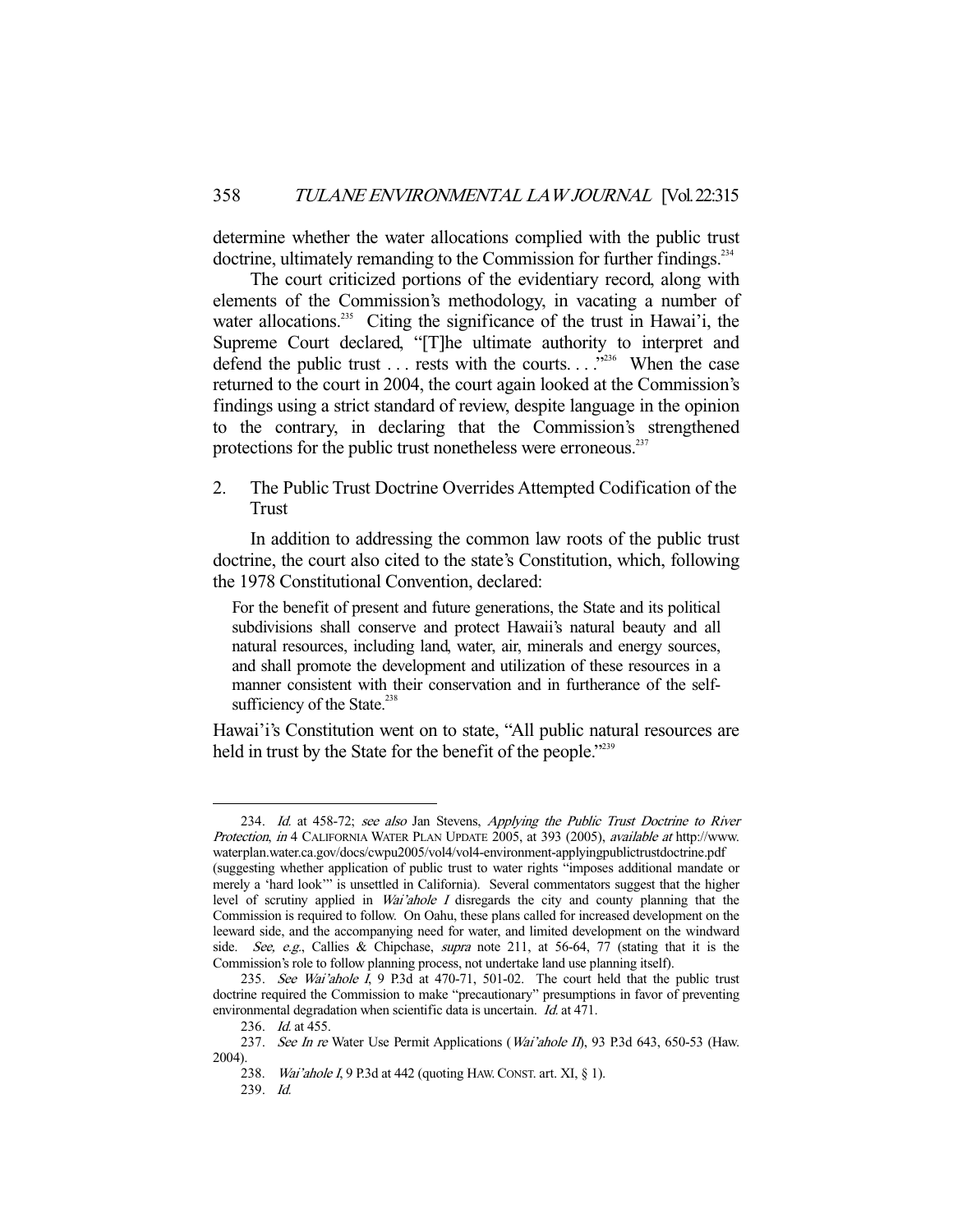determine whether the water allocations complied with the public trust doctrine, ultimately remanding to the Commission for further findings.[234]

The court criticized portions of the evidentiary record, along with elements of the Commission's methodology, in vacating a number of water allocations.[235] Citing the significance of the trust in Hawai'i, the Supreme Court declared, "[T]he ultimate authority to interpret and defend the public trust . . . rests with the courts. . . ."[236] When the case returned to the court in 2004, the court again looked at the Commission's findings using a strict standard of review, despite language in the opinion to the contrary, in declaring that the Commission's strengthened protections for the public trust nonetheless were erroneous.[237]

### 2. The Public Trust Doctrine Overrides Attempted Codification of the Trust

In addition to addressing the common law roots of the public trust doctrine, the court also cited to the state's Constitution, which, following the 1978 Constitutional Convention, declared:

> For the benefit of present and future generations, the State and its political subdivisions shall conserve and protect Hawaii's natural beauty and all natural resources, including land, water, air, minerals and energy sources, and shall promote the development and utilization of these resources in a manner consistent with their conservation and in furtherance of the self-sufficiency of the State.[238]

Hawai'i's Constitution went on to state, "All public natural resources are held in trust by the State for the benefit of the people."[239]

---

234. *Id.* at 458-72; *see also* Jan Stevens, *Applying the Public Trust Doctrine to River Protection*, *in* 4 CALIFORNIA WATER PLAN UPDATE 2005, at 393 (2005), *available at* http://www.waterplan.water.ca.gov/docs/cwpu2005/vol4/vol4-environment-applyingpublictrustdoctrine.pdf (suggesting whether application of public trust to water rights "imposes additional mandate or merely a 'hard look'" is unsettled in California). Several commentators suggest that the higher level of scrutiny applied in *Wai'ahole I* disregards the city and county planning that the Commission is required to follow. On Oahu, these plans called for increased development on the leeward side, and the accompanying need for water, and limited development on the windward side. *See, e.g.*, Callies & Chipchase, *supra* note 211, at 56-64, 77 (stating that it is the Commission's role to follow planning process, not undertake land use planning itself).

235. *See Wai'ahole I*, 9 P.3d at 470-71, 501-02. The court held that the public trust doctrine required the Commission to make "precautionary" presumptions in favor of preventing environmental degradation when scientific data is uncertain. *Id.* at 471.

236. *Id.* at 455.

237. *See In re* Water Use Permit Applications (*Wai'ahole II*), 93 P.3d 643, 650-53 (Haw. 2004).

238. *Wai'ahole I*, 9 P.3d at 442 (quoting HAW. CONST. art. XI, § 1).

239. *Id.*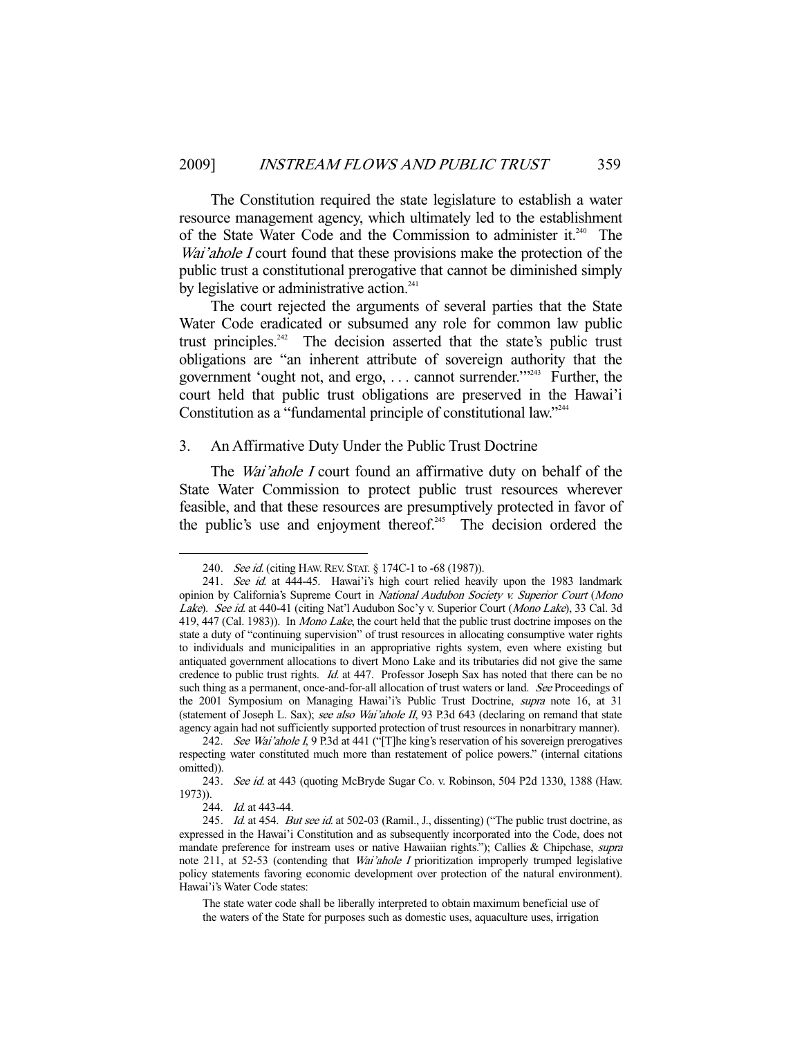The Constitution required the state legislature to establish a water resource management agency, which ultimately led to the establishment of the State Water Code and the Commission to administer it.[240] The *Wai'ahole I* court found that these provisions make the protection of the public trust a constitutional prerogative that cannot be diminished simply by legislative or administrative action.[241]

The court rejected the arguments of several parties that the State Water Code eradicated or subsumed any role for common law public trust principles.[242] The decision asserted that the state's public trust obligations are "an inherent attribute of sovereign authority that the government 'ought not, and ergo, . . . cannot surrender.'"[243] Further, the court held that public trust obligations are preserved in the Hawai'i Constitution as a "fundamental principle of constitutional law."[244]

### 3. An Affirmative Duty Under the Public Trust Doctrine

The *Wai'ahole I* court found an affirmative duty on behalf of the State Water Commission to protect public trust resources wherever feasible, and that these resources are presumptively protected in favor of the public's use and enjoyment thereof.[245] The decision ordered the

---

240. *See id.* (citing HAW. REV. STAT. § 174C-1 to -68 (1987)).

241. *See id.* at 444-45. Hawai'i's high court relied heavily upon the 1983 landmark opinion by California's Supreme Court in *National Audubon Society v. Superior Court* (*Mono Lake*). *See id.* at 440-41 (citing Nat'l Audubon Soc'y v. Superior Court (*Mono Lake*), 33 Cal. 3d 419, 447 (Cal. 1983)). In *Mono Lake*, the court held that the public trust doctrine imposes on the state a duty of "continuing supervision" of trust resources in allocating consumptive water rights to individuals and municipalities in an appropriative rights system, even where existing but antiquated government allocations to divert Mono Lake and its tributaries did not give the same credence to public trust rights. *Id.* at 447. Professor Joseph Sax has noted that there can be no such thing as a permanent, once-and-for-all allocation of trust waters or land. *See* Proceedings of the 2001 Symposium on Managing Hawai'i's Public Trust Doctrine, *supra* note 16, at 31 (statement of Joseph L. Sax); *see also Wai'ahole II*, 93 P.3d 643 (declaring on remand that state agency again had not sufficiently supported protection of trust resources in nonarbitrary manner).

242. *See Wai'ahole I*, 9 P.3d at 441 ("[T]he king's reservation of his sovereign prerogatives respecting water constituted much more than restatement of police powers." (internal citations omitted)).

243. *See id.* at 443 (quoting McBryde Sugar Co. v. Robinson, 504 P2d 1330, 1388 (Haw. 1973)).

244. *Id.* at 443-44.

245. *Id.* at 454. *But see id.* at 502-03 (Ramil., J., dissenting) ("The public trust doctrine, as expressed in the Hawai'i Constitution and as subsequently incorporated into the Code, does not mandate preference for instream uses or native Hawaiian rights."); Callies & Chipchase, *supra* note 211, at 52-53 (contending that *Wai'ahole I* prioritization improperly trumped legislative policy statements favoring economic development over protection of the natural environment). Hawai'i's Water Code states:

> The state water code shall be liberally interpreted to obtain maximum beneficial use of the waters of the State for purposes such as domestic uses, aquaculture uses, irrigation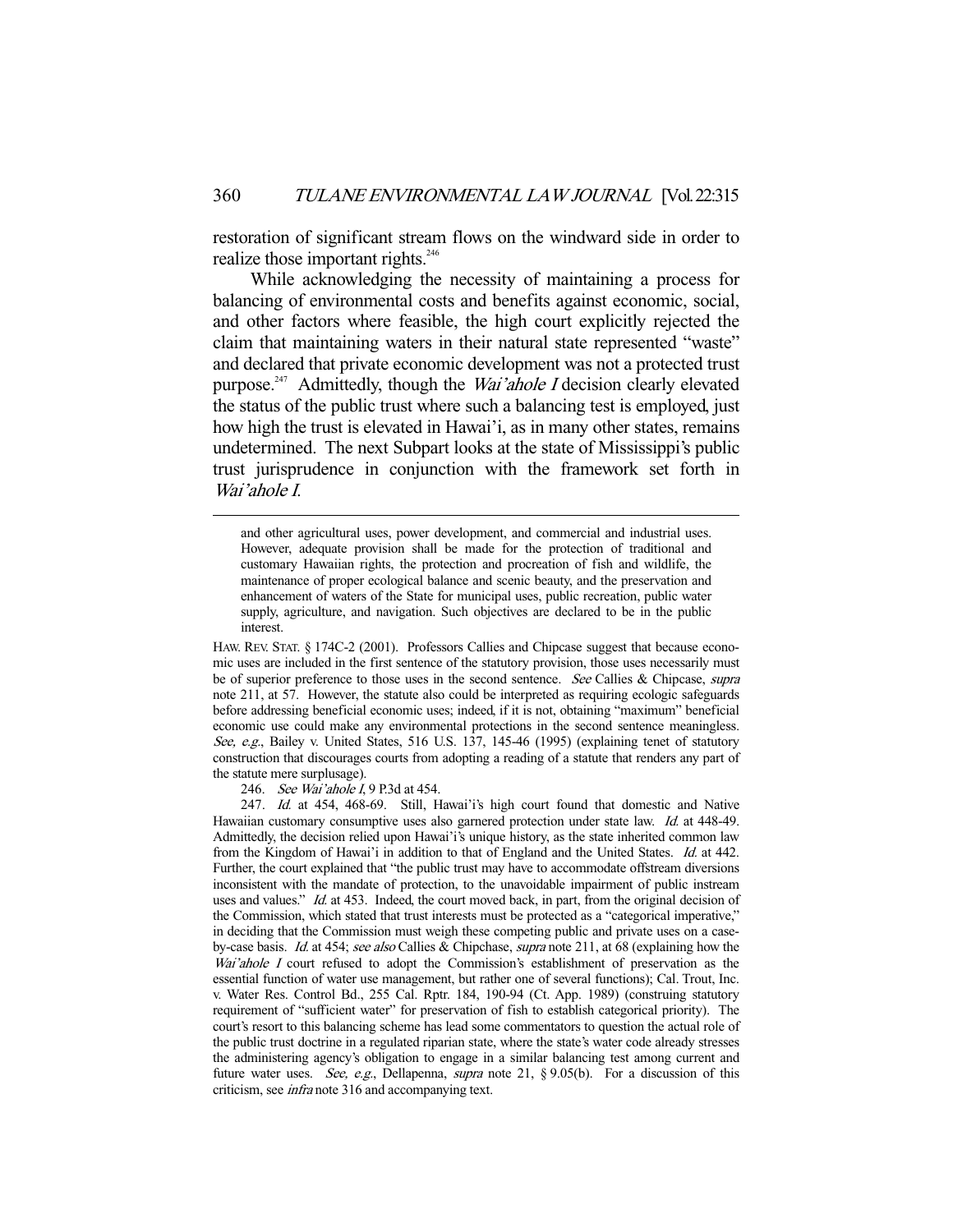restoration of significant stream flows on the windward side in order to realize those important rights.[246]

While acknowledging the necessity of maintaining a process for balancing of environmental costs and benefits against economic, social, and other factors where feasible, the high court explicitly rejected the claim that maintaining waters in their natural state represented "waste" and declared that private economic development was not a protected trust purpose.[247] Admittedly, though the *Wai'ahole I* decision clearly elevated the status of the public trust where such a balancing test is employed, just how high the trust is elevated in Hawai'i, as in many other states, remains undetermined. The next Subpart looks at the state of Mississippi's public trust jurisprudence in conjunction with the framework set forth in *Wai'ahole I*.

---

> and other agricultural uses, power development, and commercial and industrial uses. However, adequate provision shall be made for the protection of traditional and customary Hawaiian rights, the protection and procreation of fish and wildlife, the maintenance of proper ecological balance and scenic beauty, and the preservation and enhancement of waters of the State for municipal uses, public recreation, public water supply, agriculture, and navigation. Such objectives are declared to be in the public interest.

HAW. REV. STAT. § 174C-2 (2001). Professors Callies and Chipcase suggest that because economic uses are included in the first sentence of the statutory provision, those uses necessarily must be of superior preference to those uses in the second sentence. *See* Callies & Chipcase, *supra* note 211, at 57. However, the statute also could be interpreted as requiring ecologic safeguards before addressing beneficial economic uses; indeed, if it is not, obtaining "maximum" beneficial economic use could make any environmental protections in the second sentence meaningless. *See, e.g.*, Bailey v. United States, 516 U.S. 137, 145-46 (1995) (explaining tenet of statutory construction that discourages courts from adopting a reading of a statute that renders any part of the statute mere surplusage).

246. *See Wai'ahole I*, 9 P.3d at 454.

247. *Id.* at 454, 468-69. Still, Hawai'i's high court found that domestic and Native Hawaiian customary consumptive uses also garnered protection under state law. *Id.* at 448-49. Admittedly, the decision relied upon Hawai'i's unique history, as the state inherited common law from the Kingdom of Hawai'i in addition to that of England and the United States. *Id.* at 442. Further, the court explained that "the public trust may have to accommodate offstream diversions inconsistent with the mandate of protection, to the unavoidable impairment of public instream uses and values." *Id.* at 453. Indeed, the court moved back, in part, from the original decision of the Commission, which stated that trust interests must be protected as a "categorical imperative," in deciding that the Commission must weigh these competing public and private uses on a case-by-case basis. *Id.* at 454; *see also* Callies & Chipchase, *supra* note 211, at 68 (explaining how the *Wai'ahole I* court refused to adopt the Commission's establishment of preservation as the essential function of water use management, but rather one of several functions); Cal. Trout, Inc. v. Water Res. Control Bd., 255 Cal. Rptr. 184, 190-94 (Ct. App. 1989) (construing statutory requirement of "sufficient water" for preservation of fish to establish categorical priority). The court's resort to this balancing scheme has lead some commentators to question the actual role of the public trust doctrine in a regulated riparian state, where the state's water code already stresses the administering agency's obligation to engage in a similar balancing test among current and future water uses. *See, e.g.*, Dellapenna, *supra* note 21, § 9.05(b). For a discussion of this criticism, see *infra* note 316 and accompanying text.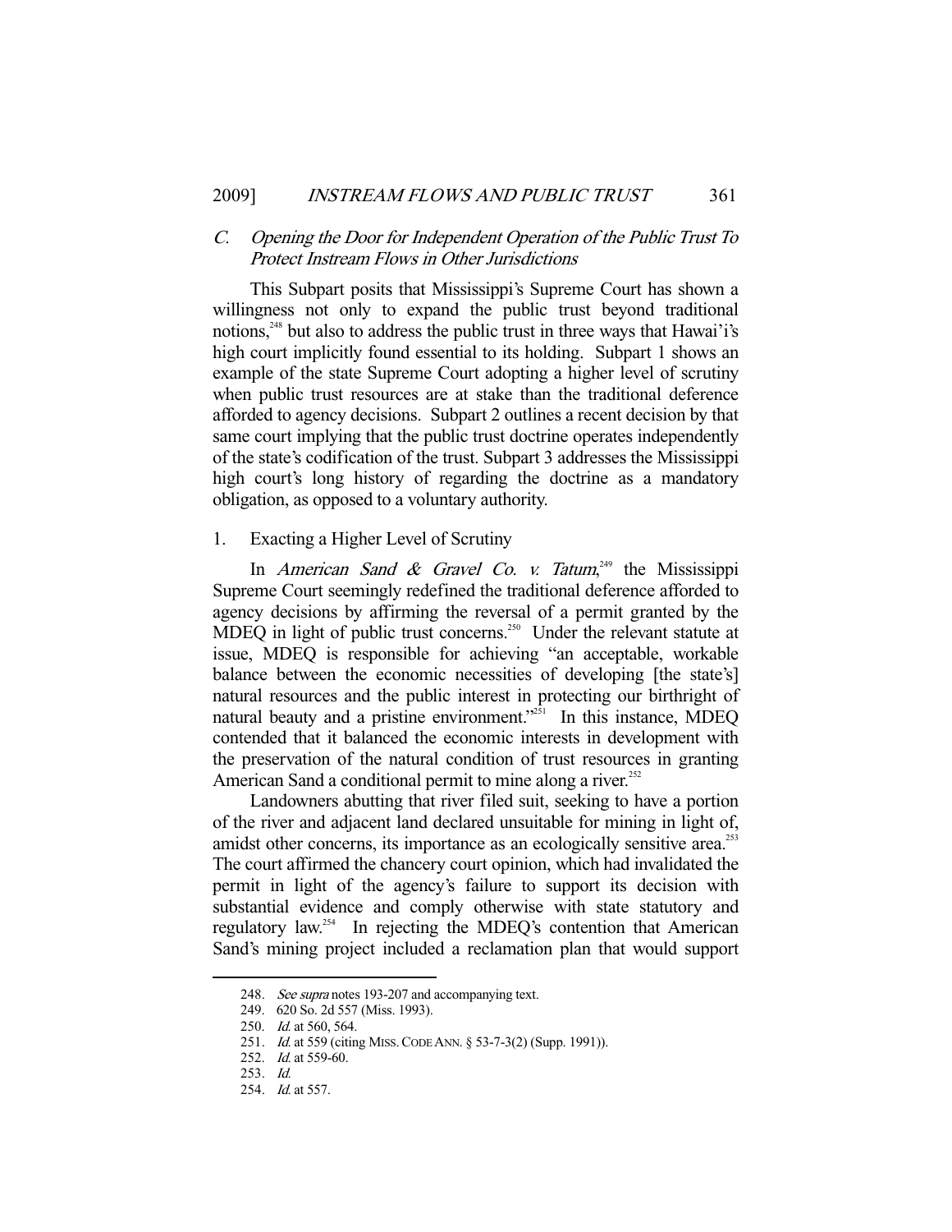### C. *Opening the Door for Independent Operation of the Public Trust To Protect Instream Flows in Other Jurisdictions*

This Subpart posits that Mississippi's Supreme Court has shown a willingness not only to expand the public trust beyond traditional notions,[248] but also to address the public trust in three ways that Hawai'i's high court implicitly found essential to its holding. Subpart 1 shows an example of the state Supreme Court adopting a higher level of scrutiny when public trust resources are at stake than the traditional deference afforded to agency decisions. Subpart 2 outlines a recent decision by that same court implying that the public trust doctrine operates independently of the state's codification of the trust. Subpart 3 addresses the Mississippi high court's long history of regarding the doctrine as a mandatory obligation, as opposed to a voluntary authority.

#### 1. Exacting a Higher Level of Scrutiny

In *American Sand & Gravel Co. v. Tatum*,[249] the Mississippi Supreme Court seemingly redefined the traditional deference afforded to agency decisions by affirming the reversal of a permit granted by the MDEQ in light of public trust concerns.[250] Under the relevant statute at issue, MDEQ is responsible for achieving "an acceptable, workable balance between the economic necessities of developing [the state's] natural resources and the public interest in protecting our birthright of natural beauty and a pristine environment."[251] In this instance, MDEQ contended that it balanced the economic interests in development with the preservation of the natural condition of trust resources in granting American Sand a conditional permit to mine along a river.[252]

Landowners abutting that river filed suit, seeking to have a portion of the river and adjacent land declared unsuitable for mining in light of, amidst other concerns, its importance as an ecologically sensitive area.[253] The court affirmed the chancery court opinion, which had invalidated the permit in light of the agency's failure to support its decision with substantial evidence and comply otherwise with state statutory and regulatory law.[254] In rejecting the MDEQ's contention that American Sand's mining project included a reclamation plan that would support

---

248. *See supra* notes 193-207 and accompanying text.

249. 620 So. 2d 557 (Miss. 1993).

250. *Id.* at 560, 564.

251. *Id.* at 559 (citing MISS. CODE ANN. § 53-7-3(2) (Supp. 1991)).

252. *Id.* at 559-60.

253. *Id.*

254. *Id.* at 557.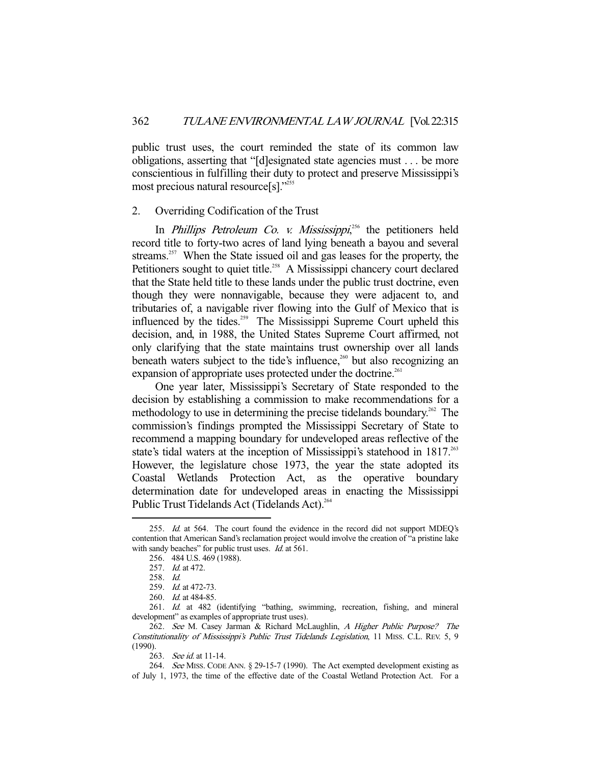public trust uses, the court reminded the state of its common law obligations, asserting that "[d]esignated state agencies must . . . be more conscientious in fulfilling their duty to protect and preserve Mississippi's most precious natural resource[s]."[255]

### 2. Overriding Codification of the Trust

In *Phillips Petroleum Co. v. Mississippi*,[256] the petitioners held record title to forty-two acres of land lying beneath a bayou and several streams.[257] When the State issued oil and gas leases for the property, the Petitioners sought to quiet title.[258] A Mississippi chancery court declared that the State held title to these lands under the public trust doctrine, even though they were nonnavigable, because they were adjacent to, and tributaries of, a navigable river flowing into the Gulf of Mexico that is influenced by the tides.[259] The Mississippi Supreme Court upheld this decision, and, in 1988, the United States Supreme Court affirmed, not only clarifying that the state maintains trust ownership over all lands beneath waters subject to the tide's influence,[260] but also recognizing an expansion of appropriate uses protected under the doctrine.[261]

One year later, Mississippi's Secretary of State responded to the decision by establishing a commission to make recommendations for a methodology to use in determining the precise tidelands boundary.[262] The commission's findings prompted the Mississippi Secretary of State to recommend a mapping boundary for undeveloped areas reflective of the state's tidal waters at the inception of Mississippi's statehood in 1817.[263] However, the legislature chose 1973, the year the state adopted its Coastal Wetlands Protection Act, as the operative boundary determination date for undeveloped areas in enacting the Mississippi Public Trust Tidelands Act (Tidelands Act).[264]

---

255. *Id.* at 564. The court found the evidence in the record did not support MDEQ's contention that American Sand's reclamation project would involve the creation of "a pristine lake with sandy beaches" for public trust uses. *Id.* at 561.

256. 484 U.S. 469 (1988).

257. *Id.* at 472.

258. *Id.*

259. *Id.* at 472-73.

260. *Id.* at 484-85.

261. *Id.* at 482 (identifying "bathing, swimming, recreation, fishing, and mineral development" as examples of appropriate trust uses).

262. *See* M. Casey Jarman & Richard McLaughlin, *A Higher Public Purpose? The Constitutionality of Mississippi's Public Trust Tidelands Legislation*, 11 MISS. C.L. REV. 5, 9 (1990).

263. *See id.* at 11-14.

264. *See* MISS. CODE ANN. § 29-15-7 (1990). The Act exempted development existing as of July 1, 1973, the time of the effective date of the Coastal Wetland Protection Act. For a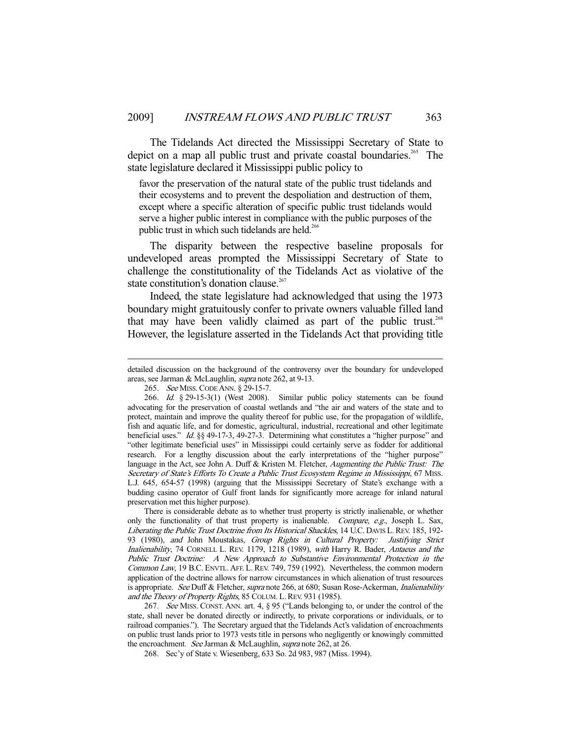The Tidelands Act directed the Mississippi Secretary of State to depict on a map all public trust and private coastal boundaries.[265] The state legislature declared it Mississippi public policy to

> favor the preservation of the natural state of the public trust tidelands and their ecosystems and to prevent the despoliation and destruction of them, except where a specific alteration of specific public trust tidelands would serve a higher public interest in compliance with the public purposes of the public trust in which such tidelands are held.[266]

The disparity between the respective baseline proposals for undeveloped areas prompted the Mississippi Secretary of State to challenge the constitutionality of the Tidelands Act as violative of the state constitution's donation clause.[267]

Indeed, the state legislature had acknowledged that using the 1973 boundary might gratuitously confer to private owners valuable filled land that may have been validly claimed as part of the public trust.[268] However, the legislature asserted in the Tidelands Act that providing title

---

detailed discussion on the background of the controversy over the boundary for undeveloped areas, see Jarman & McLaughlin, *supra* note 262, at 9-13.

265. *See* MISS. CODE ANN. § 29-15-7.

266. *Id.* § 29-15-3(1) (West 2008). Similar public policy statements can be found advocating for the preservation of coastal wetlands and "the air and waters of the state and to protect, maintain and improve the quality thereof for public use, for the propagation of wildlife, fish and aquatic life, and for domestic, agricultural, industrial, recreational and other legitimate beneficial uses." *Id.* §§ 49-17-3, 49-27-3. Determining what constitutes a "higher purpose" and "other legitimate beneficial uses" in Mississippi could certainly serve as fodder for additional research. For a lengthy discussion about the early interpretations of the "higher purpose" language in the Act, see John A. Duff & Kristen M. Fletcher, *Augmenting the Public Trust: The Secretary of State's Efforts To Create a Public Trust Ecosystem Regime in Mississippi*, 67 MISS. L.J. 645, 654-57 (1998) (arguing that the Mississippi Secretary of State's exchange with a budding casino operator of Gulf front lands for significantly more acreage for inland natural preservation met this higher purpose).

There is considerable debate as to whether trust property is strictly inalienable, or whether only the functionality of that trust property is inalienable. *Compare*, *e.g.*, Joseph L. Sax, *Liberating the Public Trust Doctrine from Its Historical Shackles*, 14 U.C. DAVIS L. REV. 185, 192-93 (1980), *and* John Moustakas, *Group Rights in Cultural Property: Justifying Strict Inalienability*, 74 CORNELL L. REV. 1179, 1218 (1989), *with* Harry R. Bader, *Antaeus and the Public Trust Doctrine: A New Approach to Substantive Environmental Protection in the Common Law*, 19 B.C. ENVTL. AFF. L. REV. 749, 759 (1992). Nevertheless, the common modern application of the doctrine allows for narrow circumstances in which alienation of trust resources is appropriate. *See* Duff & Fletcher, *supra* note 266, at 680; Susan Rose-Ackerman, *Inalienability and the Theory of Property Rights*, 85 COLUM. L. REV. 931 (1985).

267. *See* MISS. CONST. ANN. art. 4, § 95 ("Lands belonging to, or under the control of the state, shall never be donated directly or indirectly, to private corporations or individuals, or to railroad companies."). The Secretary argued that the Tidelands Act's validation of encroachments on public trust lands prior to 1973 vests title in persons who negligently or knowingly committed the encroachment. *See* Jarman & McLaughlin, *supra* note 262, at 26.

268. Sec'y of State v. Wiesenberg, 633 So. 2d 983, 987 (Miss. 1994).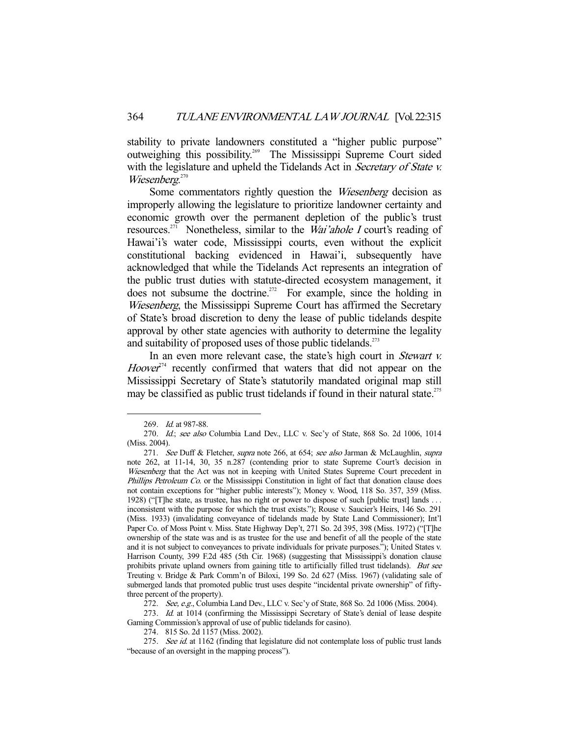stability to private landowners constituted a "higher public purpose" outweighing this possibility.[269] The Mississippi Supreme Court sided with the legislature and upheld the Tidelands Act in *Secretary of State v. Wiesenberg*.[270]

Some commentators rightly question the *Wiesenberg* decision as improperly allowing the legislature to prioritize landowner certainty and economic growth over the permanent depletion of the public's trust resources.[271] Nonetheless, similar to the *Wai'ahole I* court's reading of Hawai'i's water code, Mississippi courts, even without the explicit constitutional backing evidenced in Hawai'i, subsequently have acknowledged that while the Tidelands Act represents an integration of the public trust duties with statute-directed ecosystem management, it does not subsume the doctrine.[272] For example, since the holding in *Wiesenberg*, the Mississippi Supreme Court has affirmed the Secretary of State's broad discretion to deny the lease of public tidelands despite approval by other state agencies with authority to determine the legality and suitability of proposed uses of those public tidelands.[273]

In an even more relevant case, the state's high court in *Stewart v. Hoover*[274] recently confirmed that waters that did not appear on the Mississippi Secretary of State's statutorily mandated original map still may be classified as public trust tidelands if found in their natural state.[275]

---

269. *Id.* at 987-88.

270. *Id.*; *see also* Columbia Land Dev., LLC v. Sec'y of State, 868 So. 2d 1006, 1014 (Miss. 2004).

271. *See* Duff & Fletcher, *supra* note 266, at 654; *see also* Jarman & McLaughlin, *supra* note 262, at 11-14, 30, 35 n.287 (contending prior to state Supreme Court's decision in *Wiesenberg* that the Act was not in keeping with United States Supreme Court precedent in *Phillips Petroleum Co.* or the Mississippi Constitution in light of fact that donation clause does not contain exceptions for "higher public interests"); Money v. Wood, 118 So. 357, 359 (Miss. 1928) ("[T]he state, as trustee, has no right or power to dispose of such [public trust] lands . . . inconsistent with the purpose for which the trust exists."); Rouse v. Saucier's Heirs, 146 So. 291 (Miss. 1933) (invalidating conveyance of tidelands made by State Land Commissioner); Int'l Paper Co. of Moss Point v. Miss. State Highway Dep't, 271 So. 2d 395, 398 (Miss. 1972) ("[T]he ownership of the state was and is as trustee for the use and benefit of all the people of the state and it is not subject to conveyances to private individuals for private purposes."); United States v. Harrison County, 399 F.2d 485 (5th Cir. 1968) (suggesting that Mississippi's donation clause prohibits private upland owners from gaining title to artificially filled trust tidelands). *But see* Treuting v. Bridge & Park Comm'n of Biloxi, 199 So. 2d 627 (Miss. 1967) (validating sale of submerged lands that promoted public trust uses despite "incidental private ownership" of fifty-three percent of the property).

272. *See, e.g.*, Columbia Land Dev., LLC v. Sec'y of State, 868 So. 2d 1006 (Miss. 2004).

273. *Id.* at 1014 (confirming the Mississippi Secretary of State's denial of lease despite Gaming Commission's approval of use of public tidelands for casino).

274. 815 So. 2d 1157 (Miss. 2002).

275. *See id.* at 1162 (finding that legislature did not contemplate loss of public trust lands "because of an oversight in the mapping process").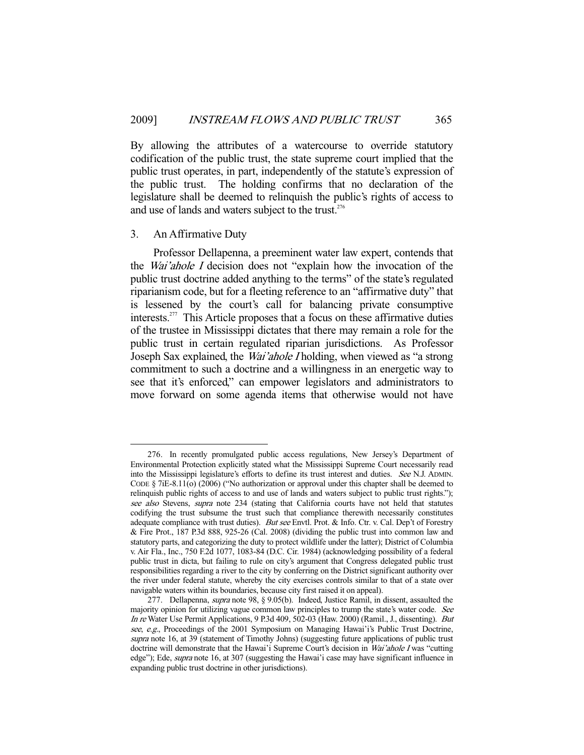By allowing the attributes of a watercourse to override statutory codification of the public trust, the state supreme court implied that the public trust operates, in part, independently of the statute's expression of the public trust. The holding confirms that no declaration of the legislature shall be deemed to relinquish the public's rights of access to and use of lands and waters subject to the trust.[276]

### 3. An Affirmative Duty

Professor Dellapenna, a preeminent water law expert, contends that the *Wai'ahole I* decision does not "explain how the invocation of the public trust doctrine added anything to the terms" of the state's regulated riparianism code, but for a fleeting reference to an "affirmative duty" that is lessened by the court's call for balancing private consumptive interests.[277] This Article proposes that a focus on these affirmative duties of the trustee in Mississippi dictates that there may remain a role for the public trust in certain regulated riparian jurisdictions. As Professor Joseph Sax explained, the *Wai'ahole I* holding, when viewed as "a strong commitment to such a doctrine and a willingness in an energetic way to see that it's enforced," can empower legislators and administrators to move forward on some agenda items that otherwise would not have

---

276. In recently promulgated public access regulations, New Jersey's Department of Environmental Protection explicitly stated what the Mississippi Supreme Court necessarily read into the Mississippi legislature's efforts to define its trust interest and duties. *See* N.J. ADMIN. CODE § 7iE-8.11(o) (2006) ("No authorization or approval under this chapter shall be deemed to relinquish public rights of access to and use of lands and waters subject to public trust rights."); *see also* Stevens, *supra* note 234 (stating that California courts have not held that statutes codifying the trust subsume the trust such that compliance therewith necessarily constitutes adequate compliance with trust duties). *But see* Envtl. Prot. & Info. Ctr. v. Cal. Dep't of Forestry & Fire Prot., 187 P.3d 888, 925-26 (Cal. 2008) (dividing the public trust into common law and statutory parts, and categorizing the duty to protect wildlife under the latter); District of Columbia v. Air Fla., Inc., 750 F.2d 1077, 1083-84 (D.C. Cir. 1984) (acknowledging possibility of a federal public trust in dicta, but failing to rule on city's argument that Congress delegated public trust responsibilities regarding a river to the city by conferring on the District significant authority over the river under federal statute, whereby the city exercises controls similar to that of a state over navigable waters within its boundaries, because city first raised it on appeal).

277. Dellapenna, *supra* note 98, § 9.05(b). Indeed, Justice Ramil, in dissent, assaulted the majority opinion for utilizing vague common law principles to trump the state's water code. *See In re* Water Use Permit Applications, 9 P.3d 409, 502-03 (Haw. 2000) (Ramil., J., dissenting). *But see, e.g.*, Proceedings of the 2001 Symposium on Managing Hawai'i's Public Trust Doctrine, *supra* note 16, at 39 (statement of Timothy Johns) (suggesting future applications of public trust doctrine will demonstrate that the Hawai'i Supreme Court's decision in *Wai'ahole I* was "cutting edge"); Ede, *supra* note 16, at 307 (suggesting the Hawai'i case may have significant influence in expanding public trust doctrine in other jurisdictions).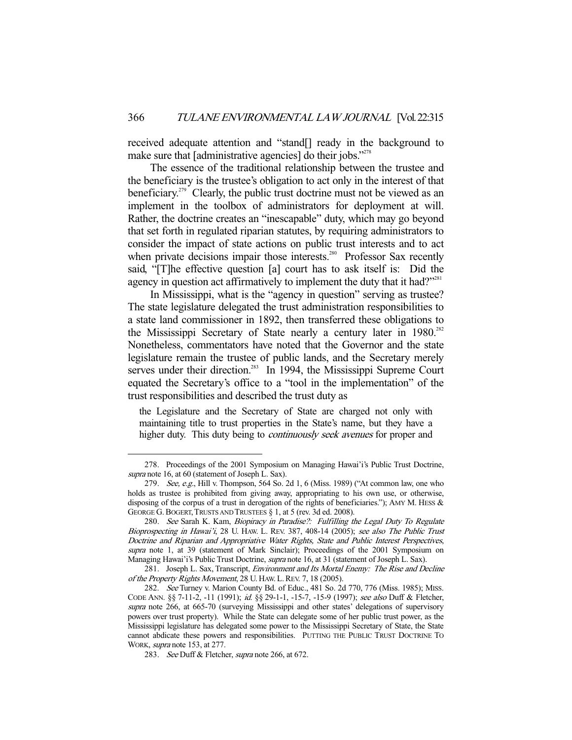received adequate attention and "stand[] ready in the background to make sure that [administrative agencies] do their jobs."[278]

The essence of the traditional relationship between the trustee and the beneficiary is the trustee's obligation to act only in the interest of that beneficiary.[279] Clearly, the public trust doctrine must not be viewed as an implement in the toolbox of administrators for deployment at will. Rather, the doctrine creates an "inescapable" duty, which may go beyond that set forth in regulated riparian statutes, by requiring administrators to consider the impact of state actions on public trust interests and to act when private decisions impair those interests.[280] Professor Sax recently said, "[T]he effective question [a] court has to ask itself is: Did the agency in question act affirmatively to implement the duty that it had?"[281]

In Mississippi, what is the "agency in question" serving as trustee? The state legislature delegated the trust administration responsibilities to a state land commissioner in 1892, then transferred these obligations to the Mississippi Secretary of State nearly a century later in 1980.[282] Nonetheless, commentators have noted that the Governor and the state legislature remain the trustee of public lands, and the Secretary merely serves under their direction.[283] In 1994, the Mississippi Supreme Court equated the Secretary's office to a "tool in the implementation" of the trust responsibilities and described the trust duty as

> the Legislature and the Secretary of State are charged not only with maintaining title to trust properties in the State's name, but they have a higher duty. This duty being to *continuously seek avenues* for proper and

---

278. Proceedings of the 2001 Symposium on Managing Hawai'i's Public Trust Doctrine, *supra* note 16, at 60 (statement of Joseph L. Sax).

279. *See, e.g.*, Hill v. Thompson, 564 So. 2d 1, 6 (Miss. 1989) ("At common law, one who holds as trustee is prohibited from giving away, appropriating to his own use, or otherwise, disposing of the corpus of a trust in derogation of the rights of beneficiaries."); AMY M. HESS & GEORGE G. BOGERT, TRUSTS AND TRUSTEES § 1, at 5 (rev. 3d ed. 2008).

280. *See* Sarah K. Kam, *Biopiracy in Paradise?: Fulfilling the Legal Duty To Regulate Bioprospecting in Hawai'i*, 28 U. HAW. L. REV. 387, 408-14 (2005); *see also The Public Trust Doctrine and Riparian and Appropriative Water Rights, State and Public Interest Perspectives*, *supra* note 1, at 39 (statement of Mark Sinclair); Proceedings of the 2001 Symposium on Managing Hawai'i's Public Trust Doctrine, *supra* note 16, at 31 (statement of Joseph L. Sax).

281. Joseph L. Sax, Transcript, *Environment and Its Mortal Enemy: The Rise and Decline of the Property Rights Movement*, 28 U. HAW. L. REV. 7, 18 (2005).

282. *See* Turney v. Marion County Bd. of Educ., 481 So. 2d 770, 776 (Miss. 1985); MISS. CODE ANN. §§ 7-11-2, -11 (1991); *id.* §§ 29-1-1, -15-7, -15-9 (1997); *see also* Duff & Fletcher, *supra* note 266, at 665-70 (surveying Mississippi and other states' delegations of supervisory powers over trust property). While the State can delegate some of her public trust power, as the Mississippi legislature has delegated some power to the Mississippi Secretary of State, the State cannot abdicate these powers and responsibilities. PUTTING THE PUBLIC TRUST DOCTRINE TO WORK, *supra* note 153, at 277.

283. *See* Duff & Fletcher, *supra* note 266, at 672.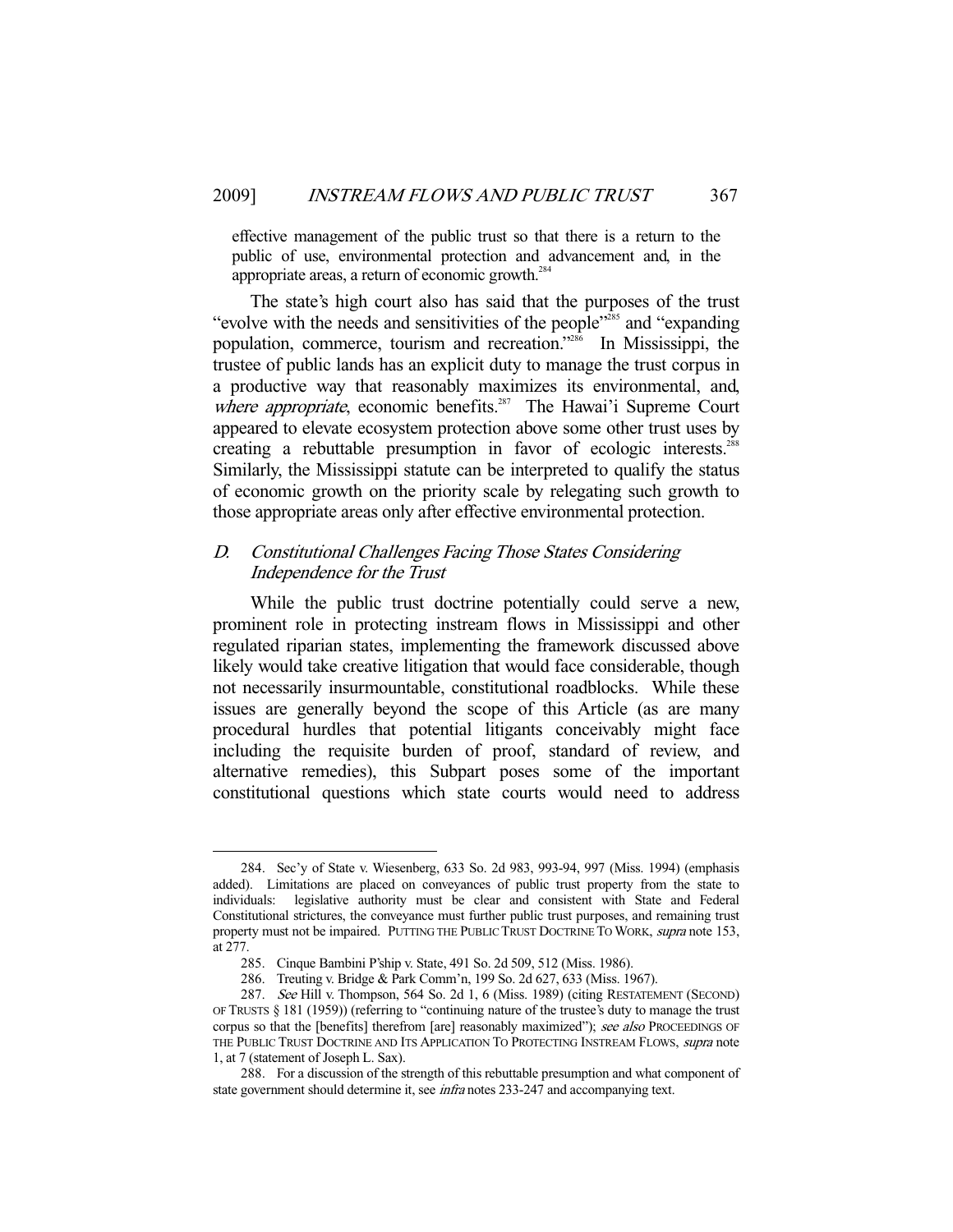effective management of the public trust so that there is a return to the public of use, environmental protection and advancement and, in the appropriate areas, a return of economic growth.[284]

The state's high court also has said that the purposes of the trust "evolve with the needs and sensitivities of the people"[285] and "expanding population, commerce, tourism and recreation."[286] In Mississippi, the trustee of public lands has an explicit duty to manage the trust corpus in a productive way that reasonably maximizes its environmental, and, *where appropriate*, economic benefits.[287] The Hawai'i Supreme Court appeared to elevate ecosystem protection above some other trust uses by creating a rebuttable presumption in favor of ecologic interests.[288] Similarly, the Mississippi statute can be interpreted to qualify the status of economic growth on the priority scale by relegating such growth to those appropriate areas only after effective environmental protection.

### *D. Constitutional Challenges Facing Those States Considering Independence for the Trust*

While the public trust doctrine potentially could serve a new, prominent role in protecting instream flows in Mississippi and other regulated riparian states, implementing the framework discussed above likely would take creative litigation that would face considerable, though not necessarily insurmountable, constitutional roadblocks. While these issues are generally beyond the scope of this Article (as are many procedural hurdles that potential litigants conceivably might face including the requisite burden of proof, standard of review, and alternative remedies), this Subpart poses some of the important constitutional questions which state courts would need to address

---

284. Sec'y of State v. Wiesenberg, 633 So. 2d 983, 993-94, 997 (Miss. 1994) (emphasis added). Limitations are placed on conveyances of public trust property from the state to individuals: legislative authority must be clear and consistent with State and Federal Constitutional strictures, the conveyance must further public trust purposes, and remaining trust property must not be impaired. PUTTING THE PUBLIC TRUST DOCTRINE TO WORK, *supra* note 153, at 277.

285. Cinque Bambini P'ship v. State, 491 So. 2d 509, 512 (Miss. 1986).

286. Treuting v. Bridge & Park Comm'n, 199 So. 2d 627, 633 (Miss. 1967).

287. *See* Hill v. Thompson, 564 So. 2d 1, 6 (Miss. 1989) (citing RESTATEMENT (SECOND) OF TRUSTS § 181 (1959)) (referring to "continuing nature of the trustee's duty to manage the trust corpus so that the [benefits] therefrom [are] reasonably maximized"); *see also* PROCEEDINGS OF THE PUBLIC TRUST DOCTRINE AND ITS APPLICATION TO PROTECTING INSTREAM FLOWS, *supra* note 1, at 7 (statement of Joseph L. Sax).

288. For a discussion of the strength of this rebuttable presumption and what component of state government should determine it, see *infra* notes 233-247 and accompanying text.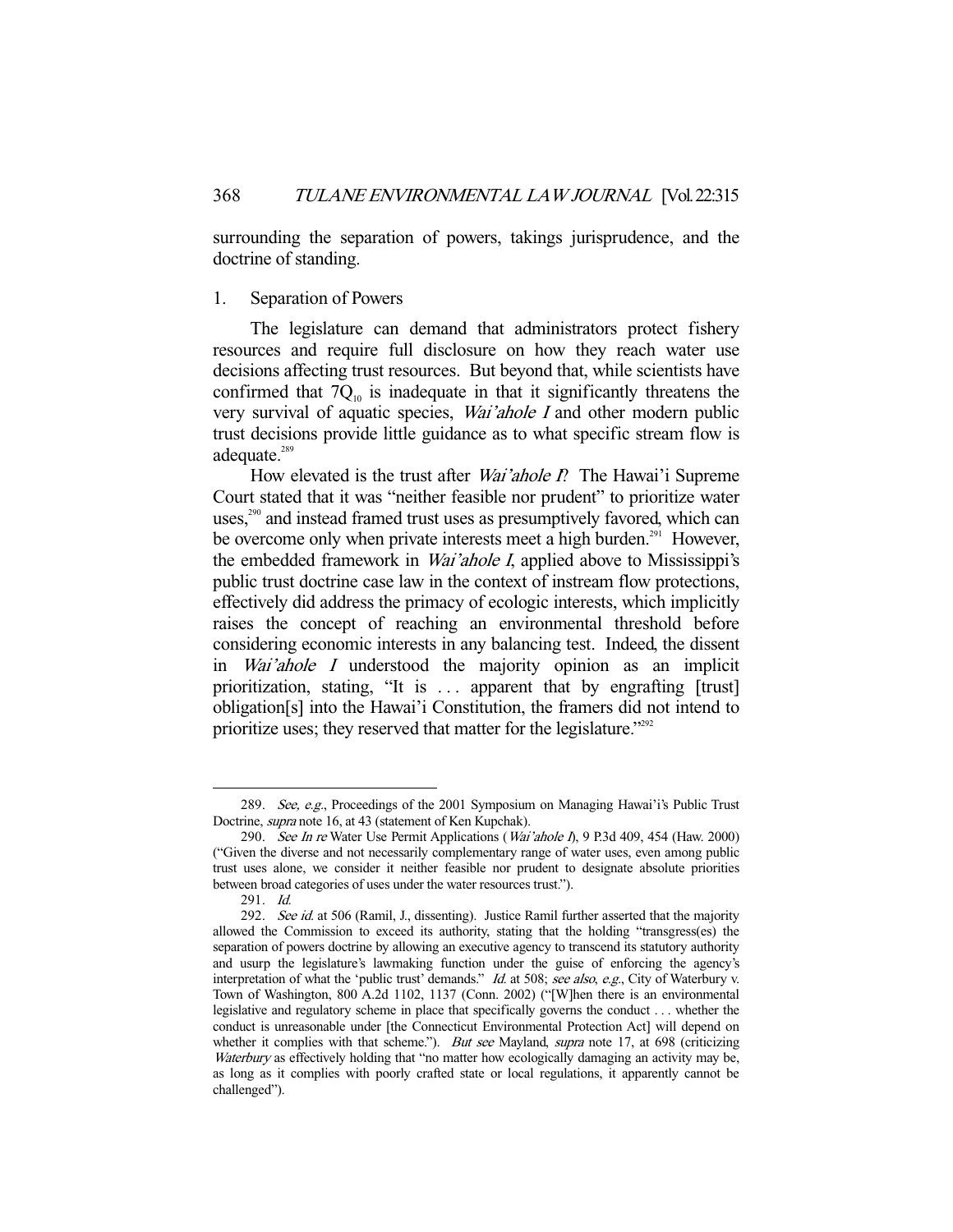surrounding the separation of powers, takings jurisprudence, and the doctrine of standing.

### 1. Separation of Powers

The legislature can demand that administrators protect fishery resources and require full disclosure on how they reach water use decisions affecting trust resources. But beyond that, while scientists have confirmed that $7Q_{10}$ is inadequate in that it significantly threatens the very survival of aquatic species, *Wai'ahole I* and other modern public trust decisions provide little guidance as to what specific stream flow is adequate.[289]

How elevated is the trust after *Wai'ahole I*? The Hawai'i Supreme Court stated that it was "neither feasible nor prudent" to prioritize water uses,[290] and instead framed trust uses as presumptively favored, which can be overcome only when private interests meet a high burden.[291] However, the embedded framework in *Wai'ahole I*, applied above to Mississippi's public trust doctrine case law in the context of instream flow protections, effectively did address the primacy of ecologic interests, which implicitly raises the concept of reaching an environmental threshold before considering economic interests in any balancing test. Indeed, the dissent in *Wai'ahole I* understood the majority opinion as an implicit prioritization, stating, "It is . . . apparent that by engrafting [trust] obligation[s] into the Hawai'i Constitution, the framers did not intend to prioritize uses; they reserved that matter for the legislature."[292]

---

289. *See, e.g.*, Proceedings of the 2001 Symposium on Managing Hawai'i's Public Trust Doctrine, *supra* note 16, at 43 (statement of Ken Kupchak).

290. *See In re* Water Use Permit Applications (*Wai'ahole I*), 9 P.3d 409, 454 (Haw. 2000) ("Given the diverse and not necessarily complementary range of water uses, even among public trust uses alone, we consider it neither feasible nor prudent to designate absolute priorities between broad categories of uses under the water resources trust.").

291. *Id.*

292. *See id.* at 506 (Ramil, J., dissenting). Justice Ramil further asserted that the majority allowed the Commission to exceed its authority, stating that the holding "transgress(es) the separation of powers doctrine by allowing an executive agency to transcend its statutory authority and usurp the legislature's lawmaking function under the guise of enforcing the agency's interpretation of what the 'public trust' demands." *Id.* at 508; *see also*, *e.g.*, City of Waterbury v. Town of Washington, 800 A.2d 1102, 1137 (Conn. 2002) ("[W]hen there is an environmental legislative and regulatory scheme in place that specifically governs the conduct . . . whether the conduct is unreasonable under [the Connecticut Environmental Protection Act] will depend on whether it complies with that scheme."). *But see* Mayland, *supra* note 17, at 698 (criticizing *Waterbury* as effectively holding that "no matter how ecologically damaging an activity may be, as long as it complies with poorly crafted state or local regulations, it apparently cannot be challenged").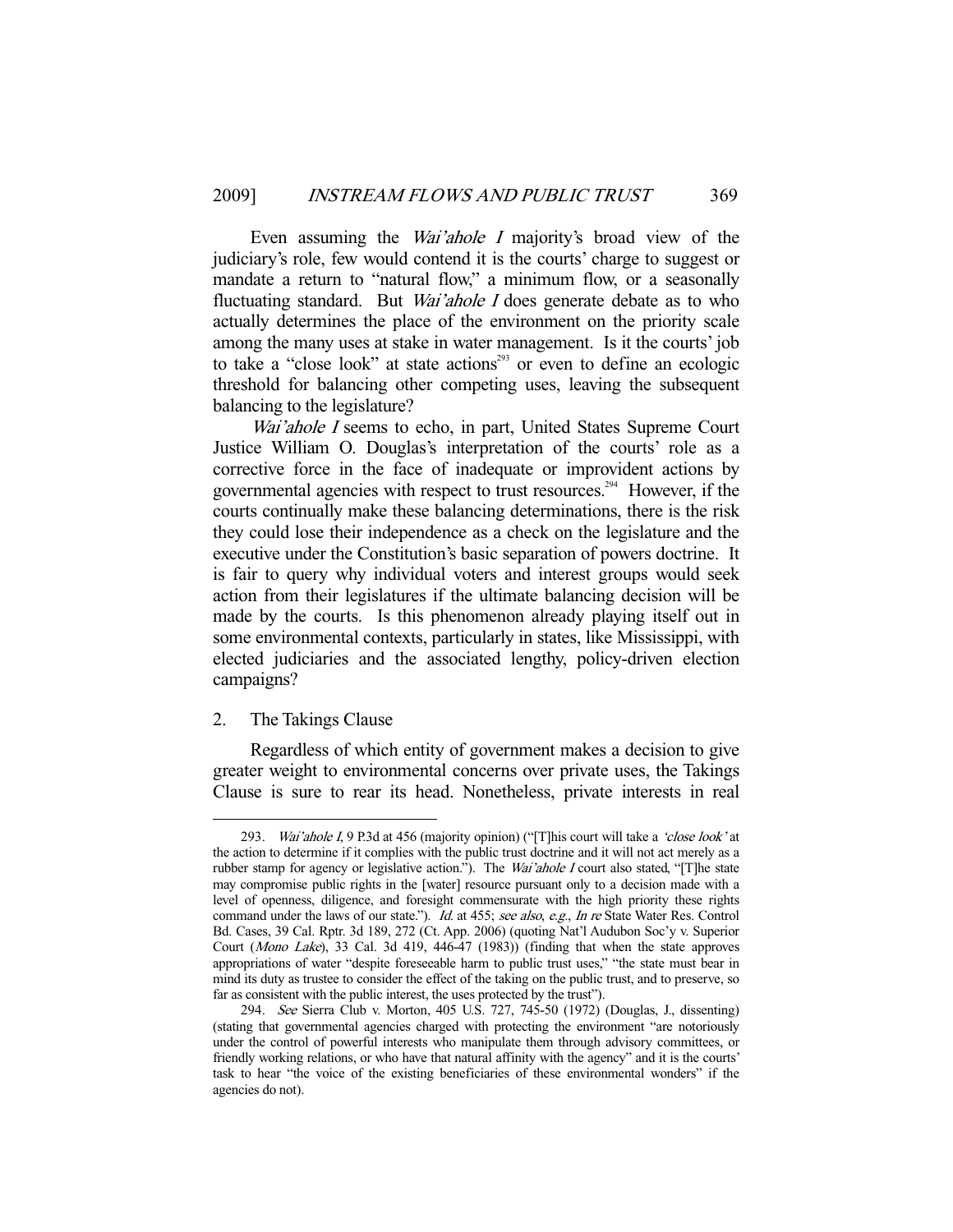Even assuming the *Wai'ahole I* majority's broad view of the judiciary's role, few would contend it is the courts' charge to suggest or mandate a return to "natural flow," a minimum flow, or a seasonally fluctuating standard. But *Wai'ahole I* does generate debate as to who actually determines the place of the environment on the priority scale among the many uses at stake in water management. Is it the courts' job to take a "close look" at state actions[293] or even to define an ecologic threshold for balancing other competing uses, leaving the subsequent balancing to the legislature?

*Wai'ahole I* seems to echo, in part, United States Supreme Court Justice William O. Douglas's interpretation of the courts' role as a corrective force in the face of inadequate or improvident actions by governmental agencies with respect to trust resources.[294] However, if the courts continually make these balancing determinations, there is the risk they could lose their independence as a check on the legislature and the executive under the Constitution's basic separation of powers doctrine. It is fair to query why individual voters and interest groups would seek action from their legislatures if the ultimate balancing decision will be made by the courts. Is this phenomenon already playing itself out in some environmental contexts, particularly in states, like Mississippi, with elected judiciaries and the associated lengthy, policy-driven election campaigns?

### 2. The Takings Clause

Regardless of which entity of government makes a decision to give greater weight to environmental concerns over private uses, the Takings Clause is sure to rear its head. Nonetheless, private interests in real

---

293. *Wai'ahole I*, 9 P.3d at 456 (majority opinion) ("[T]his court will take a *'close look'* at the action to determine if it complies with the public trust doctrine and it will not act merely as a rubber stamp for agency or legislative action."). The *Wai'ahole I* court also stated, "[T]he state may compromise public rights in the [water] resource pursuant only to a decision made with a level of openness, diligence, and foresight commensurate with the high priority these rights command under the laws of our state."). *Id.* at 455; *see also*, *e.g.*, *In re* State Water Res. Control Bd. Cases, 39 Cal. Rptr. 3d 189, 272 (Ct. App. 2006) (quoting Nat'l Audubon Soc'y v. Superior Court (*Mono Lake*), 33 Cal. 3d 419, 446-47 (1983)) (finding that when the state approves appropriations of water "despite foreseeable harm to public trust uses," "the state must bear in mind its duty as trustee to consider the effect of the taking on the public trust, and to preserve, so far as consistent with the public interest, the uses protected by the trust").

294. *See* Sierra Club v. Morton, 405 U.S. 727, 745-50 (1972) (Douglas, J., dissenting) (stating that governmental agencies charged with protecting the environment "are notoriously under the control of powerful interests who manipulate them through advisory committees, or friendly working relations, or who have that natural affinity with the agency" and it is the courts' task to hear "the voice of the existing beneficiaries of these environmental wonders" if the agencies do not).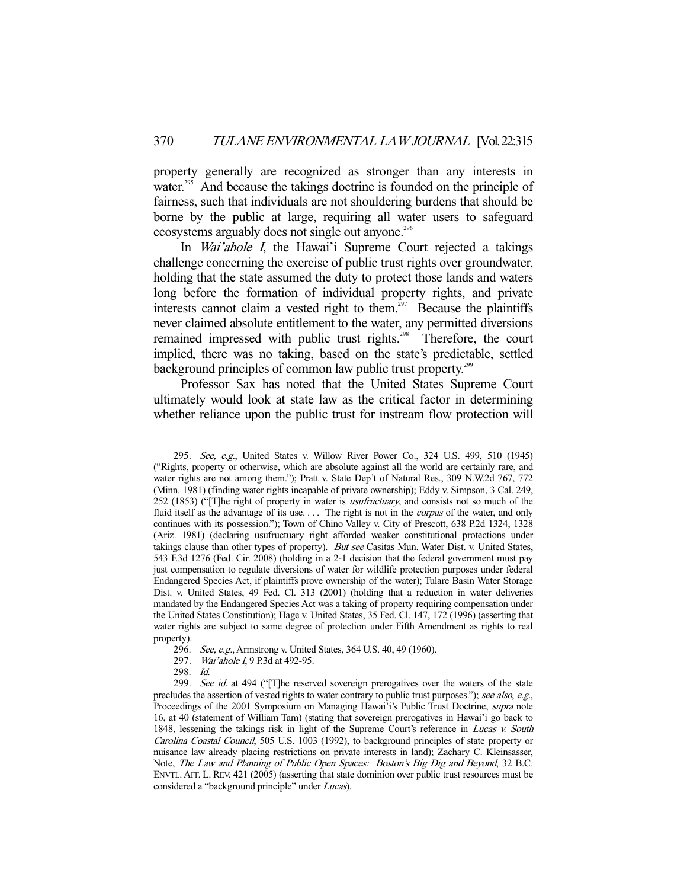property generally are recognized as stronger than any interests in water.[295] And because the takings doctrine is founded on the principle of fairness, such that individuals are not shouldering burdens that should be borne by the public at large, requiring all water users to safeguard ecosystems arguably does not single out anyone.[296]

In *Wai'ahole I*, the Hawai'i Supreme Court rejected a takings challenge concerning the exercise of public trust rights over groundwater, holding that the state assumed the duty to protect those lands and waters long before the formation of individual property rights, and private interests cannot claim a vested right to them.[297] Because the plaintiffs never claimed absolute entitlement to the water, any permitted diversions remained impressed with public trust rights.[298] Therefore, the court implied, there was no taking, based on the state's predictable, settled background principles of common law public trust property.[299]

Professor Sax has noted that the United States Supreme Court ultimately would look at state law as the critical factor in determining whether reliance upon the public trust for instream flow protection will

---

295. *See, e.g.*, United States v. Willow River Power Co., 324 U.S. 499, 510 (1945) ("Rights, property or otherwise, which are absolute against all the world are certainly rare, and water rights are not among them."); Pratt v. State Dep't of Natural Res., 309 N.W.2d 767, 772 (Minn. 1981) (finding water rights incapable of private ownership); Eddy v. Simpson, 3 Cal. 249, 252 (1853) ("[T]he right of property in water is *usufructuary*, and consists not so much of the fluid itself as the advantage of its use. . . . The right is not in the *corpus* of the water, and only continues with its possession."); Town of Chino Valley v. City of Prescott, 638 P.2d 1324, 1328 (Ariz. 1981) (declaring usufructuary right afforded weaker constitutional protections under takings clause than other types of property). *But see* Casitas Mun. Water Dist. v. United States, 543 F.3d 1276 (Fed. Cir. 2008) (holding in a 2-1 decision that the federal government must pay just compensation to regulate diversions of water for wildlife protection purposes under federal Endangered Species Act, if plaintiffs prove ownership of the water); Tulare Basin Water Storage Dist. v. United States, 49 Fed. Cl. 313 (2001) (holding that a reduction in water deliveries mandated by the Endangered Species Act was a taking of property requiring compensation under the United States Constitution); Hage v. United States, 35 Fed. Cl. 147, 172 (1996) (asserting that water rights are subject to same degree of protection under Fifth Amendment as rights to real property).

296. *See, e.g.*, Armstrong v. United States, 364 U.S. 40, 49 (1960).

297. *Wai'ahole I*, 9 P.3d at 492-95.

298. *Id.*

299. *See id.* at 494 ("[T]he reserved sovereign prerogatives over the waters of the state precludes the assertion of vested rights to water contrary to public trust purposes."); *see also, e.g.*, Proceedings of the 2001 Symposium on Managing Hawai'i's Public Trust Doctrine, *supra* note 16, at 40 (statement of William Tam) (stating that sovereign prerogatives in Hawai'i go back to 1848, lessening the takings risk in light of the Supreme Court's reference in *Lucas v. South Carolina Coastal Council*, 505 U.S. 1003 (1992), to background principles of state property or nuisance law already placing restrictions on private interests in land); Zachary C. Kleinsasser, Note, *The Law and Planning of Public Open Spaces: Boston's Big Dig and Beyond*, 32 B.C. ENVTL. AFF. L. REV. 421 (2005) (asserting that state dominion over public trust resources must be considered a "background principle" under *Lucas*).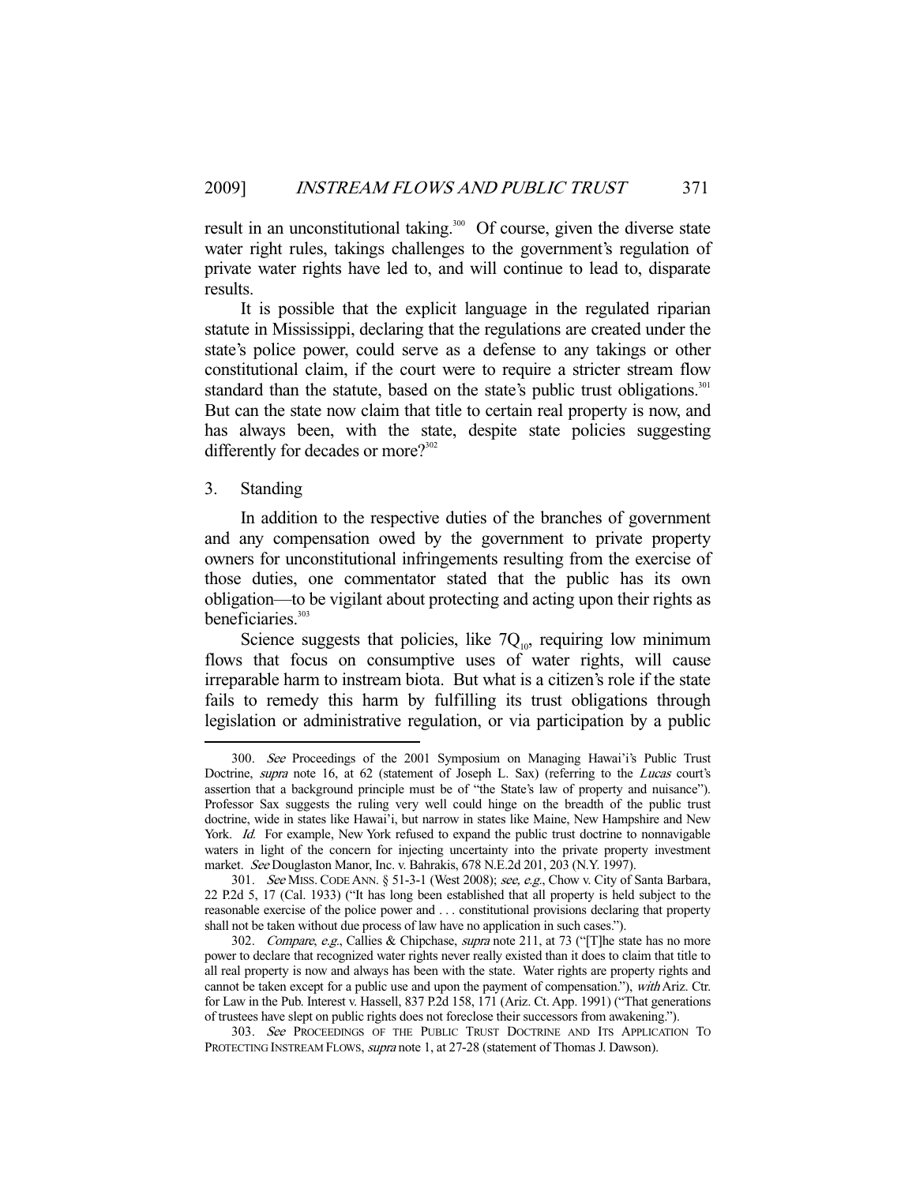result in an unconstitutional taking.[300] Of course, given the diverse state water right rules, takings challenges to the government's regulation of private water rights have led to, and will continue to lead to, disparate results.

It is possible that the explicit language in the regulated riparian statute in Mississippi, declaring that the regulations are created under the state's police power, could serve as a defense to any takings or other constitutional claim, if the court were to require a stricter stream flow standard than the statute, based on the state's public trust obligations.[301] But can the state now claim that title to certain real property is now, and has always been, with the state, despite state policies suggesting differently for decades or more?[302]

### 3. Standing

In addition to the respective duties of the branches of government and any compensation owed by the government to private property owners for unconstitutional infringements resulting from the exercise of those duties, one commentator stated that the public has its own obligation—to be vigilant about protecting and acting upon their rights as beneficiaries.[303]

Science suggests that policies, like $7Q_{10}$, requiring low minimum flows that focus on consumptive uses of water rights, will cause irreparable harm to instream biota. But what is a citizen's role if the state fails to remedy this harm by fulfilling its trust obligations through legislation or administrative regulation, or via participation by a public

---

300. *See* Proceedings of the 2001 Symposium on Managing Hawai'i's Public Trust Doctrine, *supra* note 16, at 62 (statement of Joseph L. Sax) (referring to the *Lucas* court's assertion that a background principle must be of "the State's law of property and nuisance"). Professor Sax suggests the ruling very well could hinge on the breadth of the public trust doctrine, wide in states like Hawai'i, but narrow in states like Maine, New Hampshire and New York. *Id.* For example, New York refused to expand the public trust doctrine to nonnavigable waters in light of the concern for injecting uncertainty into the private property investment market. *See* Douglaston Manor, Inc. v. Bahrakis, 678 N.E.2d 201, 203 (N.Y. 1997).

301. *See* MISS. CODE ANN. § 51-3-1 (West 2008); *see, e.g.*, Chow v. City of Santa Barbara, 22 P.2d 5, 17 (Cal. 1933) ("It has long been established that all property is held subject to the reasonable exercise of the police power and . . . constitutional provisions declaring that property shall not be taken without due process of law have no application in such cases.").

302. *Compare, e.g.*, Callies & Chipchase, *supra* note 211, at 73 ("[T]he state has no more power to declare that recognized water rights never really existed than it does to claim that title to all real property is now and always has been with the state. Water rights are property rights and cannot be taken except for a public use and upon the payment of compensation."), *with* Ariz. Ctr. for Law in the Pub. Interest v. Hassell, 837 P.2d 158, 171 (Ariz. Ct. App. 1991) ("That generations of trustees have slept on public rights does not foreclose their successors from awakening.").

303. *See* PROCEEDINGS OF THE PUBLIC TRUST DOCTRINE AND ITS APPLICATION TO PROTECTING INSTREAM FLOWS, *supra* note 1, at 27-28 (statement of Thomas J. Dawson).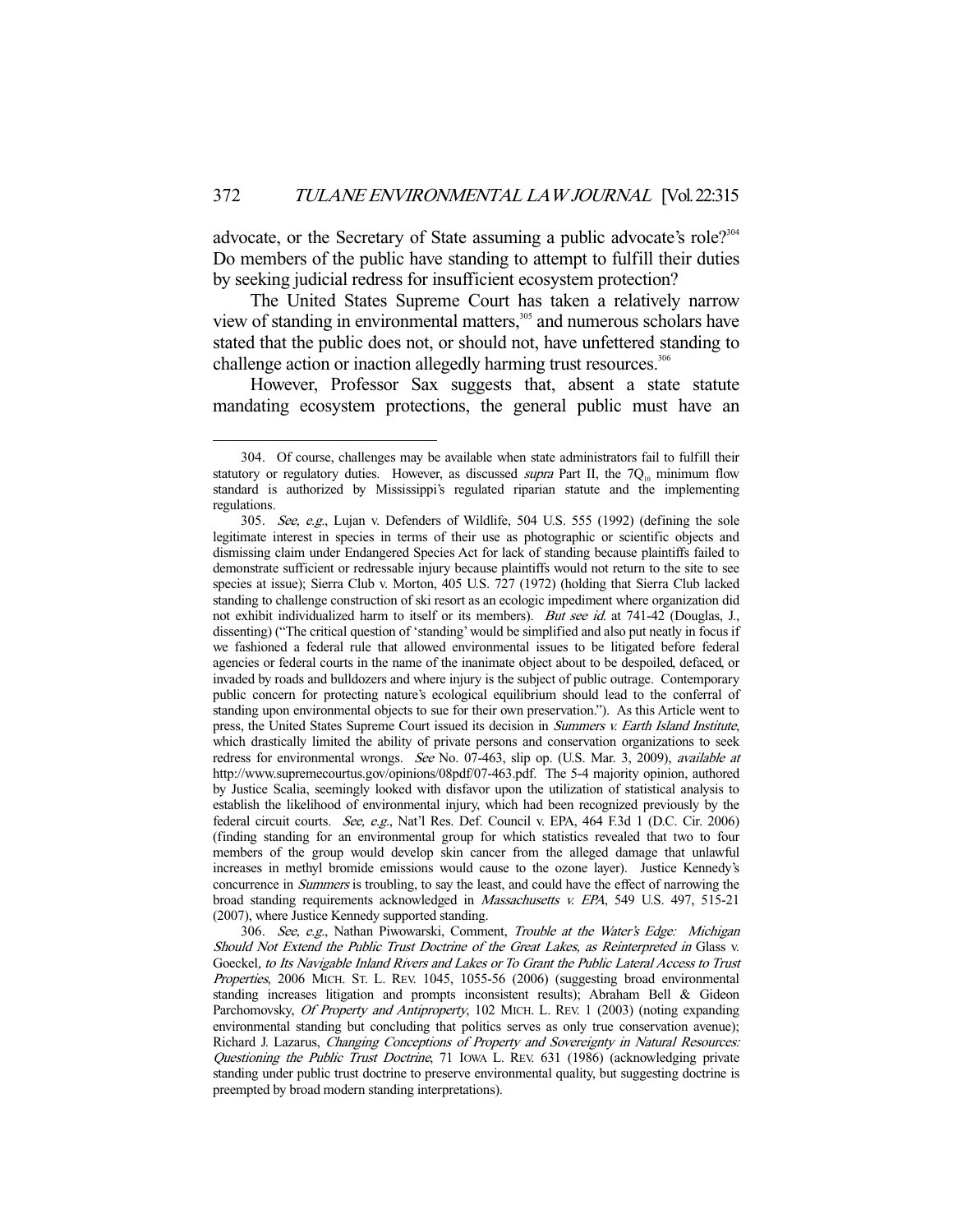advocate, or the Secretary of State assuming a public advocate's role?[304] Do members of the public have standing to attempt to fulfill their duties by seeking judicial redress for insufficient ecosystem protection?

The United States Supreme Court has taken a relatively narrow view of standing in environmental matters,[305] and numerous scholars have stated that the public does not, or should not, have unfettered standing to challenge action or inaction allegedly harming trust resources.[306]

However, Professor Sax suggests that, absent a state statute mandating ecosystem protections, the general public must have an

---

304. Of course, challenges may be available when state administrators fail to fulfill their statutory or regulatory duties. However, as discussed *supra* Part II, the $7Q_{10}$ minimum flow standard is authorized by Mississippi's regulated riparian statute and the implementing regulations.

305. *See, e.g.*, Lujan v. Defenders of Wildlife, 504 U.S. 555 (1992) (defining the sole legitimate interest in species in terms of their use as photographic or scientific objects and dismissing claim under Endangered Species Act for lack of standing because plaintiffs failed to demonstrate sufficient or redressable injury because plaintiffs would not return to the site to see species at issue); Sierra Club v. Morton, 405 U.S. 727 (1972) (holding that Sierra Club lacked standing to challenge construction of ski resort as an ecologic impediment where organization did not exhibit individualized harm to itself or its members). *But see id.* at 741-42 (Douglas, J., dissenting) ("The critical question of 'standing' would be simplified and also put neatly in focus if we fashioned a federal rule that allowed environmental issues to be litigated before federal agencies or federal courts in the name of the inanimate object about to be despoiled, defaced, or invaded by roads and bulldozers and where injury is the subject of public outrage. Contemporary public concern for protecting nature's ecological equilibrium should lead to the conferral of standing upon environmental objects to sue for their own preservation."). As this Article went to press, the United States Supreme Court issued its decision in *Summers v. Earth Island Institute*, which drastically limited the ability of private persons and conservation organizations to seek redress for environmental wrongs. *See* No. 07-463, slip op. (U.S. Mar. 3, 2009), *available at* http://www.supremecourtus.gov/opinions/08pdf/07-463.pdf. The 5-4 majority opinion, authored by Justice Scalia, seemingly looked with disfavor upon the utilization of statistical analysis to establish the likelihood of environmental injury, which had been recognized previously by the federal circuit courts. *See, e.g.*, Nat'l Res. Def. Council v. EPA, 464 F.3d 1 (D.C. Cir. 2006) (finding standing for an environmental group for which statistics revealed that two to four members of the group would develop skin cancer from the alleged damage that unlawful increases in methyl bromide emissions would cause to the ozone layer). Justice Kennedy's concurrence in *Summers* is troubling, to say the least, and could have the effect of narrowing the broad standing requirements acknowledged in *Massachusetts v. EPA*, 549 U.S. 497, 515-21 (2007), where Justice Kennedy supported standing.

306. *See, e.g.*, Nathan Piwowarski, Comment, *Trouble at the Water's Edge: Michigan Should Not Extend the Public Trust Doctrine of the Great Lakes, as Reinterpreted in* Glass v. Goeckel, *to Its Navigable Inland Rivers and Lakes or To Grant the Public Lateral Access to Trust Properties*, 2006 MICH. ST. L. REV. 1045, 1055-56 (2006) (suggesting broad environmental standing increases litigation and prompts inconsistent results); Abraham Bell & Gideon Parchomovsky, *Of Property and Antiproperty*, 102 MICH. L. REV. 1 (2003) (noting expanding environmental standing but concluding that politics serves as only true conservation avenue); Richard J. Lazarus, *Changing Conceptions of Property and Sovereignty in Natural Resources: Questioning the Public Trust Doctrine*, 71 IOWA L. REV. 631 (1986) (acknowledging private standing under public trust doctrine to preserve environmental quality, but suggesting doctrine is preempted by broad modern standing interpretations).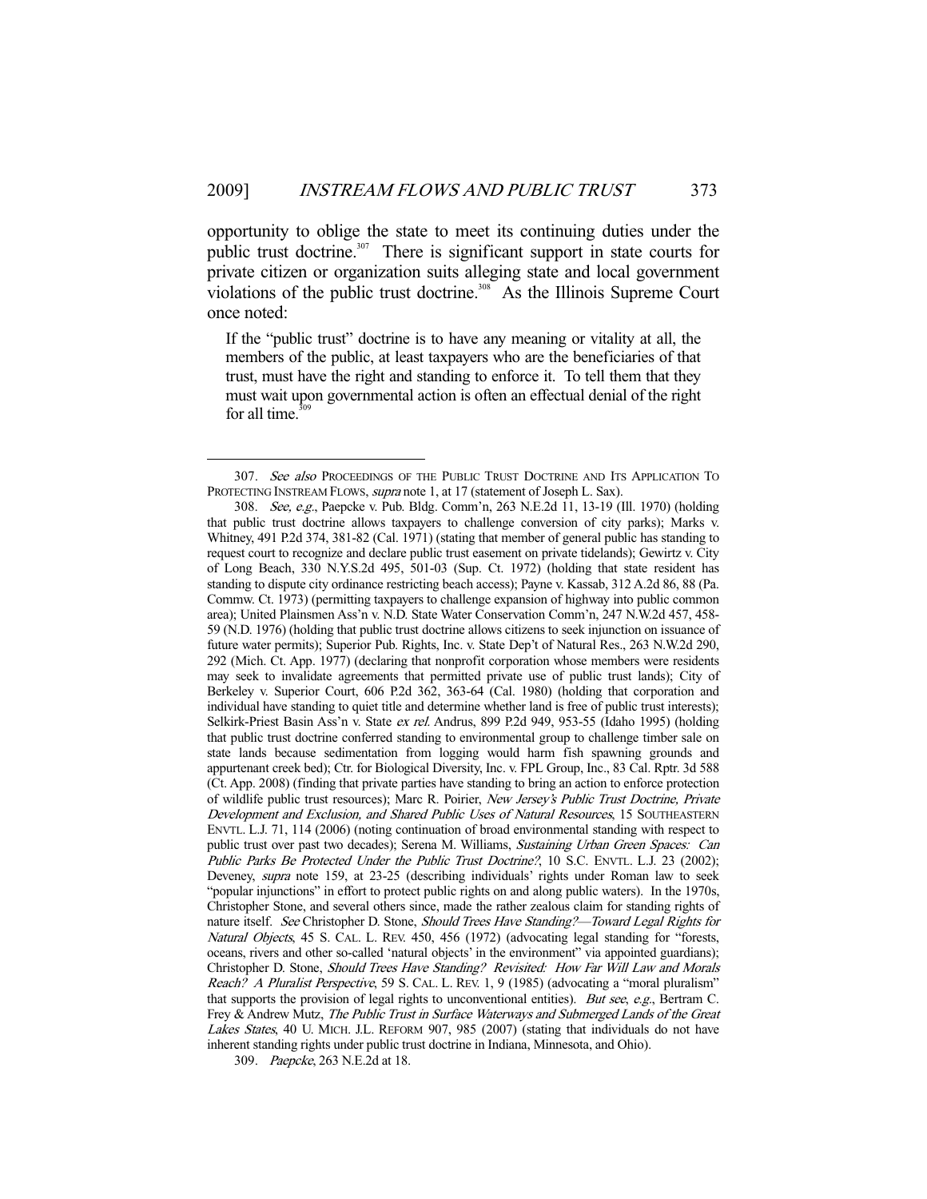opportunity to oblige the state to meet its continuing duties under the public trust doctrine.[307] There is significant support in state courts for private citizen or organization suits alleging state and local government violations of the public trust doctrine.[308] As the Illinois Supreme Court once noted:

> If the "public trust" doctrine is to have any meaning or vitality at all, the members of the public, at least taxpayers who are the beneficiaries of that trust, must have the right and standing to enforce it. To tell them that they must wait upon governmental action is often an effectual denial of the right for all time.[309]

---

307. *See also* PROCEEDINGS OF THE PUBLIC TRUST DOCTRINE AND ITS APPLICATION TO PROTECTING INSTREAM FLOWS, *supra* note 1, at 17 (statement of Joseph L. Sax).

308. *See, e.g.*, Paepcke v. Pub. Bldg. Comm'n, 263 N.E.2d 11, 13-19 (Ill. 1970) (holding that public trust doctrine allows taxpayers to challenge conversion of city parks); Marks v. Whitney, 491 P.2d 374, 381-82 (Cal. 1971) (stating that member of general public has standing to request court to recognize and declare public trust easement on private tidelands); Gewirtz v. City of Long Beach, 330 N.Y.S.2d 495, 501-03 (Sup. Ct. 1972) (holding that state resident has standing to dispute city ordinance restricting beach access); Payne v. Kassab, 312 A.2d 86, 88 (Pa. Commw. Ct. 1973) (permitting taxpayers to challenge expansion of highway into public common area); United Plainsmen Ass'n v. N.D. State Water Conservation Comm'n, 247 N.W.2d 457, 458-59 (N.D. 1976) (holding that public trust doctrine allows citizens to seek injunction on issuance of future water permits); Superior Pub. Rights, Inc. v. State Dep't of Natural Res., 263 N.W.2d 290, 292 (Mich. Ct. App. 1977) (declaring that nonprofit corporation whose members were residents may seek to invalidate agreements that permitted private use of public trust lands); City of Berkeley v. Superior Court, 606 P.2d 362, 363-64 (Cal. 1980) (holding that corporation and individual have standing to quiet title and determine whether land is free of public trust interests); Selkirk-Priest Basin Ass'n v. State *ex rel.* Andrus, 899 P.2d 949, 953-55 (Idaho 1995) (holding that public trust doctrine conferred standing to environmental group to challenge timber sale on state lands because sedimentation from logging would harm fish spawning grounds and appurtenant creek bed); Ctr. for Biological Diversity, Inc. v. FPL Group, Inc., 83 Cal. Rptr. 3d 588 (Ct. App. 2008) (finding that private parties have standing to bring an action to enforce protection of wildlife public trust resources); Marc R. Poirier, *New Jersey's Public Trust Doctrine, Private Development and Exclusion, and Shared Public Uses of Natural Resources*, 15 SOUTHEASTERN ENVTL. L.J. 71, 114 (2006) (noting continuation of broad environmental standing with respect to public trust over past two decades); Serena M. Williams, *Sustaining Urban Green Spaces: Can Public Parks Be Protected Under the Public Trust Doctrine?*, 10 S.C. ENVTL. L.J. 23 (2002); Deveney, *supra* note 159, at 23-25 (describing individuals' rights under Roman law to seek "popular injunctions" in effort to protect public rights on and along public waters). In the 1970s, Christopher Stone, and several others since, made the rather zealous claim for standing rights of nature itself. *See* Christopher D. Stone, *Should Trees Have Standing?—Toward Legal Rights for Natural Objects*, 45 S. CAL. L. REV. 450, 456 (1972) (advocating legal standing for "forests, oceans, rivers and other so-called 'natural objects' in the environment" via appointed guardians); Christopher D. Stone, *Should Trees Have Standing? Revisited: How Far Will Law and Morals Reach? A Pluralist Perspective*, 59 S. CAL. L. REV. 1, 9 (1985) (advocating a "moral pluralism" that supports the provision of legal rights to unconventional entities). *But see, e.g.*, Bertram C. Frey & Andrew Mutz, *The Public Trust in Surface Waterways and Submerged Lands of the Great Lakes States*, 40 U. MICH. J.L. REFORM 907, 985 (2007) (stating that individuals do not have inherent standing rights under public trust doctrine in Indiana, Minnesota, and Ohio).

309. *Paepcke*, 263 N.E.2d at 18.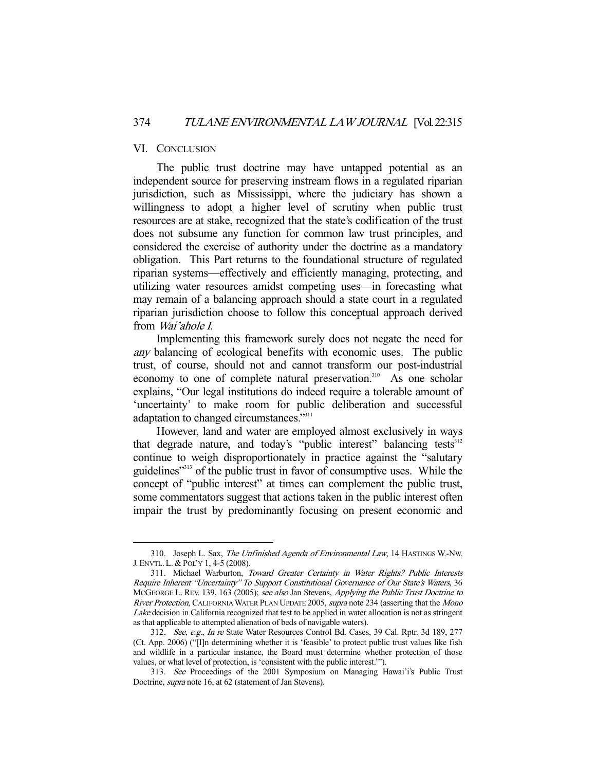## VI. CONCLUSION

The public trust doctrine may have untapped potential as an independent source for preserving instream flows in a regulated riparian jurisdiction, such as Mississippi, where the judiciary has shown a willingness to adopt a higher level of scrutiny when public trust resources are at stake, recognized that the state's codification of the trust does not subsume any function for common law trust principles, and considered the exercise of authority under the doctrine as a mandatory obligation. This Part returns to the foundational structure of regulated riparian systems—effectively and efficiently managing, protecting, and utilizing water resources amidst competing uses—in forecasting what may remain of a balancing approach should a state court in a regulated riparian jurisdiction choose to follow this conceptual approach derived from *Wai'ahole I*.

Implementing this framework surely does not negate the need for *any* balancing of ecological benefits with economic uses. The public trust, of course, should not and cannot transform our post-industrial economy to one of complete natural preservation.[310] As one scholar explains, "Our legal institutions do indeed require a tolerable amount of 'uncertainty' to make room for public deliberation and successful adaptation to changed circumstances."[311]

However, land and water are employed almost exclusively in ways that degrade nature, and today's "public interest" balancing tests[312] continue to weigh disproportionately in practice against the "salutary guidelines"[313] of the public trust in favor of consumptive uses. While the concept of "public interest" at times can complement the public trust, some commentators suggest that actions taken in the public interest often impair the trust by predominantly focusing on present economic and

---

310. Joseph L. Sax, *The Unfinished Agenda of Environmental Law*, 14 HASTINGS W.-NW. J. ENVTL. L. & POL'Y 1, 4-5 (2008).

311. Michael Warburton, *Toward Greater Certainty in Water Rights? Public Interests Require Inherent "Uncertainty" To Support Constitutional Governance of Our State's Waters*, 36 MCGEORGE L. REV. 139, 163 (2005); *see also* Jan Stevens, *Applying the Public Trust Doctrine to River Protection*, CALIFORNIA WATER PLAN UPDATE 2005, *supra* note 234 (asserting that the *Mono Lake* decision in California recognized that test to be applied in water allocation is not as stringent as that applicable to attempted alienation of beds of navigable waters).

312. *See, e.g.*, *In re* State Water Resources Control Bd. Cases, 39 Cal. Rptr. 3d 189, 277 (Ct. App. 2006) ("[I]n determining whether it is 'feasible' to protect public trust values like fish and wildlife in a particular instance, the Board must determine whether protection of those values, or what level of protection, is 'consistent with the public interest.'").

313. *See* Proceedings of the 2001 Symposium on Managing Hawai'i's Public Trust Doctrine, *supra* note 16, at 62 (statement of Jan Stevens).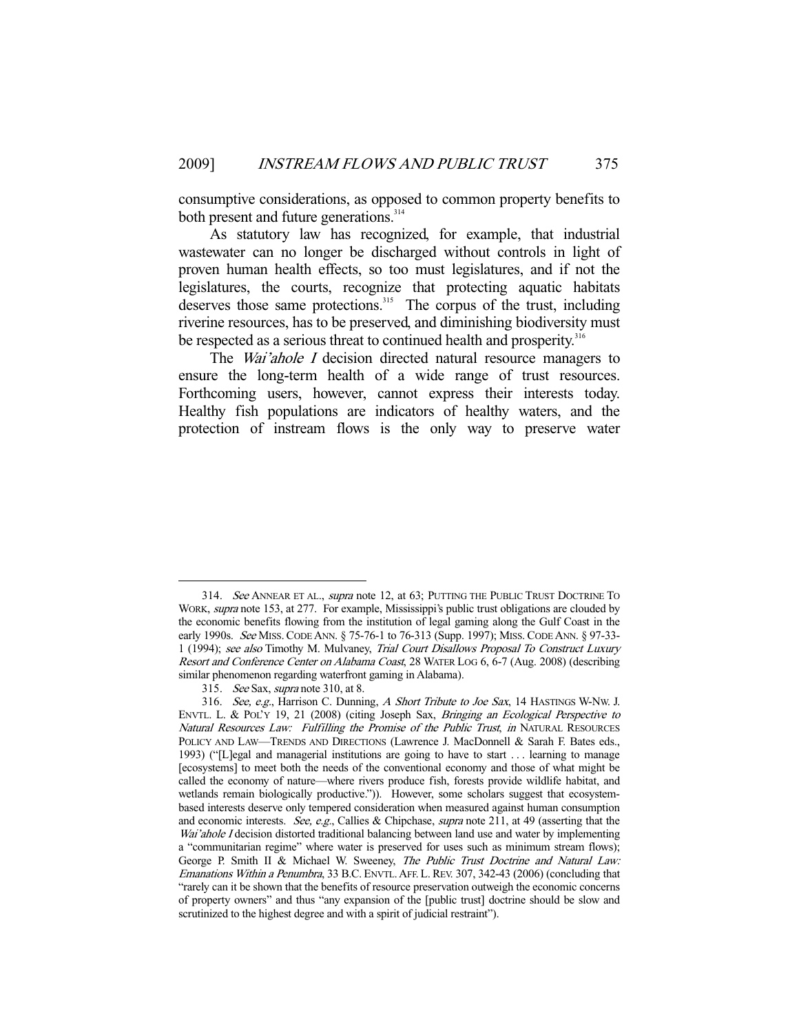consumptive considerations, as opposed to common property benefits to both present and future generations.[314]

As statutory law has recognized, for example, that industrial wastewater can no longer be discharged without controls in light of proven human health effects, so too must legislatures, and if not the legislatures, the courts, recognize that protecting aquatic habitats deserves those same protections.[315] The corpus of the trust, including riverine resources, has to be preserved, and diminishing biodiversity must be respected as a serious threat to continued health and prosperity.[316]

The *Wai'ahole I* decision directed natural resource managers to ensure the long-term health of a wide range of trust resources. Forthcoming users, however, cannot express their interests today. Healthy fish populations are indicators of healthy waters, and the protection of instream flows is the only way to preserve water

---

314. *See* ANNEAR ET AL., *supra* note 12, at 63; PUTTING THE PUBLIC TRUST DOCTRINE TO WORK, *supra* note 153, at 277. For example, Mississippi's public trust obligations are clouded by the economic benefits flowing from the institution of legal gaming along the Gulf Coast in the early 1990s. *See* MISS. CODE ANN. § 75-76-1 to 76-313 (Supp. 1997); MISS. CODE ANN. § 97-33-1 (1994); *see also* Timothy M. Mulvaney, *Trial Court Disallows Proposal To Construct Luxury Resort and Conference Center on Alabama Coast*, 28 WATER LOG 6, 6-7 (Aug. 2008) (describing similar phenomenon regarding waterfront gaming in Alabama).

315. *See* Sax, *supra* note 310, at 8.

316. *See, e.g.*, Harrison C. Dunning, *A Short Tribute to Joe Sax*, 14 HASTINGS W-NW. J. ENVTL. L. & POL'Y 19, 21 (2008) (citing Joseph Sax, *Bringing an Ecological Perspective to Natural Resources Law: Fulfilling the Promise of the Public Trust*, *in* NATURAL RESOURCES POLICY AND LAW—TRENDS AND DIRECTIONS (Lawrence J. MacDonnell & Sarah F. Bates eds., 1993) ("[L]egal and managerial institutions are going to have to start . . . learning to manage [ecosystems] to meet both the needs of the conventional economy and those of what might be called the economy of nature—where rivers produce fish, forests provide wildlife habitat, and wetlands remain biologically productive.")). However, some scholars suggest that ecosystem-based interests deserve only tempered consideration when measured against human consumption and economic interests. *See, e.g.*, Callies & Chipchase, *supra* note 211, at 49 (asserting that the *Wai'ahole I* decision distorted traditional balancing between land use and water by implementing a "communitarian regime" where water is preserved for uses such as minimum stream flows); George P. Smith II & Michael W. Sweeney, *The Public Trust Doctrine and Natural Law: Emanations Within a Penumbra*, 33 B.C. ENVTL. AFF. L. REV. 307, 342-43 (2006) (concluding that "rarely can it be shown that the benefits of resource preservation outweigh the economic concerns of property owners" and thus "any expansion of the [public trust] doctrine should be slow and scrutinized to the highest degree and with a spirit of judicial restraint").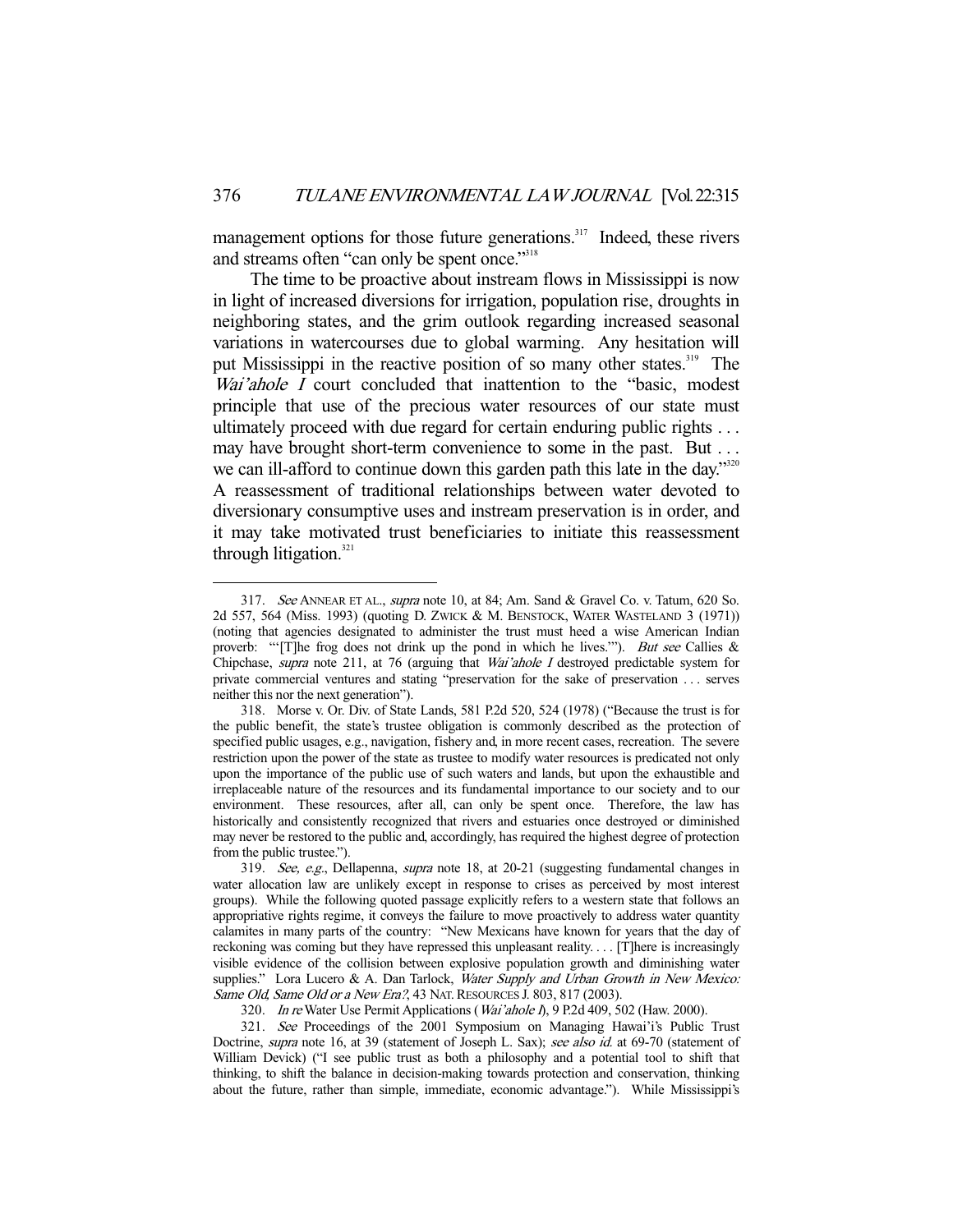management options for those future generations.[317] Indeed, these rivers and streams often "can only be spent once."[318]

The time to be proactive about instream flows in Mississippi is now in light of increased diversions for irrigation, population rise, droughts in neighboring states, and the grim outlook regarding increased seasonal variations in watercourses due to global warming. Any hesitation will put Mississippi in the reactive position of so many other states.[319] The *Wai'ahole I* court concluded that inattention to the "basic, modest principle that use of the precious water resources of our state must ultimately proceed with due regard for certain enduring public rights . . . may have brought short-term convenience to some in the past. But . . . we can ill-afford to continue down this garden path this late in the day."[320] A reassessment of traditional relationships between water devoted to diversionary consumptive uses and instream preservation is in order, and it may take motivated trust beneficiaries to initiate this reassessment through litigation.[321]

---

317. *See* ANNEAR ET AL., *supra* note 10, at 84; Am. Sand & Gravel Co. v. Tatum, 620 So. 2d 557, 564 (Miss. 1993) (quoting D. ZWICK & M. BENSTOCK, WATER WASTELAND 3 (1971)) (noting that agencies designated to administer the trust must heed a wise American Indian proverb: "'[T]he frog does not drink up the pond in which he lives.'"). *But see* Callies & Chipchase, *supra* note 211, at 76 (arguing that *Wai'ahole I* destroyed predictable system for private commercial ventures and stating "preservation for the sake of preservation . . . serves neither this nor the next generation").

318. Morse v. Or. Div. of State Lands, 581 P.2d 520, 524 (1978) ("Because the trust is for the public benefit, the state's trustee obligation is commonly described as the protection of specified public usages, e.g., navigation, fishery and, in more recent cases, recreation. The severe restriction upon the power of the state as trustee to modify water resources is predicated not only upon the importance of the public use of such waters and lands, but upon the exhaustible and irreplaceable nature of the resources and its fundamental importance to our society and to our environment. These resources, after all, can only be spent once. Therefore, the law has historically and consistently recognized that rivers and estuaries once destroyed or diminished may never be restored to the public and, accordingly, has required the highest degree of protection from the public trustee.").

319. *See, e.g.*, Dellapenna, *supra* note 18, at 20-21 (suggesting fundamental changes in water allocation law are unlikely except in response to crises as perceived by most interest groups). While the following quoted passage explicitly refers to a western state that follows an appropriative rights regime, it conveys the failure to move proactively to address water quantity calamites in many parts of the country: "New Mexicans have known for years that the day of reckoning was coming but they have repressed this unpleasant reality. . . . [T]here is increasingly visible evidence of the collision between explosive population growth and diminishing water supplies." Lora Lucero & A. Dan Tarlock, *Water Supply and Urban Growth in New Mexico: Same Old, Same Old or a New Era?*, 43 NAT. RESOURCES J. 803, 817 (2003).

320. *In re* Water Use Permit Applications (*Wai'ahole I*), 9 P.2d 409, 502 (Haw. 2000).

321. *See* Proceedings of the 2001 Symposium on Managing Hawai'i's Public Trust Doctrine, *supra* note 16, at 39 (statement of Joseph L. Sax); *see also id.* at 69-70 (statement of William Devick) ("I see public trust as both a philosophy and a potential tool to shift that thinking, to shift the balance in decision-making towards protection and conservation, thinking about the future, rather than simple, immediate, economic advantage."). While Mississippi's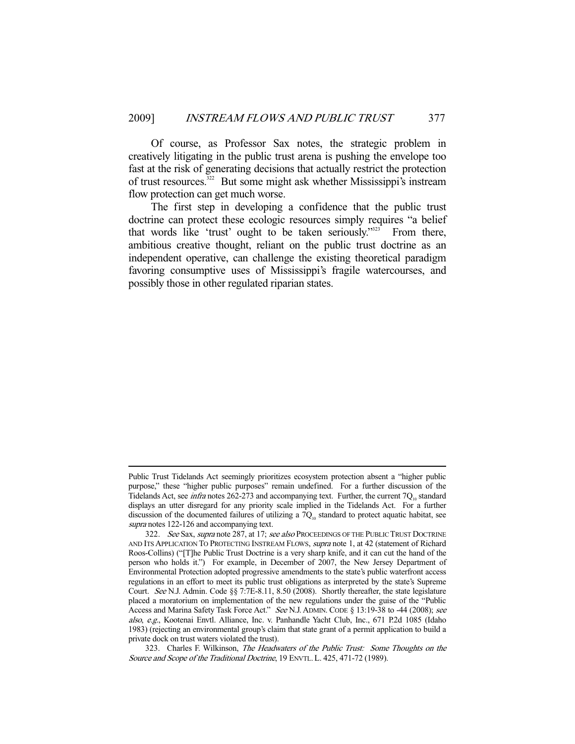Of course, as Professor Sax notes, the strategic problem in creatively litigating in the public trust arena is pushing the envelope too fast at the risk of generating decisions that actually restrict the protection of trust resources.[322] But some might ask whether Mississippi's instream flow protection can get much worse.

The first step in developing a confidence that the public trust doctrine can protect these ecologic resources simply requires "a belief that words like 'trust' ought to be taken seriously."[323] From there, ambitious creative thought, reliant on the public trust doctrine as an independent operative, can challenge the existing theoretical paradigm favoring consumptive uses of Mississippi's fragile watercourses, and possibly those in other regulated riparian states.

---

Public Trust Tidelands Act seemingly prioritizes ecosystem protection absent a "higher public purpose," these "higher public purposes" remain undefined. For a further discussion of the Tidelands Act, see *infra* notes 262-273 and accompanying text. Further, the current $7Q_{10}$ standard displays an utter disregard for any priority scale implied in the Tidelands Act. For a further discussion of the documented failures of utilizing a $7Q_{10}$ standard to protect aquatic habitat, see *supra* notes 122-126 and accompanying text.

322. *See* Sax, *supra* note 287, at 17; *see also* PROCEEDINGS OF THE PUBLIC TRUST DOCTRINE AND ITS APPLICATION TO PROTECTING INSTREAM FLOWS, *supra* note 1, at 42 (statement of Richard Roos-Collins) ("[T]he Public Trust Doctrine is a very sharp knife, and it can cut the hand of the person who holds it.") For example, in December of 2007, the New Jersey Department of Environmental Protection adopted progressive amendments to the state's public waterfront access regulations in an effort to meet its public trust obligations as interpreted by the state's Supreme Court. *See* N.J. Admin. Code §§ 7:7E-8.11, 8.50 (2008). Shortly thereafter, the state legislature placed a moratorium on implementation of the new regulations under the guise of the "Public Access and Marina Safety Task Force Act." *See* N.J. ADMIN. CODE § 13:19-38 to -44 (2008); *see also*, *e.g.*, Kootenai Envtl. Alliance, Inc. v. Panhandle Yacht Club, Inc., 671 P.2d 1085 (Idaho 1983) (rejecting an environmental group's claim that state grant of a permit application to build a private dock on trust waters violated the trust).

323. Charles F. Wilkinson, *The Headwaters of the Public Trust: Some Thoughts on the Source and Scope of the Traditional Doctrine*, 19 ENVTL. L. 425, 471-72 (1989).